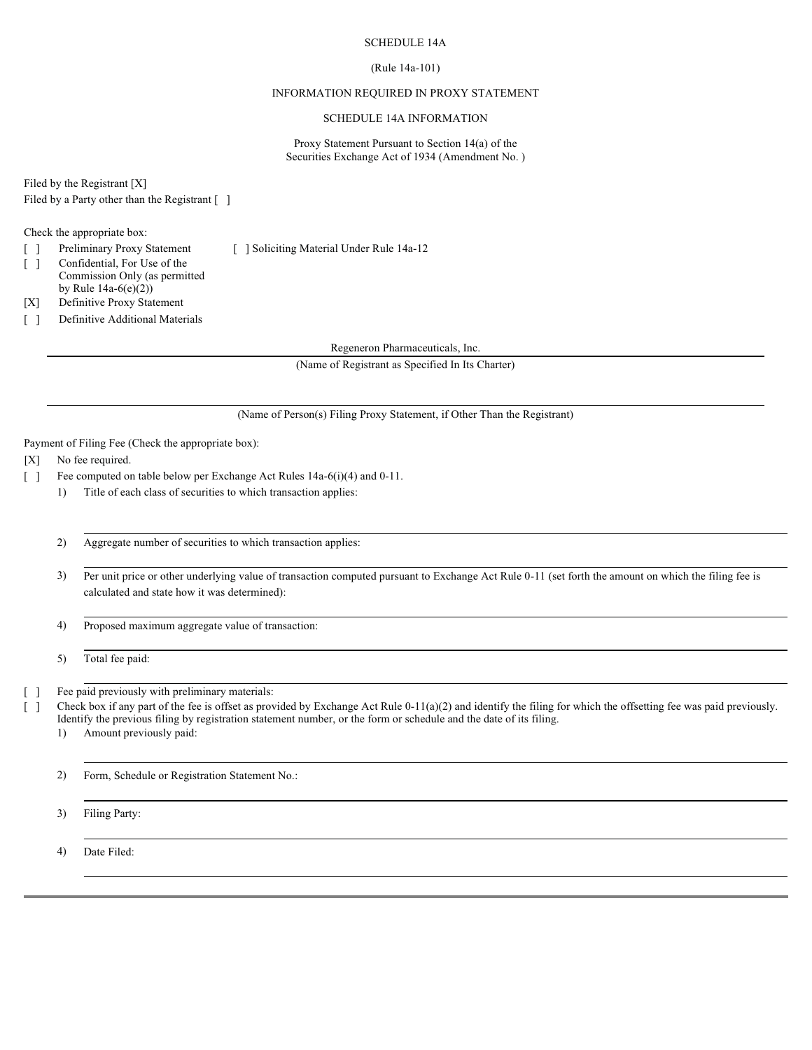SCHEDULE 14A

(Rule 14a-101)

INFORMATION REQUIRED IN PROXY STATEMENT

SCHEDULE 14A INFORMATION

Proxy Statement Pursuant to Section 14(a) of the Securities Exchange Act of 1934 (Amendment No. )

Filed by the Registrant [X]

Filed by a Party other than the Registrant [ ]

Check the appropriate box:

[ ] Preliminary Proxy Statement

[ ] Confidential, For Use of the Commission Only (as permitted by Rule 14a-6(e)(2))

[X] Definitive Proxy Statement

[ ] Definitive Additional Materials

[ ] Soliciting Material Under Rule 14a-12

Regeneron Pharmaceuticals, Inc.

(Name of Registrant as Specified In Its Charter)

(Name of Person(s) Filing Proxy Statement, if Other Than the Registrant)

Payment of Filing Fee (Check the appropriate box):

[X] No fee required.

[ ] Fee computed on table below per Exchange Act Rules 14a-6(i)(4) and 0-11.

1) Title of each class of securities to which transaction applies:

2) Aggregate number of securities to which transaction applies:

3) Per unit price or other underlying value of transaction computed pursuant to Exchange Act Rule 0-11 (set forth the amount on which the filing fee is calculated and state how it was determined):

4) Proposed maximum aggregate value of transaction:

5) Total fee paid:

[ ] Fee paid previously with preliminary materials:

[ ] Check box if any part of the fee is offset as provided by Exchange Act Rule 0-11(a)(2) and identify the filing for which the offsetting fee was paid previously. Identify the previous filing by registration statement number, or the form or schedule and the date of its filing.

1) Amount previously paid:

2) Form, Schedule or Registration Statement No.:

3) Filing Party:

4) Date Filed: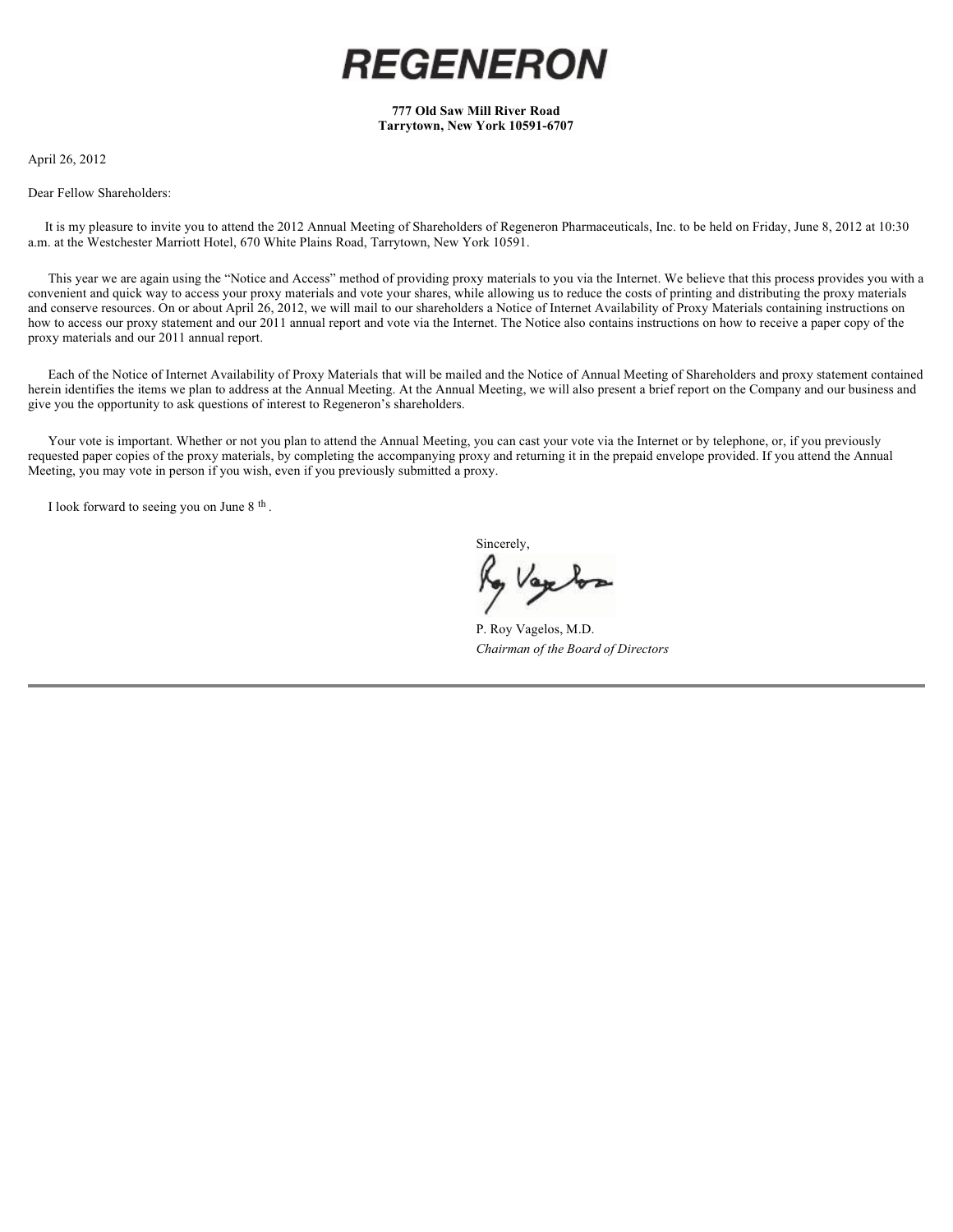# REGENERON

**777 Old Saw Mill River Road**
**Tarrytown, New York 10591-6707**

April 26, 2012

Dear Fellow Shareholders:

It is my pleasure to invite you to attend the 2012 Annual Meeting of Shareholders of Regeneron Pharmaceuticals, Inc. to be held on Friday, June 8, 2012 at 10:30 a.m. at the Westchester Marriott Hotel, 670 White Plains Road, Tarrytown, New York 10591.

This year we are again using the "Notice and Access" method of providing proxy materials to you via the Internet. We believe that this process provides you with a convenient and quick way to access your proxy materials and vote your shares, while allowing us to reduce the costs of printing and distributing the proxy materials and conserve resources. On or about April 26, 2012, we will mail to our shareholders a Notice of Internet Availability of Proxy Materials containing instructions on how to access our proxy statement and our 2011 annual report and vote via the Internet. The Notice also contains instructions on how to receive a paper copy of the proxy materials and our 2011 annual report.

Each of the Notice of Internet Availability of Proxy Materials that will be mailed and the Notice of Annual Meeting of Shareholders and proxy statement contained herein identifies the items we plan to address at the Annual Meeting. At the Annual Meeting, we will also present a brief report on the Company and our business and give you the opportunity to ask questions of interest to Regeneron's shareholders.

Your vote is important. Whether or not you plan to attend the Annual Meeting, you can cast your vote via the Internet or by telephone, or, if you previously requested paper copies of the proxy materials, by completing the accompanying proxy and returning it in the prepaid envelope provided. If you attend the Annual Meeting, you may vote in person if you wish, even if you previously submitted a proxy.

I look forward to seeing you on June 8th.

Sincerely,

P. Roy Vagelos, M.D.
*Chairman of the Board of Directors*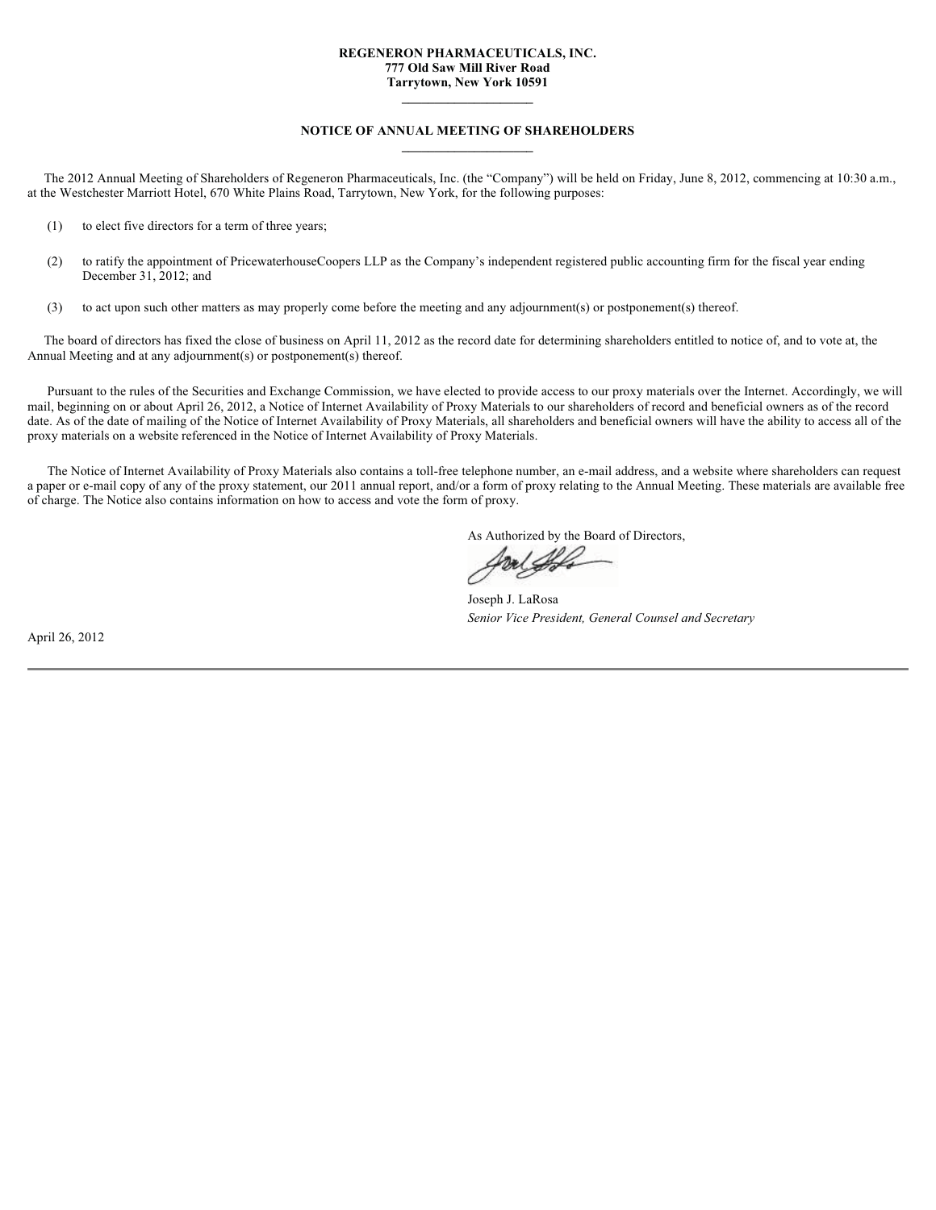**REGENERON PHARMACEUTICALS, INC.**
**777 Old Saw Mill River Road**
**Tarrytown, New York 10591**

---

## NOTICE OF ANNUAL MEETING OF SHAREHOLDERS

---

The 2012 Annual Meeting of Shareholders of Regeneron Pharmaceuticals, Inc. (the "Company") will be held on Friday, June 8, 2012, commencing at 10:30 a.m., at the Westchester Marriott Hotel, 670 White Plains Road, Tarrytown, New York, for the following purposes:

(1) to elect five directors for a term of three years;

(2) to ratify the appointment of PricewaterhouseCoopers LLP as the Company's independent registered public accounting firm for the fiscal year ending December 31, 2012; and

(3) to act upon such other matters as may properly come before the meeting and any adjournment(s) or postponement(s) thereof.

The board of directors has fixed the close of business on April 11, 2012 as the record date for determining shareholders entitled to notice of, and to vote at, the Annual Meeting and at any adjournment(s) or postponement(s) thereof.

Pursuant to the rules of the Securities and Exchange Commission, we have elected to provide access to our proxy materials over the Internet. Accordingly, we will mail, beginning on or about April 26, 2012, a Notice of Internet Availability of Proxy Materials to our shareholders of record and beneficial owners as of the record date. As of the date of mailing of the Notice of Internet Availability of Proxy Materials, all shareholders and beneficial owners will have the ability to access all of the proxy materials on a website referenced in the Notice of Internet Availability of Proxy Materials.

The Notice of Internet Availability of Proxy Materials also contains a toll-free telephone number, an e-mail address, and a website where shareholders can request a paper or e-mail copy of any of the proxy statement, our 2011 annual report, and/or a form of proxy relating to the Annual Meeting. These materials are available free of charge. The Notice also contains information on how to access and vote the form of proxy.

As Authorized by the Board of Directors,

Joseph J. LaRosa
*Senior Vice President, General Counsel and Secretary*

April 26, 2012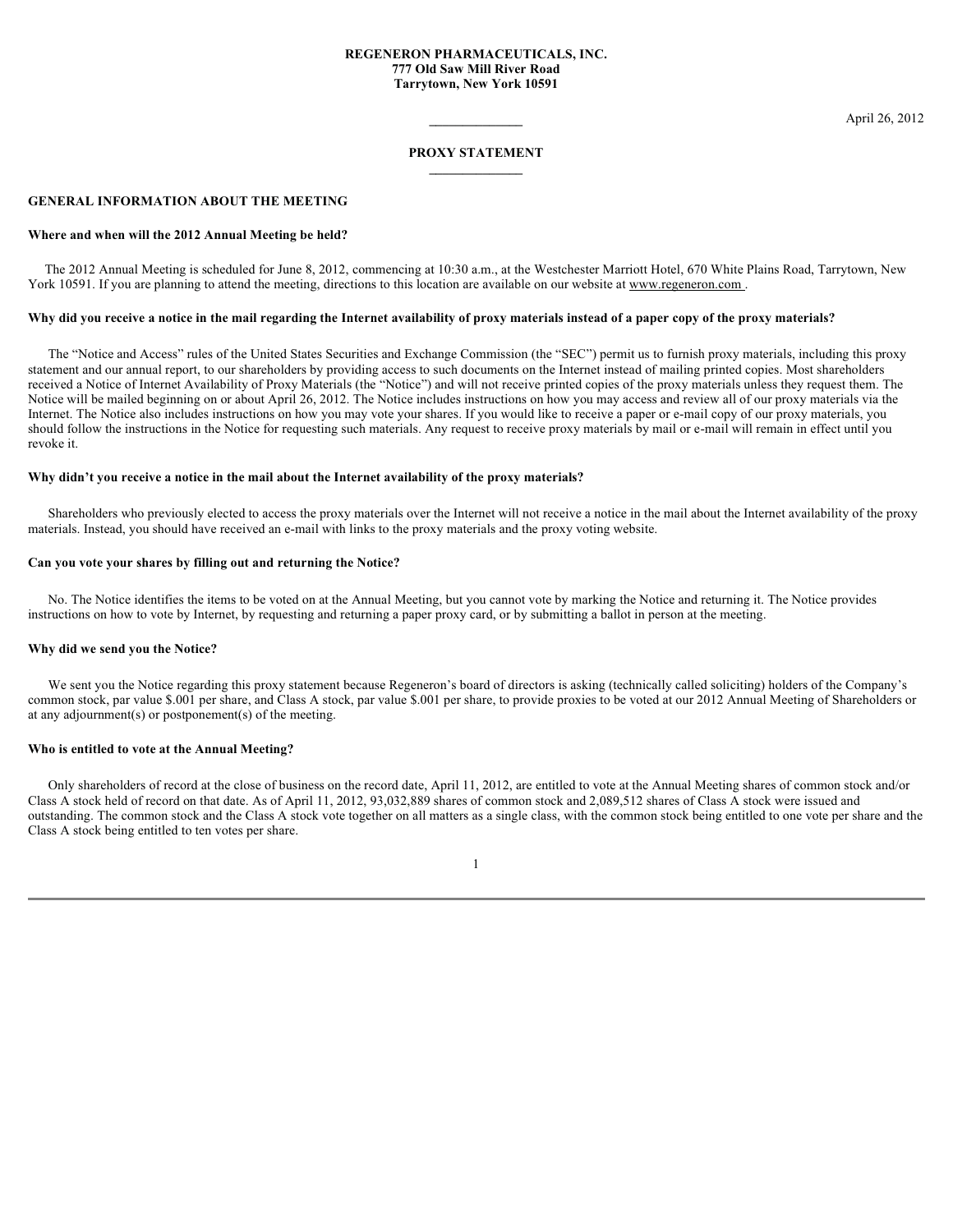**REGENERON PHARMACEUTICALS, INC.**
**777 Old Saw Mill River Road**
**Tarrytown, New York 10591**

April 26, 2012

# PROXY STATEMENT

## GENERAL INFORMATION ABOUT THE MEETING

### Where and when will the 2012 Annual Meeting be held?

The 2012 Annual Meeting is scheduled for June 8, 2012, commencing at 10:30 a.m., at the Westchester Marriott Hotel, 670 White Plains Road, Tarrytown, New York 10591. If you are planning to attend the meeting, directions to this location are available on our website at www.regeneron.com .

### Why did you receive a notice in the mail regarding the Internet availability of proxy materials instead of a paper copy of the proxy materials?

The "Notice and Access" rules of the United States Securities and Exchange Commission (the "SEC") permit us to furnish proxy materials, including this proxy statement and our annual report, to our shareholders by providing access to such documents on the Internet instead of mailing printed copies. Most shareholders received a Notice of Internet Availability of Proxy Materials (the "Notice") and will not receive printed copies of the proxy materials unless they request them. The Notice will be mailed beginning on or about April 26, 2012. The Notice includes instructions on how you may access and review all of our proxy materials via the Internet. The Notice also includes instructions on how you may vote your shares. If you would like to receive a paper or e-mail copy of our proxy materials, you should follow the instructions in the Notice for requesting such materials. Any request to receive proxy materials by mail or e-mail will remain in effect until you revoke it.

### Why didn't you receive a notice in the mail about the Internet availability of the proxy materials?

Shareholders who previously elected to access the proxy materials over the Internet will not receive a notice in the mail about the Internet availability of the proxy materials. Instead, you should have received an e-mail with links to the proxy materials and the proxy voting website.

### Can you vote your shares by filling out and returning the Notice?

No. The Notice identifies the items to be voted on at the Annual Meeting, but you cannot vote by marking the Notice and returning it. The Notice provides instructions on how to vote by Internet, by requesting and returning a paper proxy card, or by submitting a ballot in person at the meeting.

### Why did we send you the Notice?

We sent you the Notice regarding this proxy statement because Regeneron's board of directors is asking (technically called soliciting) holders of the Company's common stock, par value $.001 per share, and Class A stock, par value $.001 per share, to provide proxies to be voted at our 2012 Annual Meeting of Shareholders or at any adjournment(s) or postponement(s) of the meeting.

### Who is entitled to vote at the Annual Meeting?

Only shareholders of record at the close of business on the record date, April 11, 2012, are entitled to vote at the Annual Meeting shares of common stock and/or Class A stock held of record on that date. As of April 11, 2012, 93,032,889 shares of common stock and 2,089,512 shares of Class A stock were issued and outstanding. The common stock and the Class A stock vote together on all matters as a single class, with the common stock being entitled to one vote per share and the Class A stock being entitled to ten votes per share.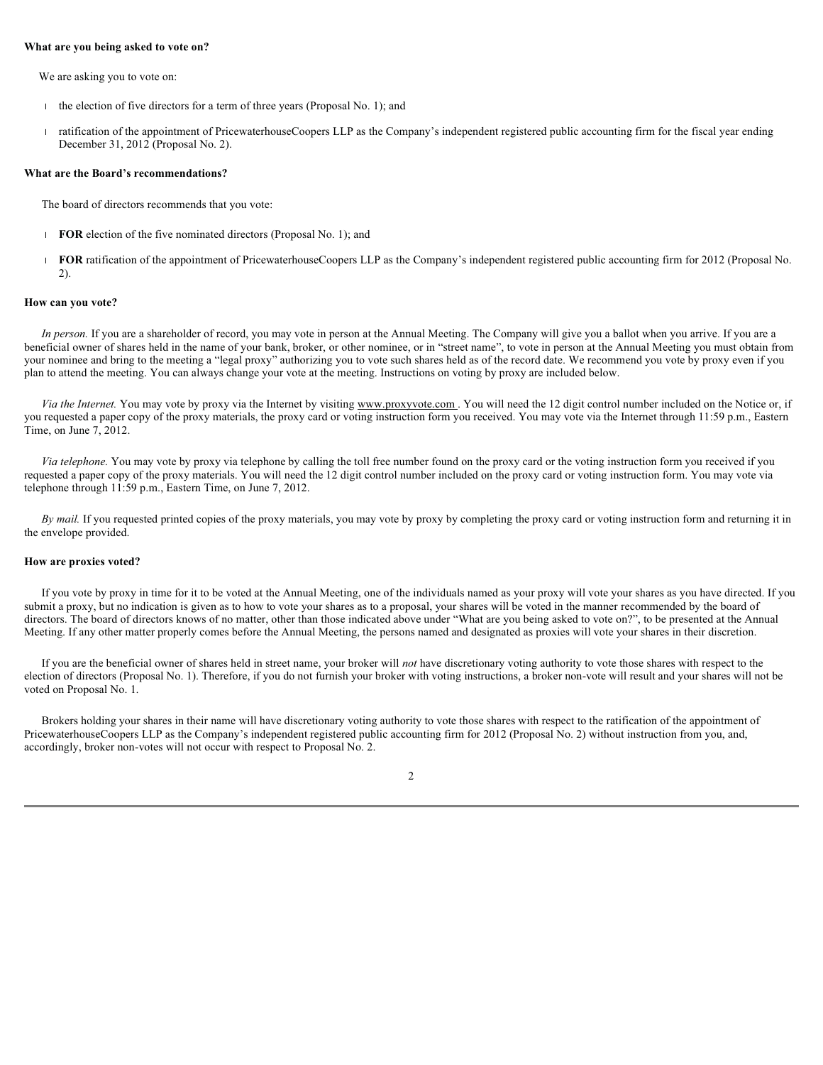**What are you being asked to vote on?**

We are asking you to vote on:

- the election of five directors for a term of three years (Proposal No. 1); and
- ratification of the appointment of PricewaterhouseCoopers LLP as the Company's independent registered public accounting firm for the fiscal year ending December 31, 2012 (Proposal No. 2).

**What are the Board's recommendations?**

The board of directors recommends that you vote:

- **FOR** election of the five nominated directors (Proposal No. 1); and
- **FOR** ratification of the appointment of PricewaterhouseCoopers LLP as the Company's independent registered public accounting firm for 2012 (Proposal No. 2).

**How can you vote?**

*In person.* If you are a shareholder of record, you may vote in person at the Annual Meeting. The Company will give you a ballot when you arrive. If you are a beneficial owner of shares held in the name of your bank, broker, or other nominee, or in "street name", to vote in person at the Annual Meeting you must obtain from your nominee and bring to the meeting a "legal proxy" authorizing you to vote such shares held as of the record date. We recommend you vote by proxy even if you plan to attend the meeting. You can always change your vote at the meeting. Instructions on voting by proxy are included below.

*Via the Internet.* You may vote by proxy via the Internet by visiting www.proxyvote.com . You will need the 12 digit control number included on the Notice or, if you requested a paper copy of the proxy materials, the proxy card or voting instruction form you received. You may vote via the Internet through 11:59 p.m., Eastern Time, on June 7, 2012.

*Via telephone.* You may vote by proxy via telephone by calling the toll free number found on the proxy card or the voting instruction form you received if you requested a paper copy of the proxy materials. You will need the 12 digit control number included on the proxy card or voting instruction form. You may vote via telephone through 11:59 p.m., Eastern Time, on June 7, 2012.

*By mail.* If you requested printed copies of the proxy materials, you may vote by proxy by completing the proxy card or voting instruction form and returning it in the envelope provided.

**How are proxies voted?**

If you vote by proxy in time for it to be voted at the Annual Meeting, one of the individuals named as your proxy will vote your shares as you have directed. If you submit a proxy, but no indication is given as to how to vote your shares as to a proposal, your shares will be voted in the manner recommended by the board of directors. The board of directors knows of no matter, other than those indicated above under "What are you being asked to vote on?", to be presented at the Annual Meeting. If any other matter properly comes before the Annual Meeting, the persons named and designated as proxies will vote your shares in their discretion.

If you are the beneficial owner of shares held in street name, your broker will *not* have discretionary voting authority to vote those shares with respect to the election of directors (Proposal No. 1). Therefore, if you do not furnish your broker with voting instructions, a broker non-vote will result and your shares will not be voted on Proposal No. 1.

Brokers holding your shares in their name will have discretionary voting authority to vote those shares with respect to the ratification of the appointment of PricewaterhouseCoopers LLP as the Company's independent registered public accounting firm for 2012 (Proposal No. 2) without instruction from you, and, accordingly, broker non-votes will not occur with respect to Proposal No. 2.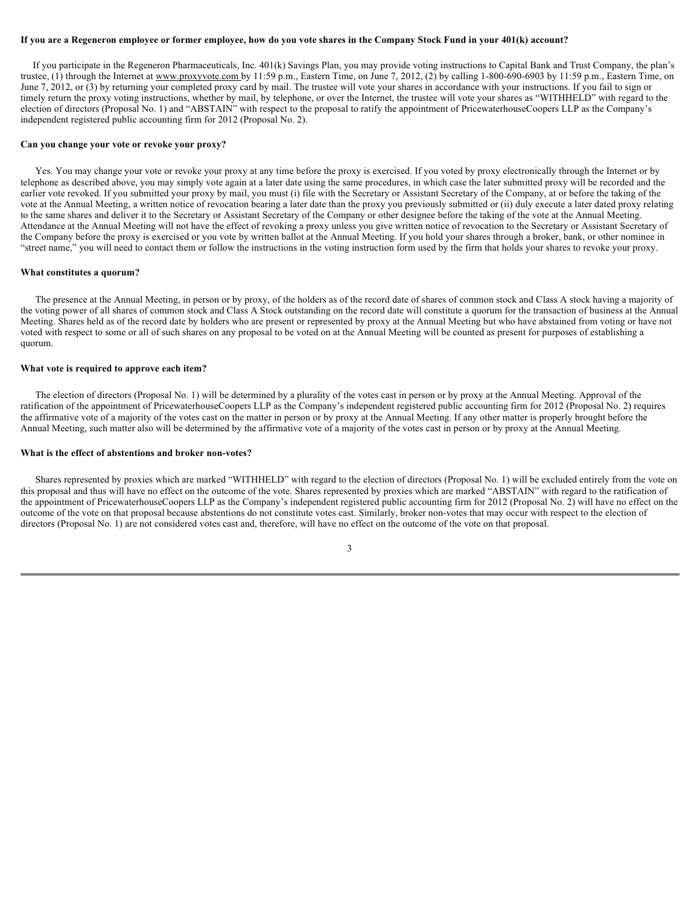**If you are a Regeneron employee or former employee, how do you vote shares in the Company Stock Fund in your 401(k) account?**

If you participate in the Regeneron Pharmaceuticals, Inc. 401(k) Savings Plan, you may provide voting instructions to Capital Bank and Trust Company, the plan's trustee, (1) through the Internet at www.proxyvote.com by 11:59 p.m., Eastern Time, on June 7, 2012, (2) by calling 1-800-690-6903 by 11:59 p.m., Eastern Time, on June 7, 2012, or (3) by returning your completed proxy card by mail. The trustee will vote your shares in accordance with your instructions. If you fail to sign or timely return the proxy voting instructions, whether by mail, by telephone, or over the Internet, the trustee will vote your shares as "WITHHELD" with regard to the election of directors (Proposal No. 1) and "ABSTAIN" with respect to the proposal to ratify the appointment of PricewaterhouseCoopers LLP as the Company's independent registered public accounting firm for 2012 (Proposal No. 2).

**Can you change your vote or revoke your proxy?**

Yes. You may change your vote or revoke your proxy at any time before the proxy is exercised. If you voted by proxy electronically through the Internet or by telephone as described above, you may simply vote again at a later date using the same procedures, in which case the later submitted proxy will be recorded and the earlier vote revoked. If you submitted your proxy by mail, you must (i) file with the Secretary or Assistant Secretary of the Company, at or before the taking of the vote at the Annual Meeting, a written notice of revocation bearing a later date than the proxy you previously submitted or (ii) duly execute a later dated proxy relating to the same shares and deliver it to the Secretary or Assistant Secretary of the Company or other designee before the taking of the vote at the Annual Meeting. Attendance at the Annual Meeting will not have the effect of revoking a proxy unless you give written notice of revocation to the Secretary or Assistant Secretary of the Company before the proxy is exercised or you vote by written ballot at the Annual Meeting. If you hold your shares through a broker, bank, or other nominee in "street name," you will need to contact them or follow the instructions in the voting instruction form used by the firm that holds your shares to revoke your proxy.

**What constitutes a quorum?**

The presence at the Annual Meeting, in person or by proxy, of the holders as of the record date of shares of common stock and Class A stock having a majority of the voting power of all shares of common stock and Class A Stock outstanding on the record date will constitute a quorum for the transaction of business at the Annual Meeting. Shares held as of the record date by holders who are present or represented by proxy at the Annual Meeting but who have abstained from voting or have not voted with respect to some or all of such shares on any proposal to be voted on at the Annual Meeting will be counted as present for purposes of establishing a quorum.

**What vote is required to approve each item?**

The election of directors (Proposal No. 1) will be determined by a plurality of the votes cast in person or by proxy at the Annual Meeting. Approval of the ratification of the appointment of PricewaterhouseCoopers LLP as the Company's independent registered public accounting firm for 2012 (Proposal No. 2) requires the affirmative vote of a majority of the votes cast on the matter in person or by proxy at the Annual Meeting. If any other matter is properly brought before the Annual Meeting, such matter also will be determined by the affirmative vote of a majority of the votes cast in person or by proxy at the Annual Meeting.

**What is the effect of abstentions and broker non-votes?**

Shares represented by proxies which are marked "WITHHELD" with regard to the election of directors (Proposal No. 1) will be excluded entirely from the vote on this proposal and thus will have no effect on the outcome of the vote. Shares represented by proxies which are marked "ABSTAIN" with regard to the ratification of the appointment of PricewaterhouseCoopers LLP as the Company's independent registered public accounting firm for 2012 (Proposal No. 2) will have no effect on the outcome of the vote on that proposal because abstentions do not constitute votes cast. Similarly, broker non-votes that may occur with respect to the election of directors (Proposal No. 1) are not considered votes cast and, therefore, will have no effect on the outcome of the vote on that proposal.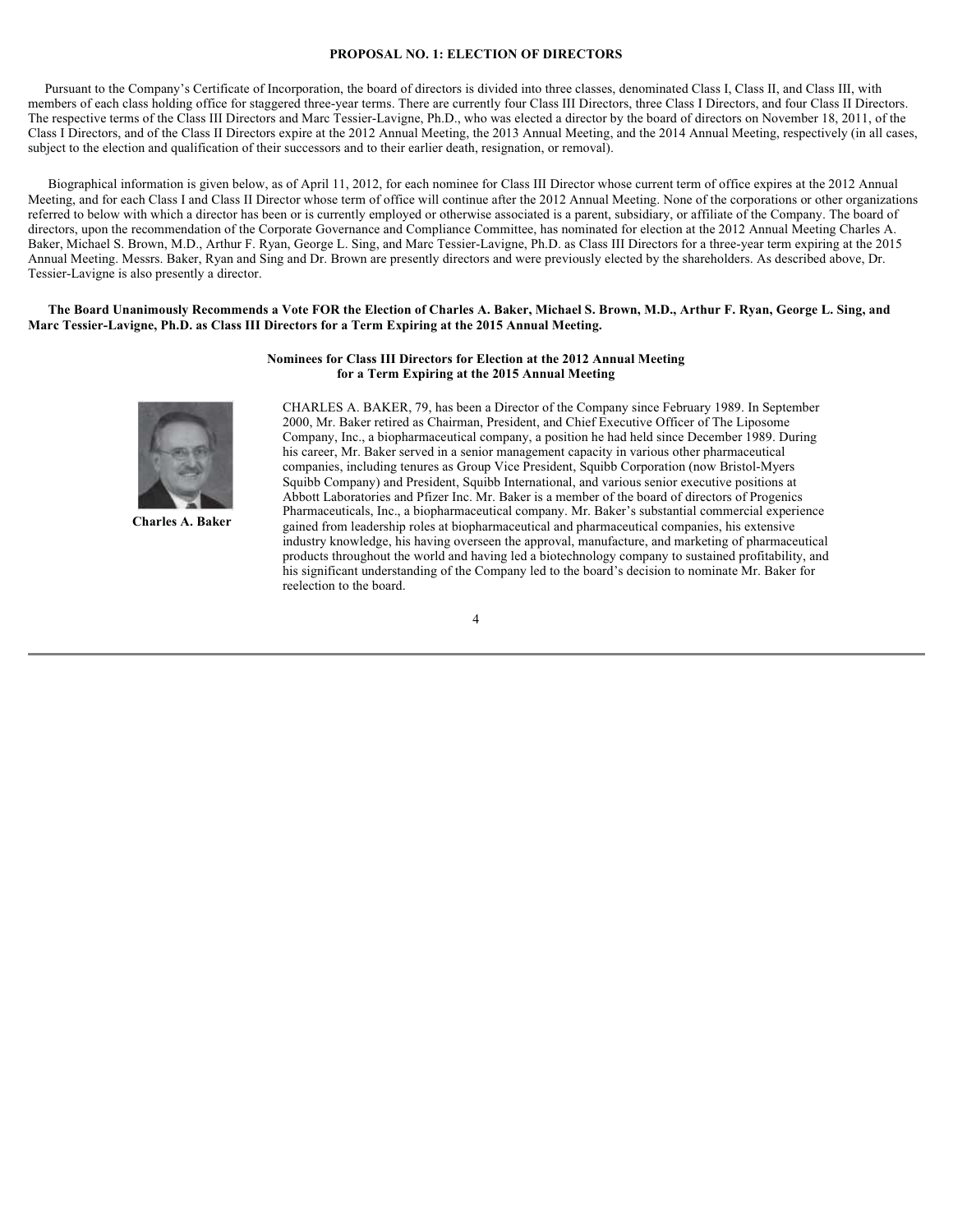## PROPOSAL NO. 1: ELECTION OF DIRECTORS

Pursuant to the Company's Certificate of Incorporation, the board of directors is divided into three classes, denominated Class I, Class II, and Class III, with members of each class holding office for staggered three-year terms. There are currently four Class III Directors, three Class I Directors, and four Class II Directors. The respective terms of the Class III Directors and Marc Tessier-Lavigne, Ph.D., who was elected a director by the board of directors on November 18, 2011, of the Class I Directors, and of the Class II Directors expire at the 2012 Annual Meeting, the 2013 Annual Meeting, and the 2014 Annual Meeting, respectively (in all cases, subject to the election and qualification of their successors and to their earlier death, resignation, or removal).

Biographical information is given below, as of April 11, 2012, for each nominee for Class III Director whose current term of office expires at the 2012 Annual Meeting, and for each Class I and Class II Director whose term of office will continue after the 2012 Annual Meeting. None of the corporations or other organizations referred to below with which a director has been or is currently employed or otherwise associated is a parent, subsidiary, or affiliate of the Company. The board of directors, upon the recommendation of the Corporate Governance and Compliance Committee, has nominated for election at the 2012 Annual Meeting Charles A. Baker, Michael S. Brown, M.D., Arthur F. Ryan, George L. Sing, and Marc Tessier-Lavigne, Ph.D. as Class III Directors for a three-year term expiring at the 2015 Annual Meeting. Messrs. Baker, Ryan and Sing and Dr. Brown are presently directors and were previously elected by the shareholders. As described above, Dr. Tessier-Lavigne is also presently a director.

**The Board Unanimously Recommends a Vote FOR the Election of Charles A. Baker, Michael S. Brown, M.D., Arthur F. Ryan, George L. Sing, and Marc Tessier-Lavigne, Ph.D. as Class III Directors for a Term Expiring at the 2015 Annual Meeting.**

### Nominees for Class III Directors for Election at the 2012 Annual Meeting for a Term Expiring at the 2015 Annual Meeting

**Charles A. Baker**

CHARLES A. BAKER, 79, has been a Director of the Company since February 1989. In September 2000, Mr. Baker retired as Chairman, President, and Chief Executive Officer of The Liposome Company, Inc., a biopharmaceutical company, a position he had held since December 1989. During his career, Mr. Baker served in a senior management capacity in various other pharmaceutical companies, including tenures as Group Vice President, Squibb Corporation (now Bristol-Myers Squibb Company) and President, Squibb International, and various senior executive positions at Abbott Laboratories and Pfizer Inc. Mr. Baker is a member of the board of directors of Progenics Pharmaceuticals, Inc., a biopharmaceutical company. Mr. Baker's substantial commercial experience gained from leadership roles at biopharmaceutical and pharmaceutical companies, his extensive industry knowledge, his having overseen the approval, manufacture, and marketing of pharmaceutical products throughout the world and having led a biotechnology company to sustained profitability, and his significant understanding of the Company led to the board's decision to nominate Mr. Baker for reelection to the board.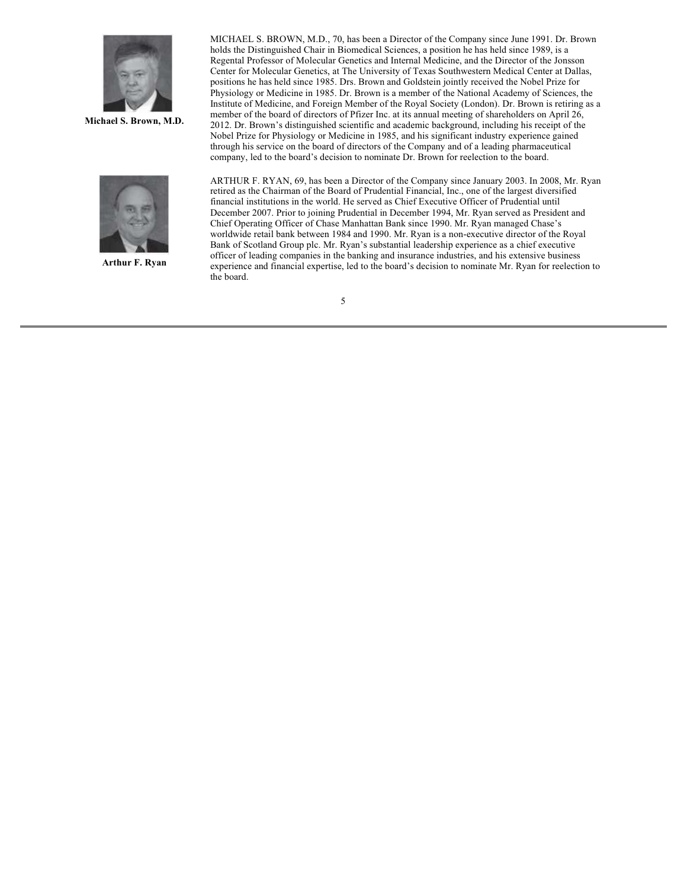**Michael S. Brown, M.D.**

MICHAEL S. BROWN, M.D., 70, has been a Director of the Company since June 1991. Dr. Brown holds the Distinguished Chair in Biomedical Sciences, a position he has held since 1989, is a Regental Professor of Molecular Genetics and Internal Medicine, and the Director of the Jonsson Center for Molecular Genetics, at The University of Texas Southwestern Medical Center at Dallas, positions he has held since 1985. Drs. Brown and Goldstein jointly received the Nobel Prize for Physiology or Medicine in 1985. Dr. Brown is a member of the National Academy of Sciences, the Institute of Medicine, and Foreign Member of the Royal Society (London). Dr. Brown is retiring as a member of the board of directors of Pfizer Inc. at its annual meeting of shareholders on April 26, 2012. Dr. Brown's distinguished scientific and academic background, including his receipt of the Nobel Prize for Physiology or Medicine in 1985, and his significant industry experience gained through his service on the board of directors of the Company and of a leading pharmaceutical company, led to the board's decision to nominate Dr. Brown for reelection to the board.

**Arthur F. Ryan**

ARTHUR F. RYAN, 69, has been a Director of the Company since January 2003. In 2008, Mr. Ryan retired as the Chairman of the Board of Prudential Financial, Inc., one of the largest diversified financial institutions in the world. He served as Chief Executive Officer of Prudential until December 2007. Prior to joining Prudential in December 1994, Mr. Ryan served as President and Chief Operating Officer of Chase Manhattan Bank since 1990. Mr. Ryan managed Chase's worldwide retail bank between 1984 and 1990. Mr. Ryan is a non-executive director of the Royal Bank of Scotland Group plc. Mr. Ryan's substantial leadership experience as a chief executive officer of leading companies in the banking and insurance industries, and his extensive business experience and financial expertise, led to the board's decision to nominate Mr. Ryan for reelection to the board.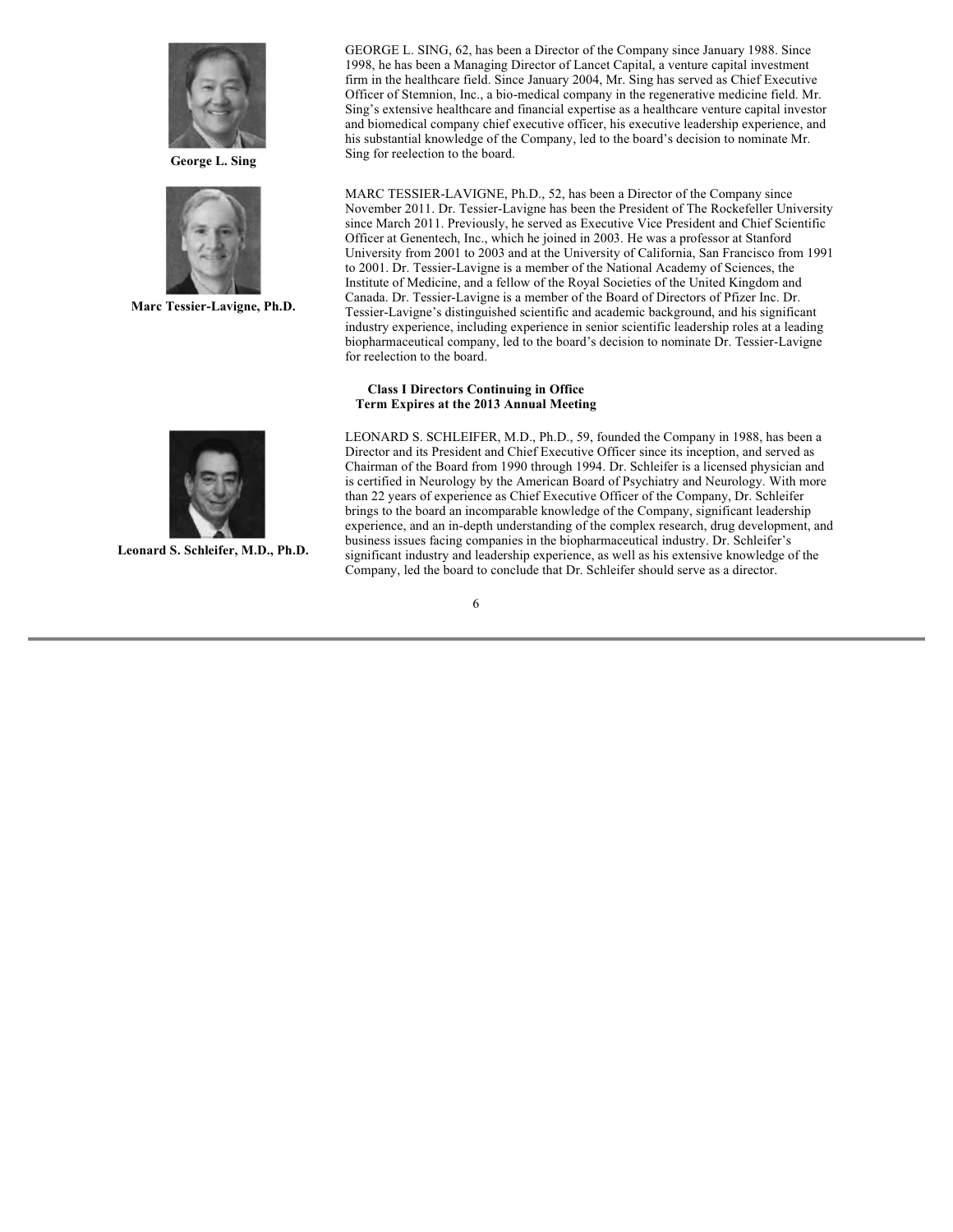**George L. Sing**

GEORGE L. SING, 62, has been a Director of the Company since January 1988. Since 1998, he has been a Managing Director of Lancet Capital, a venture capital investment firm in the healthcare field. Since January 2004, Mr. Sing has served as Chief Executive Officer of Stemnion, Inc., a bio-medical company in the regenerative medicine field. Mr. Sing's extensive healthcare and financial expertise as a healthcare venture capital investor and biomedical company chief executive officer, his executive leadership experience, and his substantial knowledge of the Company, led to the board's decision to nominate Mr. Sing for reelection to the board.

**Marc Tessier-Lavigne, Ph.D.**

MARC TESSIER-LAVIGNE, Ph.D., 52, has been a Director of the Company since November 2011. Dr. Tessier-Lavigne has been the President of The Rockefeller University since March 2011. Previously, he served as Executive Vice President and Chief Scientific Officer at Genentech, Inc., which he joined in 2003. He was a professor at Stanford University from 2001 to 2003 and at the University of California, San Francisco from 1991 to 2001. Dr. Tessier-Lavigne is a member of the National Academy of Sciences, the Institute of Medicine, and a fellow of the Royal Societies of the United Kingdom and Canada. Dr. Tessier-Lavigne is a member of the Board of Directors of Pfizer Inc. Dr. Tessier-Lavigne's distinguished scientific and academic background, and his significant industry experience, including experience in senior scientific leadership roles at a leading biopharmaceutical company, led to the board's decision to nominate Dr. Tessier-Lavigne for reelection to the board.

**Class I Directors Continuing in Office**
**Term Expires at the 2013 Annual Meeting**

**Leonard S. Schleifer, M.D., Ph.D.**

LEONARD S. SCHLEIFER, M.D., Ph.D., 59, founded the Company in 1988, has been a Director and its President and Chief Executive Officer since its inception, and served as Chairman of the Board from 1990 through 1994. Dr. Schleifer is a licensed physician and is certified in Neurology by the American Board of Psychiatry and Neurology. With more than 22 years of experience as Chief Executive Officer of the Company, Dr. Schleifer brings to the board an incomparable knowledge of the Company, significant leadership experience, and an in-depth understanding of the complex research, drug development, and business issues facing companies in the biopharmaceutical industry. Dr. Schleifer's significant industry and leadership experience, as well as his extensive knowledge of the Company, led the board to conclude that Dr. Schleifer should serve as a director.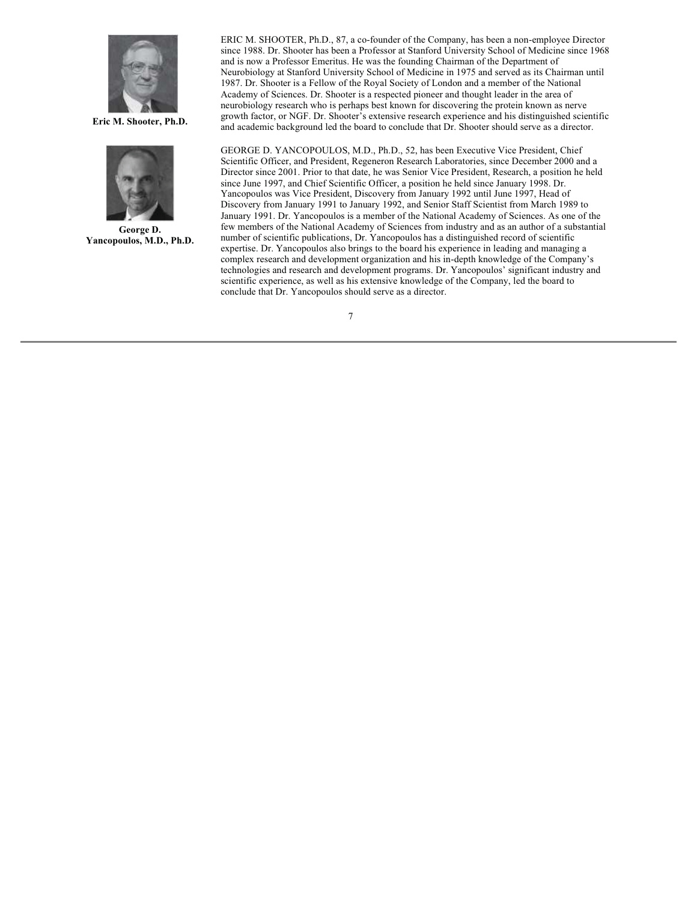**Eric M. Shooter, Ph.D.**

ERIC M. SHOOTER, Ph.D., 87, a co-founder of the Company, has been a non-employee Director since 1988. Dr. Shooter has been a Professor at Stanford University School of Medicine since 1968 and is now a Professor Emeritus. He was the founding Chairman of the Department of Neurobiology at Stanford University School of Medicine in 1975 and served as its Chairman until 1987. Dr. Shooter is a Fellow of the Royal Society of London and a member of the National Academy of Sciences. Dr. Shooter is a respected pioneer and thought leader in the area of neurobiology research who is perhaps best known for discovering the protein known as nerve growth factor, or NGF. Dr. Shooter's extensive research experience and his distinguished scientific and academic background led the board to conclude that Dr. Shooter should serve as a director.

**George D. Yancopoulos, M.D., Ph.D.**

GEORGE D. YANCOPOULOS, M.D., Ph.D., 52, has been Executive Vice President, Chief Scientific Officer, and President, Regeneron Research Laboratories, since December 2000 and a Director since 2001. Prior to that date, he was Senior Vice President, Research, a position he held since June 1997, and Chief Scientific Officer, a position he held since January 1998. Dr. Yancopoulos was Vice President, Discovery from January 1992 until June 1997, Head of Discovery from January 1991 to January 1992, and Senior Staff Scientist from March 1989 to January 1991. Dr. Yancopoulos is a member of the National Academy of Sciences. As one of the few members of the National Academy of Sciences from industry and as an author of a substantial number of scientific publications, Dr. Yancopoulos has a distinguished record of scientific expertise. Dr. Yancopoulos also brings to the board his experience in leading and managing a complex research and development organization and his in-depth knowledge of the Company's technologies and research and development programs. Dr. Yancopoulos' significant industry and scientific experience, as well as his extensive knowledge of the Company, led the board to conclude that Dr. Yancopoulos should serve as a director.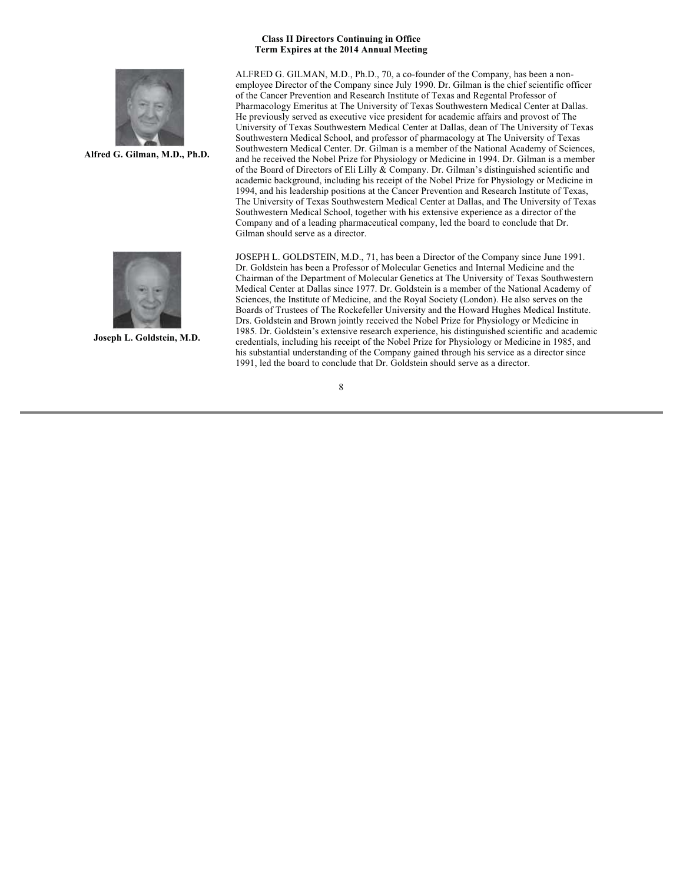**Class II Directors Continuing in Office**
**Term Expires at the 2014 Annual Meeting**

**Alfred G. Gilman, M.D., Ph.D.**

ALFRED G. GILMAN, M.D., Ph.D., 70, a co-founder of the Company, has been a non-employee Director of the Company since July 1990. Dr. Gilman is the chief scientific officer of the Cancer Prevention and Research Institute of Texas and Regental Professor of Pharmacology Emeritus at The University of Texas Southwestern Medical Center at Dallas. He previously served as executive vice president for academic affairs and provost of The University of Texas Southwestern Medical Center at Dallas, dean of The University of Texas Southwestern Medical School, and professor of pharmacology at The University of Texas Southwestern Medical Center. Dr. Gilman is a member of the National Academy of Sciences, and he received the Nobel Prize for Physiology or Medicine in 1994. Dr. Gilman is a member of the Board of Directors of Eli Lilly & Company. Dr. Gilman's distinguished scientific and academic background, including his receipt of the Nobel Prize for Physiology or Medicine in 1994, and his leadership positions at the Cancer Prevention and Research Institute of Texas, The University of Texas Southwestern Medical Center at Dallas, and The University of Texas Southwestern Medical School, together with his extensive experience as a director of the Company and of a leading pharmaceutical company, led the board to conclude that Dr. Gilman should serve as a director.

**Joseph L. Goldstein, M.D.**

JOSEPH L. GOLDSTEIN, M.D., 71, has been a Director of the Company since June 1991. Dr. Goldstein has been a Professor of Molecular Genetics and Internal Medicine and the Chairman of the Department of Molecular Genetics at The University of Texas Southwestern Medical Center at Dallas since 1977. Dr. Goldstein is a member of the National Academy of Sciences, the Institute of Medicine, and the Royal Society (London). He also serves on the Boards of Trustees of The Rockefeller University and the Howard Hughes Medical Institute. Drs. Goldstein and Brown jointly received the Nobel Prize for Physiology or Medicine in 1985. Dr. Goldstein's extensive research experience, his distinguished scientific and academic credentials, including his receipt of the Nobel Prize for Physiology or Medicine in 1985, and his substantial understanding of the Company gained through his service as a director since 1991, led the board to conclude that Dr. Goldstein should serve as a director.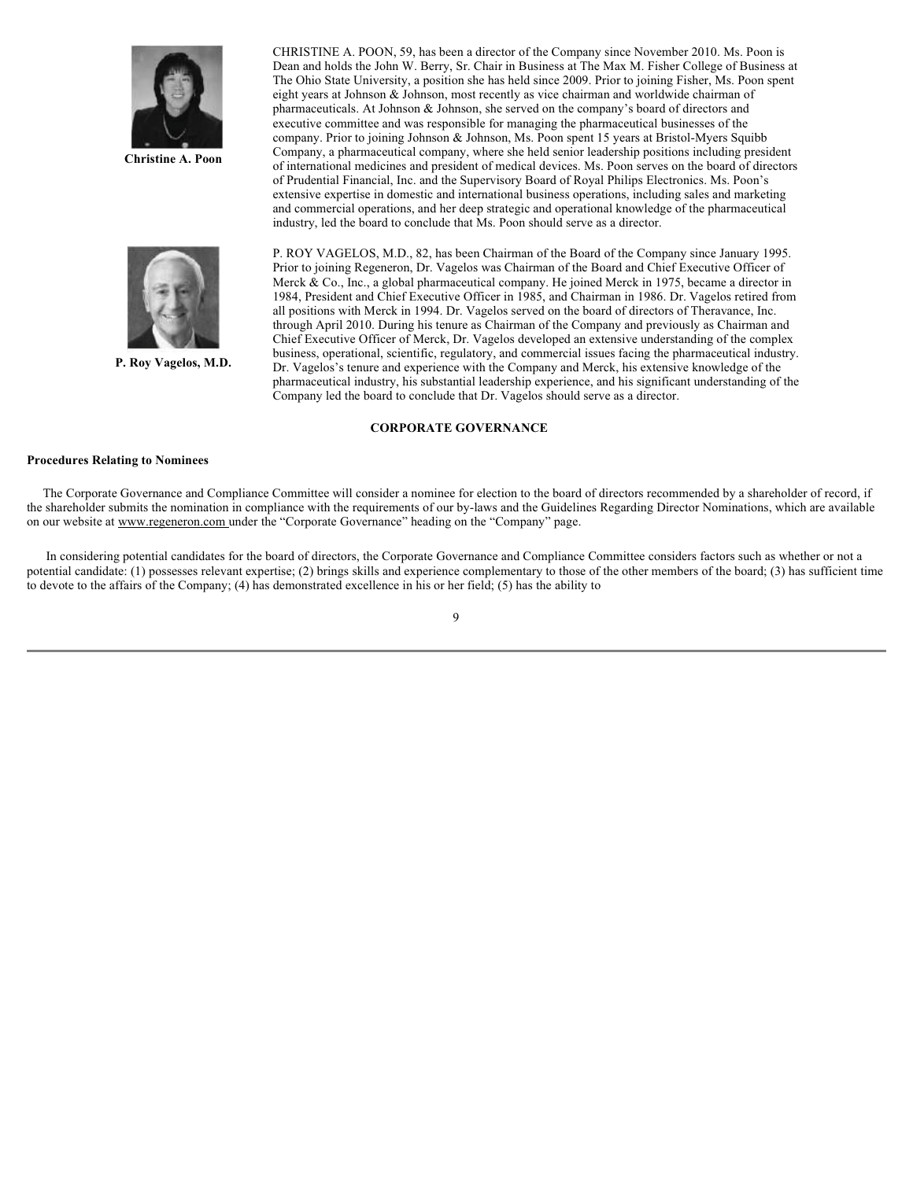**Christine A. Poon**

CHRISTINE A. POON, 59, has been a director of the Company since November 2010. Ms. Poon is Dean and holds the John W. Berry, Sr. Chair in Business at The Max M. Fisher College of Business at The Ohio State University, a position she has held since 2009. Prior to joining Fisher, Ms. Poon spent eight years at Johnson & Johnson, most recently as vice chairman and worldwide chairman of pharmaceuticals. At Johnson & Johnson, she served on the company's board of directors and executive committee and was responsible for managing the pharmaceutical businesses of the company. Prior to joining Johnson & Johnson, Ms. Poon spent 15 years at Bristol-Myers Squibb Company, a pharmaceutical company, where she held senior leadership positions including president of international medicines and president of medical devices. Ms. Poon serves on the board of directors of Prudential Financial, Inc. and the Supervisory Board of Royal Philips Electronics. Ms. Poon's extensive expertise in domestic and international business operations, including sales and marketing and commercial operations, and her deep strategic and operational knowledge of the pharmaceutical industry, led the board to conclude that Ms. Poon should serve as a director.

**P. Roy Vagelos, M.D.**

P. ROY VAGELOS, M.D., 82, has been Chairman of the Board of the Company since January 1995. Prior to joining Regeneron, Dr. Vagelos was Chairman of the Board and Chief Executive Officer of Merck & Co., Inc., a global pharmaceutical company. He joined Merck in 1975, became a director in 1984, President and Chief Executive Officer in 1985, and Chairman in 1986. Dr. Vagelos retired from all positions with Merck in 1994. Dr. Vagelos served on the board of directors of Theravance, Inc. through April 2010. During his tenure as Chairman of the Company and previously as Chairman and Chief Executive Officer of Merck, Dr. Vagelos developed an extensive understanding of the complex business, operational, scientific, regulatory, and commercial issues facing the pharmaceutical industry. Dr. Vagelos's tenure and experience with the Company and Merck, his extensive knowledge of the pharmaceutical industry, his substantial leadership experience, and his significant understanding of the Company led the board to conclude that Dr. Vagelos should serve as a director.

## CORPORATE GOVERNANCE

### Procedures Relating to Nominees

The Corporate Governance and Compliance Committee will consider a nominee for election to the board of directors recommended by a shareholder of record, if the shareholder submits the nomination in compliance with the requirements of our by-laws and the Guidelines Regarding Director Nominations, which are available on our website at www.regeneron.com under the "Corporate Governance" heading on the "Company" page.

In considering potential candidates for the board of directors, the Corporate Governance and Compliance Committee considers factors such as whether or not a potential candidate: (1) possesses relevant expertise; (2) brings skills and experience complementary to those of the other members of the board; (3) has sufficient time to devote to the affairs of the Company; (4) has demonstrated excellence in his or her field; (5) has the ability to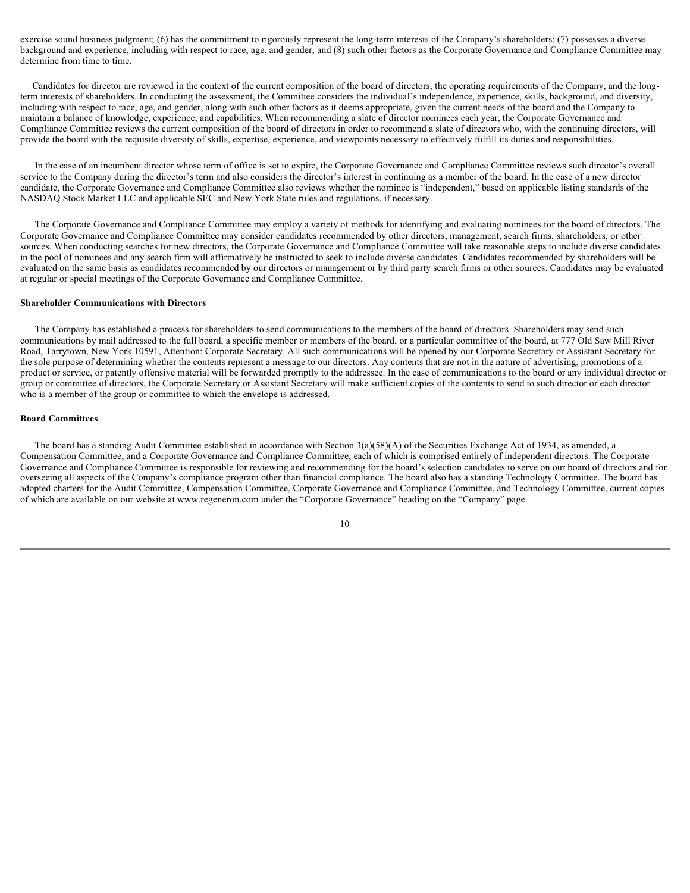exercise sound business judgment; (6) has the commitment to rigorously represent the long-term interests of the Company's shareholders; (7) possesses a diverse background and experience, including with respect to race, age, and gender; and (8) such other factors as the Corporate Governance and Compliance Committee may determine from time to time.

Candidates for director are reviewed in the context of the current composition of the board of directors, the operating requirements of the Company, and the long-term interests of shareholders. In conducting the assessment, the Committee considers the individual's independence, experience, skills, background, and diversity, including with respect to race, age, and gender, along with such other factors as it deems appropriate, given the current needs of the board and the Company to maintain a balance of knowledge, experience, and capabilities. When recommending a slate of director nominees each year, the Corporate Governance and Compliance Committee reviews the current composition of the board of directors in order to recommend a slate of directors who, with the continuing directors, will provide the board with the requisite diversity of skills, expertise, experience, and viewpoints necessary to effectively fulfill its duties and responsibilities.

In the case of an incumbent director whose term of office is set to expire, the Corporate Governance and Compliance Committee reviews such director's overall service to the Company during the director's term and also considers the director's interest in continuing as a member of the board. In the case of a new director candidate, the Corporate Governance and Compliance Committee also reviews whether the nominee is "independent," based on applicable listing standards of the NASDAQ Stock Market LLC and applicable SEC and New York State rules and regulations, if necessary.

The Corporate Governance and Compliance Committee may employ a variety of methods for identifying and evaluating nominees for the board of directors. The Corporate Governance and Compliance Committee may consider candidates recommended by other directors, management, search firms, shareholders, or other sources. When conducting searches for new directors, the Corporate Governance and Compliance Committee will take reasonable steps to include diverse candidates in the pool of nominees and any search firm will affirmatively be instructed to seek to include diverse candidates. Candidates recommended by shareholders will be evaluated on the same basis as candidates recommended by our directors or management or by third party search firms or other sources. Candidates may be evaluated at regular or special meetings of the Corporate Governance and Compliance Committee.

**Shareholder Communications with Directors**

The Company has established a process for shareholders to send communications to the members of the board of directors. Shareholders may send such communications by mail addressed to the full board, a specific member or members of the board, or a particular committee of the board, at 777 Old Saw Mill River Road, Tarrytown, New York 10591, Attention: Corporate Secretary. All such communications will be opened by our Corporate Secretary or Assistant Secretary for the sole purpose of determining whether the contents represent a message to our directors. Any contents that are not in the nature of advertising, promotions of a product or service, or patently offensive material will be forwarded promptly to the addressee. In the case of communications to the board or any individual director or group or committee of directors, the Corporate Secretary or Assistant Secretary will make sufficient copies of the contents to send to such director or each director who is a member of the group or committee to which the envelope is addressed.

**Board Committees**

The board has a standing Audit Committee established in accordance with Section 3(a)(58)(A) of the Securities Exchange Act of 1934, as amended, a Compensation Committee, and a Corporate Governance and Compliance Committee, each of which is comprised entirely of independent directors. The Corporate Governance and Compliance Committee is responsible for reviewing and recommending for the board's selection candidates to serve on our board of directors and for overseeing all aspects of the Company's compliance program other than financial compliance. The board also has a standing Technology Committee. The board has adopted charters for the Audit Committee, Compensation Committee, Corporate Governance and Compliance Committee, and Technology Committee, current copies of which are available on our website at www.regeneron.com under the "Corporate Governance" heading on the "Company" page.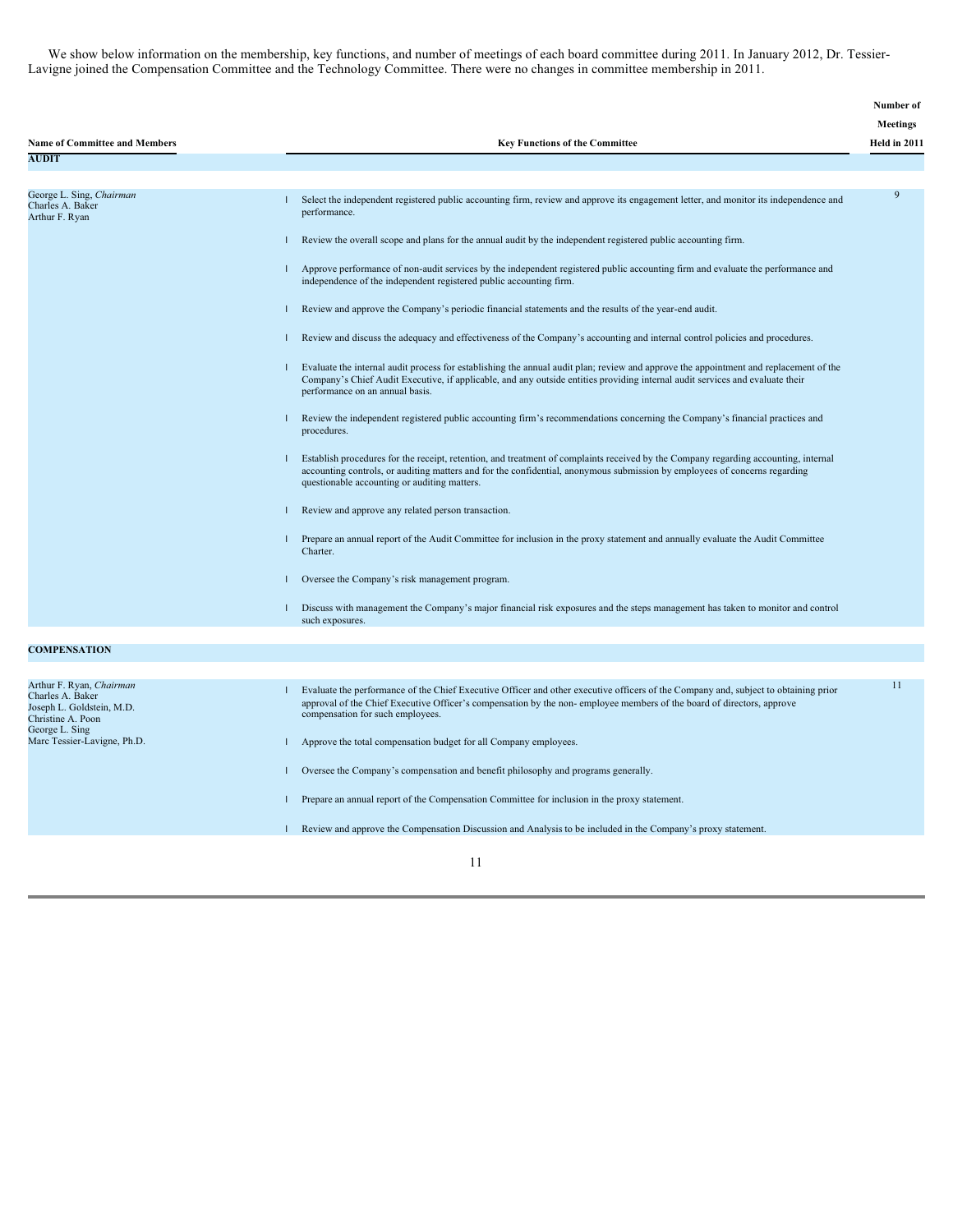We show below information on the membership, key functions, and number of meetings of each board committee during 2011. In January 2012, Dr. Tessier-Lavigne joined the Compensation Committee and the Technology Committee. There were no changes in committee membership in 2011.

| Name of Committee and Members | Key Functions of the Committee | Number of Meetings Held in 2011 |
| --- | --- | --- |
| **AUDIT** | | |
| George L. Sing, *Chairman*<br>Charles A. Baker<br>Arthur F. Ryan | • Select the independent registered public accounting firm, review and approve its engagement letter, and monitor its independence and performance.<br>• Review the overall scope and plans for the annual audit by the independent registered public accounting firm.<br>• Approve performance of non-audit services by the independent registered public accounting firm and evaluate the performance and independence of the independent registered public accounting firm.<br>• Review and approve the Company's periodic financial statements and the results of the year-end audit.<br>• Review and discuss the adequacy and effectiveness of the Company's accounting and internal control policies and procedures.<br>• Evaluate the internal audit process for establishing the annual audit plan; review and approve the appointment and replacement of the Company's Chief Audit Executive, if applicable, and any outside entities providing internal audit services and evaluate their performance on an annual basis.<br>• Review the independent registered public accounting firm's recommendations concerning the Company's financial practices and procedures.<br>• Establish procedures for the receipt, retention, and treatment of complaints received by the Company regarding accounting, internal accounting controls, or auditing matters and for the confidential, anonymous submission by employees of concerns regarding questionable accounting or auditing matters.<br>• Review and approve any related person transaction.<br>• Prepare an annual report of the Audit Committee for inclusion in the proxy statement and annually evaluate the Audit Committee Charter.<br>• Oversee the Company's risk management program.<br>• Discuss with management the Company's major financial risk exposures and the steps management has taken to monitor and control such exposures. | 9 |
| **COMPENSATION** | | |
| Arthur F. Ryan, *Chairman*<br>Charles A. Baker<br>Joseph L. Goldstein, M.D.<br>Christine A. Poon<br>George L. Sing<br>Marc Tessier-Lavigne, Ph.D. | • Evaluate the performance of the Chief Executive Officer and other executive officers of the Company and, subject to obtaining prior approval of the Chief Executive Officer's compensation by the non- employee members of the board of directors, approve compensation for such employees.<br>• Approve the total compensation budget for all Company employees.<br>• Oversee the Company's compensation and benefit philosophy and programs generally.<br>• Prepare an annual report of the Compensation Committee for inclusion in the proxy statement.<br>• Review and approve the Compensation Discussion and Analysis to be included in the Company's proxy statement. | 11 |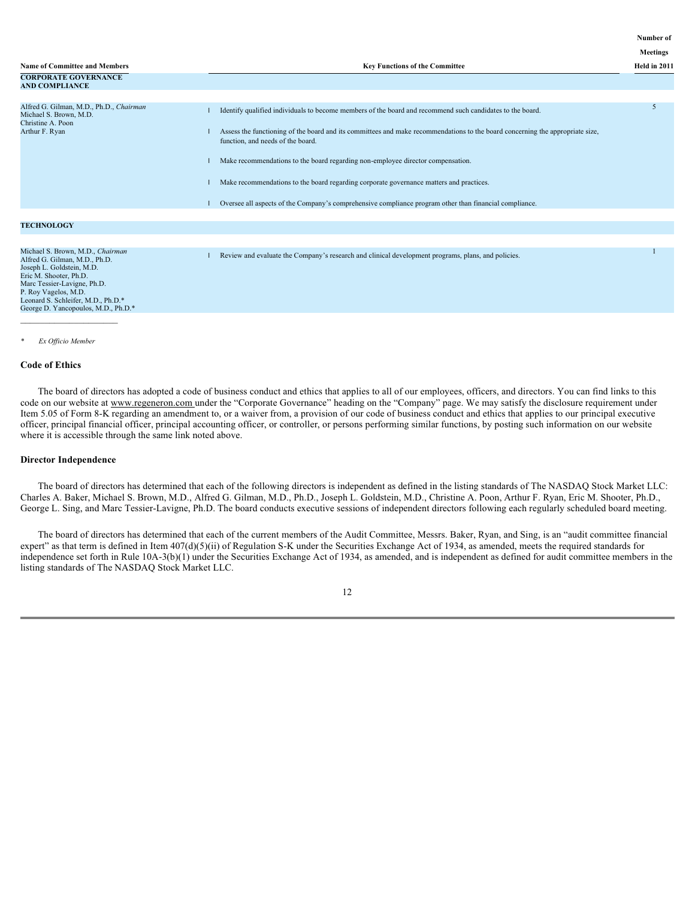| Name of Committee and Members | Key Functions of the Committee | Number of Meetings Held in 2011 |
|---|---|---|
| **CORPORATE GOVERNANCE AND COMPLIANCE** | | |
| Alfred G. Gilman, M.D., Ph.D., *Chairman*<br>Michael S. Brown, M.D.<br>Christine A. Poon<br>Arthur F. Ryan | l Identify qualified individuals to become members of the board and recommend such candidates to the board.<br>l Assess the functioning of the board and its committees and make recommendations to the board concerning the appropriate size, function, and needs of the board.<br>l Make recommendations to the board regarding non-employee director compensation.<br>l Make recommendations to the board regarding corporate governance matters and practices.<br>l Oversee all aspects of the Company's comprehensive compliance program other than financial compliance. | 5 |
| **TECHNOLOGY** | | |
| Michael S. Brown, M.D., *Chairman*<br>Alfred G. Gilman, M.D., Ph.D.<br>Joseph L. Goldstein, M.D.<br>Eric M. Shooter, Ph.D.<br>Marc Tessier-Lavigne, Ph.D.<br>P. Roy Vagelos, M.D.<br>Leonard S. Schleifer, M.D., Ph.D.*<br>George D. Yancopoulos, M.D., Ph.D.* | l Review and evaluate the Company's research and clinical development programs, plans, and policies. | 1 |

\* *Ex Officio Member*

### Code of Ethics

The board of directors has adopted a code of business conduct and ethics that applies to all of our employees, officers, and directors. You can find links to this code on our website at www.regeneron.com under the "Corporate Governance" heading on the "Company" page. We may satisfy the disclosure requirement under Item 5.05 of Form 8-K regarding an amendment to, or a waiver from, a provision of our code of business conduct and ethics that applies to our principal executive officer, principal financial officer, principal accounting officer, or controller, or persons performing similar functions, by posting such information on our website where it is accessible through the same link noted above.

### Director Independence

The board of directors has determined that each of the following directors is independent as defined in the listing standards of The NASDAQ Stock Market LLC: Charles A. Baker, Michael S. Brown, M.D., Alfred G. Gilman, M.D., Ph.D., Joseph L. Goldstein, M.D., Christine A. Poon, Arthur F. Ryan, Eric M. Shooter, Ph.D., George L. Sing, and Marc Tessier-Lavigne, Ph.D. The board conducts executive sessions of independent directors following each regularly scheduled board meeting.

The board of directors has determined that each of the current members of the Audit Committee, Messrs. Baker, Ryan, and Sing, is an "audit committee financial expert" as that term is defined in Item 407(d)(5)(ii) of Regulation S-K under the Securities Exchange Act of 1934, as amended, meets the required standards for independence set forth in Rule 10A-3(b)(1) under the Securities Exchange Act of 1934, as amended, and is independent as defined for audit committee members in the listing standards of The NASDAQ Stock Market LLC.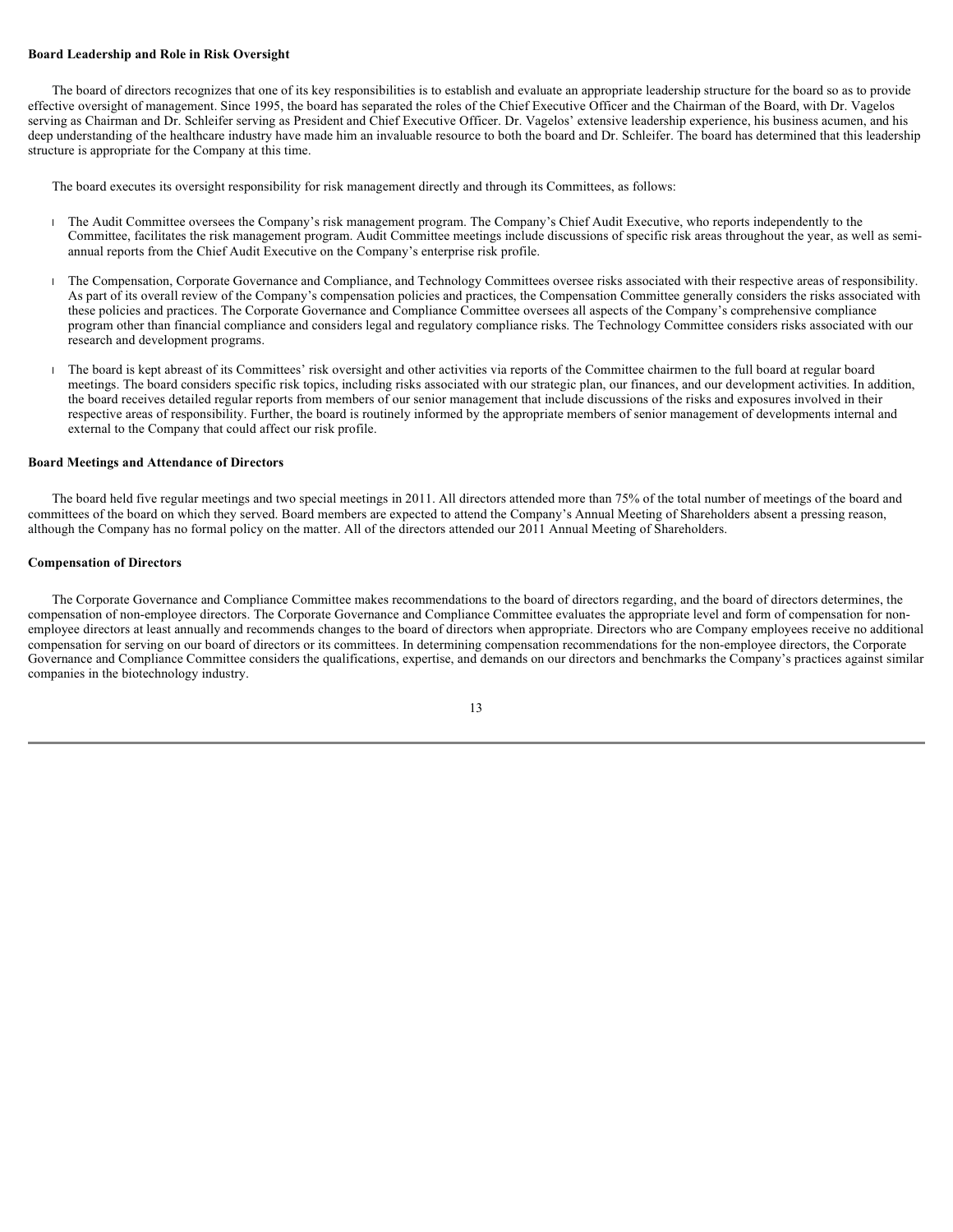**Board Leadership and Role in Risk Oversight**

The board of directors recognizes that one of its key responsibilities is to establish and evaluate an appropriate leadership structure for the board so as to provide effective oversight of management. Since 1995, the board has separated the roles of the Chief Executive Officer and the Chairman of the Board, with Dr. Vagelos serving as Chairman and Dr. Schleifer serving as President and Chief Executive Officer. Dr. Vagelos' extensive leadership experience, his business acumen, and his deep understanding of the healthcare industry have made him an invaluable resource to both the board and Dr. Schleifer. The board has determined that this leadership structure is appropriate for the Company at this time.

The board executes its oversight responsibility for risk management directly and through its Committees, as follows:

- The Audit Committee oversees the Company's risk management program. The Company's Chief Audit Executive, who reports independently to the Committee, facilitates the risk management program. Audit Committee meetings include discussions of specific risk areas throughout the year, as well as semi-annual reports from the Chief Audit Executive on the Company's enterprise risk profile.
- The Compensation, Corporate Governance and Compliance, and Technology Committees oversee risks associated with their respective areas of responsibility. As part of its overall review of the Company's compensation policies and practices, the Compensation Committee generally considers the risks associated with these policies and practices. The Corporate Governance and Compliance Committee oversees all aspects of the Company's comprehensive compliance program other than financial compliance and considers legal and regulatory compliance risks. The Technology Committee considers risks associated with our research and development programs.
- The board is kept abreast of its Committees' risk oversight and other activities via reports of the Committee chairmen to the full board at regular board meetings. The board considers specific risk topics, including risks associated with our strategic plan, our finances, and our development activities. In addition, the board receives detailed regular reports from members of our senior management that include discussions of the risks and exposures involved in their respective areas of responsibility. Further, the board is routinely informed by the appropriate members of senior management of developments internal and external to the Company that could affect our risk profile.

**Board Meetings and Attendance of Directors**

The board held five regular meetings and two special meetings in 2011. All directors attended more than 75% of the total number of meetings of the board and committees of the board on which they served. Board members are expected to attend the Company's Annual Meeting of Shareholders absent a pressing reason, although the Company has no formal policy on the matter. All of the directors attended our 2011 Annual Meeting of Shareholders.

**Compensation of Directors**

The Corporate Governance and Compliance Committee makes recommendations to the board of directors regarding, and the board of directors determines, the compensation of non-employee directors. The Corporate Governance and Compliance Committee evaluates the appropriate level and form of compensation for non-employee directors at least annually and recommends changes to the board of directors when appropriate. Directors who are Company employees receive no additional compensation for serving on our board of directors or its committees. In determining compensation recommendations for the non-employee directors, the Corporate Governance and Compliance Committee considers the qualifications, expertise, and demands on our directors and benchmarks the Company's practices against similar companies in the biotechnology industry.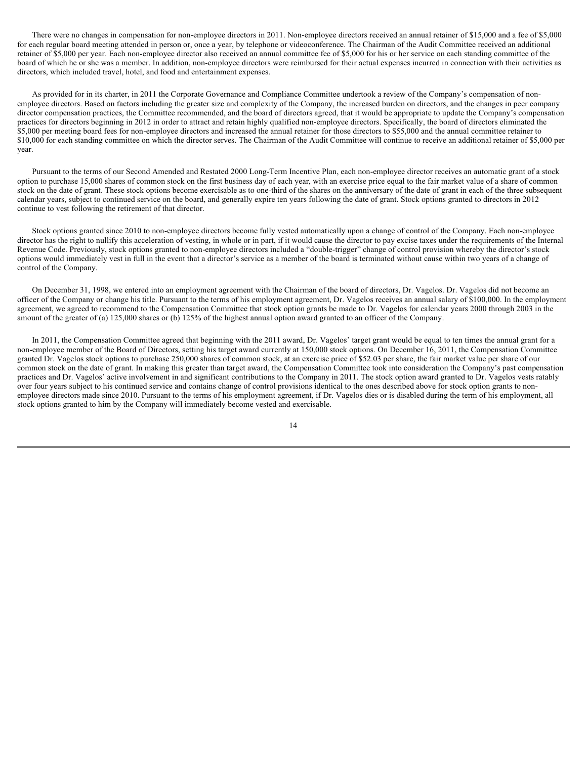There were no changes in compensation for non-employee directors in 2011. Non-employee directors received an annual retainer of $15,000 and a fee of $5,000 for each regular board meeting attended in person or, once a year, by telephone or videoconference. The Chairman of the Audit Committee received an additional retainer of $5,000 per year. Each non-employee director also received an annual committee fee of $5,000 for his or her service on each standing committee of the board of which he or she was a member. In addition, non-employee directors were reimbursed for their actual expenses incurred in connection with their activities as directors, which included travel, hotel, and food and entertainment expenses.

As provided for in its charter, in 2011 the Corporate Governance and Compliance Committee undertook a review of the Company's compensation of non-employee directors. Based on factors including the greater size and complexity of the Company, the increased burden on directors, and the changes in peer company director compensation practices, the Committee recommended, and the board of directors agreed, that it would be appropriate to update the Company's compensation practices for directors beginning in 2012 in order to attract and retain highly qualified non-employee directors. Specifically, the board of directors eliminated the $5,000 per meeting board fees for non-employee directors and increased the annual retainer for those directors to $55,000 and the annual committee retainer to $10,000 for each standing committee on which the director serves. The Chairman of the Audit Committee will continue to receive an additional retainer of $5,000 per year.

Pursuant to the terms of our Second Amended and Restated 2000 Long-Term Incentive Plan, each non-employee director receives an automatic grant of a stock option to purchase 15,000 shares of common stock on the first business day of each year, with an exercise price equal to the fair market value of a share of common stock on the date of grant. These stock options become exercisable as to one-third of the shares on the anniversary of the date of grant in each of the three subsequent calendar years, subject to continued service on the board, and generally expire ten years following the date of grant. Stock options granted to directors in 2012 continue to vest following the retirement of that director.

Stock options granted since 2010 to non-employee directors become fully vested automatically upon a change of control of the Company. Each non-employee director has the right to nullify this acceleration of vesting, in whole or in part, if it would cause the director to pay excise taxes under the requirements of the Internal Revenue Code. Previously, stock options granted to non-employee directors included a "double-trigger" change of control provision whereby the director's stock options would immediately vest in full in the event that a director's service as a member of the board is terminated without cause within two years of a change of control of the Company.

On December 31, 1998, we entered into an employment agreement with the Chairman of the board of directors, Dr. Vagelos. Dr. Vagelos did not become an officer of the Company or change his title. Pursuant to the terms of his employment agreement, Dr. Vagelos receives an annual salary of $100,000. In the employment agreement, we agreed to recommend to the Compensation Committee that stock option grants be made to Dr. Vagelos for calendar years 2000 through 2003 in the amount of the greater of (a) 125,000 shares or (b) 125% of the highest annual option award granted to an officer of the Company.

In 2011, the Compensation Committee agreed that beginning with the 2011 award, Dr. Vagelos' target grant would be equal to ten times the annual grant for a non-employee member of the Board of Directors, setting his target award currently at 150,000 stock options. On December 16, 2011, the Compensation Committee granted Dr. Vagelos stock options to purchase 250,000 shares of common stock, at an exercise price of $52.03 per share, the fair market value per share of our common stock on the date of grant. In making this greater than target award, the Compensation Committee took into consideration the Company's past compensation practices and Dr. Vagelos' active involvement in and significant contributions to the Company in 2011. The stock option award granted to Dr. Vagelos vests ratably over four years subject to his continued service and contains change of control provisions identical to the ones described above for stock option grants to non-employee directors made since 2010. Pursuant to the terms of his employment agreement, if Dr. Vagelos dies or is disabled during the term of his employment, all stock options granted to him by the Company will immediately become vested and exercisable.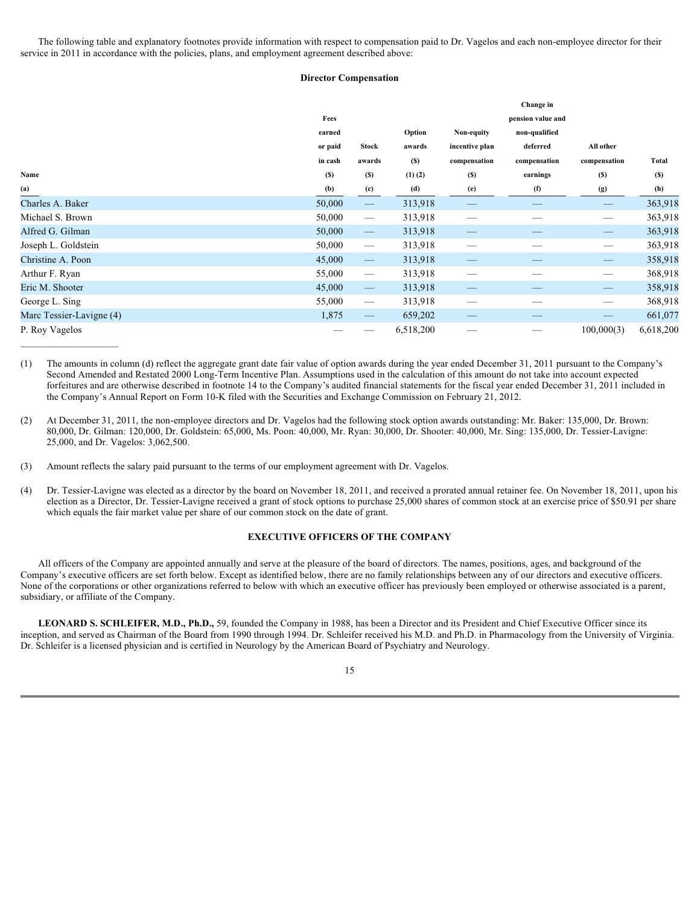The following table and explanatory footnotes provide information with respect to compensation paid to Dr. Vagelos and each non-employee director for their service in 2011 in accordance with the policies, plans, and employment agreement described above:

**Director Compensation**

| Name (a) | Fees earned or paid in cash ($) (b) | Stock awards ($) (c) | Option awards ($) (1) (2) (d) | Non-equity incentive plan compensation ($) (e) | Change in pension value and non-qualified deferred compensation earnings (f) | All other compensation ($) (g) | Total ($) (h) |
|---|---|---|---|---|---|---|---|
| Charles A. Baker | 50,000 | — | 313,918 | — | — | — | 363,918 |
| Michael S. Brown | 50,000 | — | 313,918 | — | — | — | 363,918 |
| Alfred G. Gilman | 50,000 | — | 313,918 | — | — | — | 363,918 |
| Joseph L. Goldstein | 50,000 | — | 313,918 | — | — | — | 363,918 |
| Christine A. Poon | 45,000 | — | 313,918 | — | — | — | 358,918 |
| Arthur F. Ryan | 55,000 | — | 313,918 | — | — | — | 368,918 |
| Eric M. Shooter | 45,000 | — | 313,918 | — | — | — | 358,918 |
| George L. Sing | 55,000 | — | 313,918 | — | — | — | 368,918 |
| Marc Tessier-Lavigne (4) | 1,875 | — | 659,202 | — | — | — | 661,077 |
| P. Roy Vagelos | — | — | 6,518,200 | — | — | 100,000(3) | 6,618,200 |

(1) The amounts in column (d) reflect the aggregate grant date fair value of option awards during the year ended December 31, 2011 pursuant to the Company's Second Amended and Restated 2000 Long-Term Incentive Plan. Assumptions used in the calculation of this amount do not take into account expected forfeitures and are otherwise described in footnote 14 to the Company's audited financial statements for the fiscal year ended December 31, 2011 included in the Company's Annual Report on Form 10-K filed with the Securities and Exchange Commission on February 21, 2012.

(2) At December 31, 2011, the non-employee directors and Dr. Vagelos had the following stock option awards outstanding: Mr. Baker: 135,000, Dr. Brown: 80,000, Dr. Gilman: 120,000, Dr. Goldstein: 65,000, Ms. Poon: 40,000, Mr. Ryan: 30,000, Dr. Shooter: 40,000, Mr. Sing: 135,000, Dr. Tessier-Lavigne: 25,000, and Dr. Vagelos: 3,062,500.

(3) Amount reflects the salary paid pursuant to the terms of our employment agreement with Dr. Vagelos.

(4) Dr. Tessier-Lavigne was elected as a director by the board on November 18, 2011, and received a prorated annual retainer fee. On November 18, 2011, upon his election as a Director, Dr. Tessier-Lavigne received a grant of stock options to purchase 25,000 shares of common stock at an exercise price of $50.91 per share which equals the fair market value per share of our common stock on the date of grant.

## EXECUTIVE OFFICERS OF THE COMPANY

All officers of the Company are appointed annually and serve at the pleasure of the board of directors. The names, positions, ages, and background of the Company's executive officers are set forth below. Except as identified below, there are no family relationships between any of our directors and executive officers. None of the corporations or other organizations referred to below with which an executive officer has previously been employed or otherwise associated is a parent, subsidiary, or affiliate of the Company.

**LEONARD S. SCHLEIFER, M.D., Ph.D.,** 59, founded the Company in 1988, has been a Director and its President and Chief Executive Officer since its inception, and served as Chairman of the Board from 1990 through 1994. Dr. Schleifer received his M.D. and Ph.D. in Pharmacology from the University of Virginia. Dr. Schleifer is a licensed physician and is certified in Neurology by the American Board of Psychiatry and Neurology.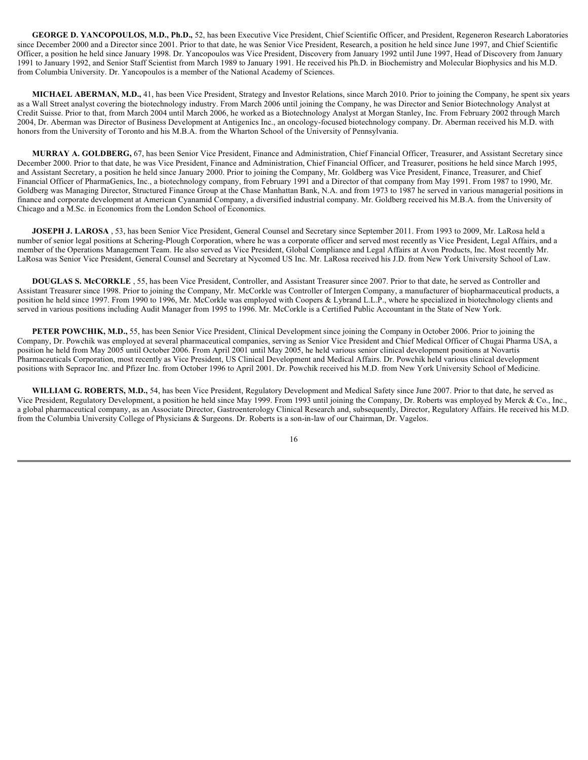**GEORGE D. YANCOPOULOS, M.D., Ph.D.,** 52, has been Executive Vice President, Chief Scientific Officer, and President, Regeneron Research Laboratories since December 2000 and a Director since 2001. Prior to that date, he was Senior Vice President, Research, a position he held since June 1997, and Chief Scientific Officer, a position he held since January 1998. Dr. Yancopoulos was Vice President, Discovery from January 1992 until June 1997, Head of Discovery from January 1991 to January 1992, and Senior Staff Scientist from March 1989 to January 1991. He received his Ph.D. in Biochemistry and Molecular Biophysics and his M.D. from Columbia University. Dr. Yancopoulos is a member of the National Academy of Sciences.

**MICHAEL ABERMAN, M.D.,** 41, has been Vice President, Strategy and Investor Relations, since March 2010. Prior to joining the Company, he spent six years as a Wall Street analyst covering the biotechnology industry. From March 2006 until joining the Company, he was Director and Senior Biotechnology Analyst at Credit Suisse. Prior to that, from March 2004 until March 2006, he worked as a Biotechnology Analyst at Morgan Stanley, Inc. From February 2002 through March 2004, Dr. Aberman was Director of Business Development at Antigenics Inc., an oncology-focused biotechnology company. Dr. Aberman received his M.D. with honors from the University of Toronto and his M.B.A. from the Wharton School of the University of Pennsylvania.

**MURRAY A. GOLDBERG,** 67, has been Senior Vice President, Finance and Administration, Chief Financial Officer, Treasurer, and Assistant Secretary since December 2000. Prior to that date, he was Vice President, Finance and Administration, Chief Financial Officer, and Treasurer, positions he held since March 1995, and Assistant Secretary, a position he held since January 2000. Prior to joining the Company, Mr. Goldberg was Vice President, Finance, Treasurer, and Chief Financial Officer of PharmaGenics, Inc., a biotechnology company, from February 1991 and a Director of that company from May 1991. From 1987 to 1990, Mr. Goldberg was Managing Director, Structured Finance Group at the Chase Manhattan Bank, N.A. and from 1973 to 1987 he served in various managerial positions in finance and corporate development at American Cyanamid Company, a diversified industrial company. Mr. Goldberg received his M.B.A. from the University of Chicago and a M.Sc. in Economics from the London School of Economics.

**JOSEPH J. LAROSA** , 53, has been Senior Vice President, General Counsel and Secretary since September 2011. From 1993 to 2009, Mr. LaRosa held a number of senior legal positions at Schering-Plough Corporation, where he was a corporate officer and served most recently as Vice President, Legal Affairs, and a member of the Operations Management Team. He also served as Vice President, Global Compliance and Legal Affairs at Avon Products, Inc. Most recently Mr. LaRosa was Senior Vice President, General Counsel and Secretary at Nycomed US Inc. Mr. LaRosa received his J.D. from New York University School of Law.

**DOUGLAS S. McCORKLE** , 55, has been Vice President, Controller, and Assistant Treasurer since 2007. Prior to that date, he served as Controller and Assistant Treasurer since 1998. Prior to joining the Company, Mr. McCorkle was Controller of Intergen Company, a manufacturer of biopharmaceutical products, a position he held since 1997. From 1990 to 1996, Mr. McCorkle was employed with Coopers & Lybrand L.L.P., where he specialized in biotechnology clients and served in various positions including Audit Manager from 1995 to 1996. Mr. McCorkle is a Certified Public Accountant in the State of New York.

**PETER POWCHIK, M.D.,** 55, has been Senior Vice President, Clinical Development since joining the Company in October 2006. Prior to joining the Company, Dr. Powchik was employed at several pharmaceutical companies, serving as Senior Vice President and Chief Medical Officer of Chugai Pharma USA, a position he held from May 2005 until October 2006. From April 2001 until May 2005, he held various senior clinical development positions at Novartis Pharmaceuticals Corporation, most recently as Vice President, US Clinical Development and Medical Affairs. Dr. Powchik held various clinical development positions with Sepracor Inc. and Pfizer Inc. from October 1996 to April 2001. Dr. Powchik received his M.D. from New York University School of Medicine.

**WILLIAM G. ROBERTS, M.D.,** 54, has been Vice President, Regulatory Development and Medical Safety since June 2007. Prior to that date, he served as Vice President, Regulatory Development, a position he held since May 1999. From 1993 until joining the Company, Dr. Roberts was employed by Merck & Co., Inc., a global pharmaceutical company, as an Associate Director, Gastroenterology Clinical Research and, subsequently, Director, Regulatory Affairs. He received his M.D. from the Columbia University College of Physicians & Surgeons. Dr. Roberts is a son-in-law of our Chairman, Dr. Vagelos.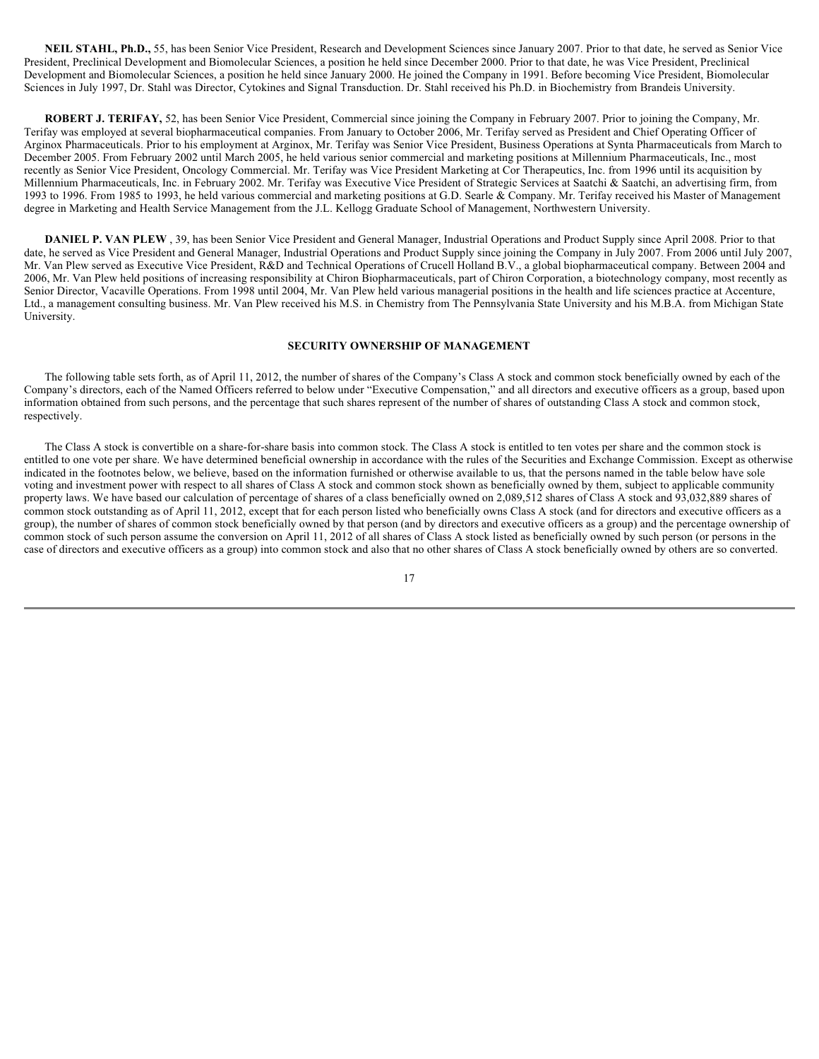**NEIL STAHL, Ph.D.,** 55, has been Senior Vice President, Research and Development Sciences since January 2007. Prior to that date, he served as Senior Vice President, Preclinical Development and Biomolecular Sciences, a position he held since December 2000. Prior to that date, he was Vice President, Preclinical Development and Biomolecular Sciences, a position he held since January 2000. He joined the Company in 1991. Before becoming Vice President, Biomolecular Sciences in July 1997, Dr. Stahl was Director, Cytokines and Signal Transduction. Dr. Stahl received his Ph.D. in Biochemistry from Brandeis University.

**ROBERT J. TERIFAY,** 52, has been Senior Vice President, Commercial since joining the Company in February 2007. Prior to joining the Company, Mr. Terifay was employed at several biopharmaceutical companies. From January to October 2006, Mr. Terifay served as President and Chief Operating Officer of Arginox Pharmaceuticals. Prior to his employment at Arginox, Mr. Terifay was Senior Vice President, Business Operations at Synta Pharmaceuticals from March to December 2005. From February 2002 until March 2005, he held various senior commercial and marketing positions at Millennium Pharmaceuticals, Inc., most recently as Senior Vice President, Oncology Commercial. Mr. Terifay was Vice President Marketing at Cor Therapeutics, Inc. from 1996 until its acquisition by Millennium Pharmaceuticals, Inc. in February 2002. Mr. Terifay was Executive Vice President of Strategic Services at Saatchi & Saatchi, an advertising firm, from 1993 to 1996. From 1985 to 1993, he held various commercial and marketing positions at G.D. Searle & Company. Mr. Terifay received his Master of Management degree in Marketing and Health Service Management from the J.L. Kellogg Graduate School of Management, Northwestern University.

**DANIEL P. VAN PLEW** , 39, has been Senior Vice President and General Manager, Industrial Operations and Product Supply since April 2008. Prior to that date, he served as Vice President and General Manager, Industrial Operations and Product Supply since joining the Company in July 2007. From 2006 until July 2007, Mr. Van Plew served as Executive Vice President, R&D and Technical Operations of Crucell Holland B.V., a global biopharmaceutical company. Between 2004 and 2006, Mr. Van Plew held positions of increasing responsibility at Chiron Biopharmaceuticals, part of Chiron Corporation, a biotechnology company, most recently as Senior Director, Vacaville Operations. From 1998 until 2004, Mr. Van Plew held various managerial positions in the health and life sciences practice at Accenture, Ltd., a management consulting business. Mr. Van Plew received his M.S. in Chemistry from The Pennsylvania State University and his M.B.A. from Michigan State University.

## SECURITY OWNERSHIP OF MANAGEMENT

The following table sets forth, as of April 11, 2012, the number of shares of the Company's Class A stock and common stock beneficially owned by each of the Company's directors, each of the Named Officers referred to below under "Executive Compensation," and all directors and executive officers as a group, based upon information obtained from such persons, and the percentage that such shares represent of the number of shares of outstanding Class A stock and common stock, respectively.

The Class A stock is convertible on a share-for-share basis into common stock. The Class A stock is entitled to ten votes per share and the common stock is entitled to one vote per share. We have determined beneficial ownership in accordance with the rules of the Securities and Exchange Commission. Except as otherwise indicated in the footnotes below, we believe, based on the information furnished or otherwise available to us, that the persons named in the table below have sole voting and investment power with respect to all shares of Class A stock and common stock shown as beneficially owned by them, subject to applicable community property laws. We have based our calculation of percentage of shares of a class beneficially owned on 2,089,512 shares of Class A stock and 93,032,889 shares of common stock outstanding as of April 11, 2012, except that for each person listed who beneficially owns Class A stock (and for directors and executive officers as a group), the number of shares of common stock beneficially owned by that person (and by directors and executive officers as a group) and the percentage ownership of common stock of such person assume the conversion on April 11, 2012 of all shares of Class A stock listed as beneficially owned by such person (or persons in the case of directors and executive officers as a group) into common stock and also that no other shares of Class A stock beneficially owned by others are so converted.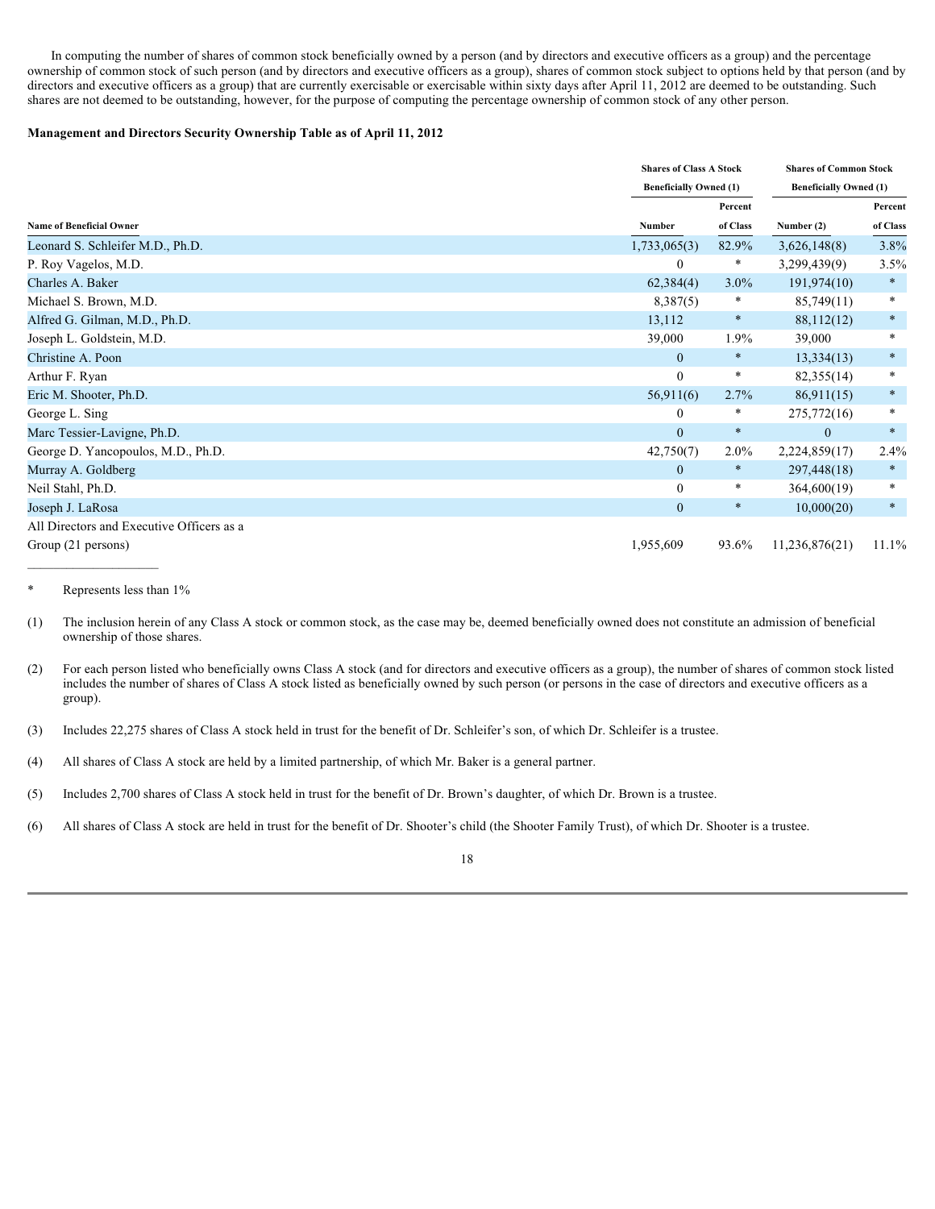In computing the number of shares of common stock beneficially owned by a person (and by directors and executive officers as a group) and the percentage ownership of common stock of such person (and by directors and executive officers as a group), shares of common stock subject to options held by that person (and by directors and executive officers as a group) that are currently exercisable or exercisable within sixty days after April 11, 2012 are deemed to be outstanding. Such shares are not deemed to be outstanding, however, for the purpose of computing the percentage ownership of common stock of any other person.

**Management and Directors Security Ownership Table as of April 11, 2012**

| | Shares of Class A Stock Beneficially Owned (1) | | Shares of Common Stock Beneficially Owned (1) | |
|---|---|---|---|---|
| **Name of Beneficial Owner** | **Number** | **Percent of Class** | **Number (2)** | **Percent of Class** |
| Leonard S. Schleifer M.D., Ph.D. | 1,733,065(3) | 82.9% | 3,626,148(8) | 3.8% |
| P. Roy Vagelos, M.D. | 0 | * | 3,299,439(9) | 3.5% |
| Charles A. Baker | 62,384(4) | 3.0% | 191,974(10) | * |
| Michael S. Brown, M.D. | 8,387(5) | * | 85,749(11) | * |
| Alfred G. Gilman, M.D., Ph.D. | 13,112 | * | 88,112(12) | * |
| Joseph L. Goldstein, M.D. | 39,000 | 1.9% | 39,000 | * |
| Christine A. Poon | 0 | * | 13,334(13) | * |
| Arthur F. Ryan | 0 | * | 82,355(14) | * |
| Eric M. Shooter, Ph.D. | 56,911(6) | 2.7% | 86,911(15) | * |
| George L. Sing | 0 | * | 275,772(16) | * |
| Marc Tessier-Lavigne, Ph.D. | 0 | * | 0 | * |
| George D. Yancopoulos, M.D., Ph.D. | 42,750(7) | 2.0% | 2,224,859(17) | 2.4% |
| Murray A. Goldberg | 0 | * | 297,448(18) | * |
| Neil Stahl, Ph.D. | 0 | * | 364,600(19) | * |
| Joseph J. LaRosa | 0 | * | 10,000(20) | * |
| All Directors and Executive Officers as a Group (21 persons) | 1,955,609 | 93.6% | 11,236,876(21) | 11.1% |

\* Represents less than 1%

(1) The inclusion herein of any Class A stock or common stock, as the case may be, deemed beneficially owned does not constitute an admission of beneficial ownership of those shares.

(2) For each person listed who beneficially owns Class A stock (and for directors and executive officers as a group), the number of shares of common stock listed includes the number of shares of Class A stock listed as beneficially owned by such person (or persons in the case of directors and executive officers as a group).

(3) Includes 22,275 shares of Class A stock held in trust for the benefit of Dr. Schleifer's son, of which Dr. Schleifer is a trustee.

(4) All shares of Class A stock are held by a limited partnership, of which Mr. Baker is a general partner.

(5) Includes 2,700 shares of Class A stock held in trust for the benefit of Dr. Brown's daughter, of which Dr. Brown is a trustee.

(6) All shares of Class A stock are held in trust for the benefit of Dr. Shooter's child (the Shooter Family Trust), of which Dr. Shooter is a trustee.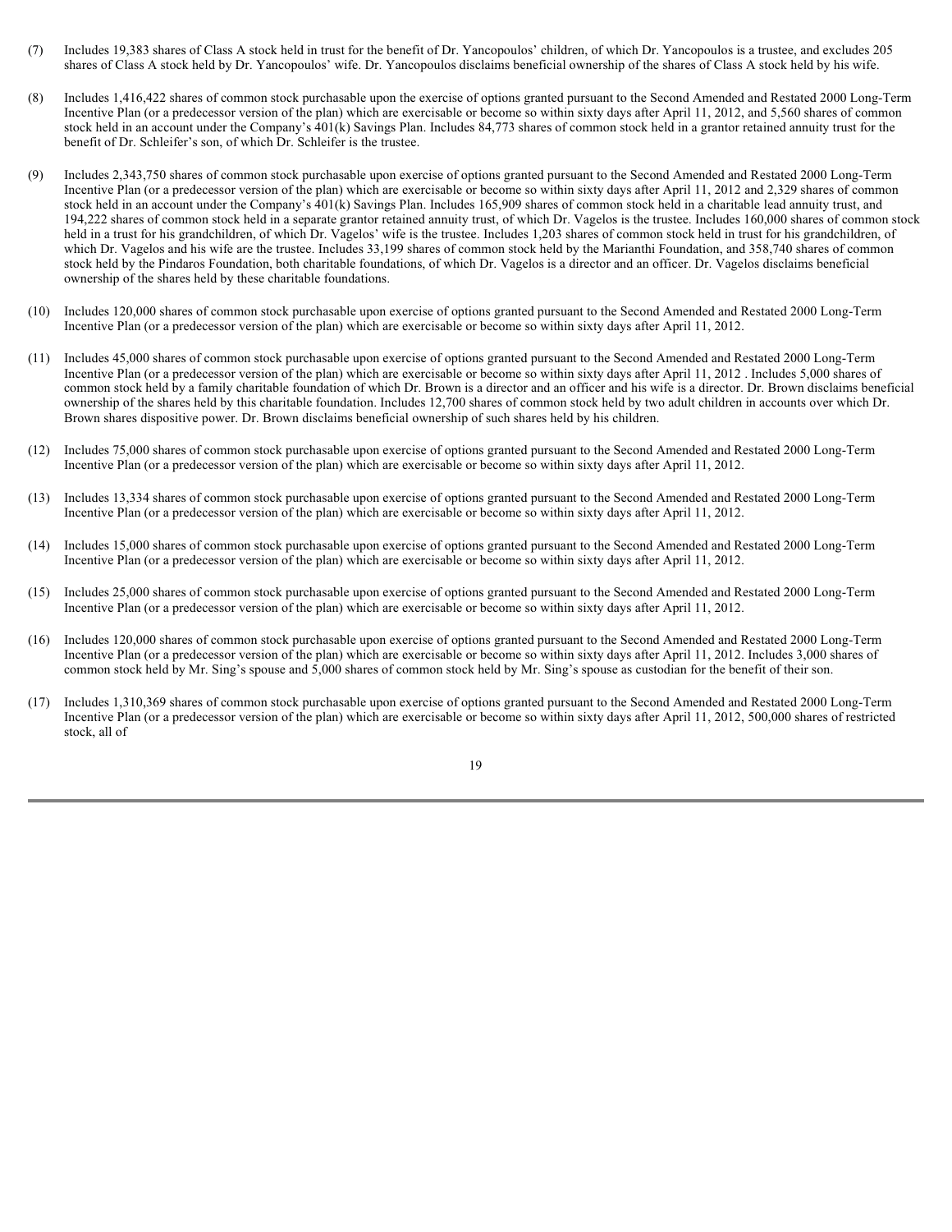(7) Includes 19,383 shares of Class A stock held in trust for the benefit of Dr. Yancopoulos' children, of which Dr. Yancopoulos is a trustee, and excludes 205 shares of Class A stock held by Dr. Yancopoulos' wife. Dr. Yancopoulos disclaims beneficial ownership of the shares of Class A stock held by his wife.

(8) Includes 1,416,422 shares of common stock purchasable upon the exercise of options granted pursuant to the Second Amended and Restated 2000 Long-Term Incentive Plan (or a predecessor version of the plan) which are exercisable or become so within sixty days after April 11, 2012, and 5,560 shares of common stock held in an account under the Company's 401(k) Savings Plan. Includes 84,773 shares of common stock held in a grantor retained annuity trust for the benefit of Dr. Schleifer's son, of which Dr. Schleifer is the trustee.

(9) Includes 2,343,750 shares of common stock purchasable upon exercise of options granted pursuant to the Second Amended and Restated 2000 Long-Term Incentive Plan (or a predecessor version of the plan) which are exercisable or become so within sixty days after April 11, 2012 and 2,329 shares of common stock held in an account under the Company's 401(k) Savings Plan. Includes 165,909 shares of common stock held in a charitable lead annuity trust, and 194,222 shares of common stock held in a separate grantor retained annuity trust, of which Dr. Vagelos is the trustee. Includes 160,000 shares of common stock held in a trust for his grandchildren, of which Dr. Vagelos' wife is the trustee. Includes 1,203 shares of common stock held in trust for his grandchildren, of which Dr. Vagelos and his wife are the trustee. Includes 33,199 shares of common stock held by the Marianthi Foundation, and 358,740 shares of common stock held by the Pindaros Foundation, both charitable foundations, of which Dr. Vagelos is a director and an officer. Dr. Vagelos disclaims beneficial ownership of the shares held by these charitable foundations.

(10) Includes 120,000 shares of common stock purchasable upon exercise of options granted pursuant to the Second Amended and Restated 2000 Long-Term Incentive Plan (or a predecessor version of the plan) which are exercisable or become so within sixty days after April 11, 2012.

(11) Includes 45,000 shares of common stock purchasable upon exercise of options granted pursuant to the Second Amended and Restated 2000 Long-Term Incentive Plan (or a predecessor version of the plan) which are exercisable or become so within sixty days after April 11, 2012 . Includes 5,000 shares of common stock held by a family charitable foundation of which Dr. Brown is a director and an officer and his wife is a director. Dr. Brown disclaims beneficial ownership of the shares held by this charitable foundation. Includes 12,700 shares of common stock held by two adult children in accounts over which Dr. Brown shares dispositive power. Dr. Brown disclaims beneficial ownership of such shares held by his children.

(12) Includes 75,000 shares of common stock purchasable upon exercise of options granted pursuant to the Second Amended and Restated 2000 Long-Term Incentive Plan (or a predecessor version of the plan) which are exercisable or become so within sixty days after April 11, 2012.

(13) Includes 13,334 shares of common stock purchasable upon exercise of options granted pursuant to the Second Amended and Restated 2000 Long-Term Incentive Plan (or a predecessor version of the plan) which are exercisable or become so within sixty days after April 11, 2012.

(14) Includes 15,000 shares of common stock purchasable upon exercise of options granted pursuant to the Second Amended and Restated 2000 Long-Term Incentive Plan (or a predecessor version of the plan) which are exercisable or become so within sixty days after April 11, 2012.

(15) Includes 25,000 shares of common stock purchasable upon exercise of options granted pursuant to the Second Amended and Restated 2000 Long-Term Incentive Plan (or a predecessor version of the plan) which are exercisable or become so within sixty days after April 11, 2012.

(16) Includes 120,000 shares of common stock purchasable upon exercise of options granted pursuant to the Second Amended and Restated 2000 Long-Term Incentive Plan (or a predecessor version of the plan) which are exercisable or become so within sixty days after April 11, 2012. Includes 3,000 shares of common stock held by Mr. Sing's spouse and 5,000 shares of common stock held by Mr. Sing's spouse as custodian for the benefit of their son.

(17) Includes 1,310,369 shares of common stock purchasable upon exercise of options granted pursuant to the Second Amended and Restated 2000 Long-Term Incentive Plan (or a predecessor version of the plan) which are exercisable or become so within sixty days after April 11, 2012, 500,000 shares of restricted stock, all of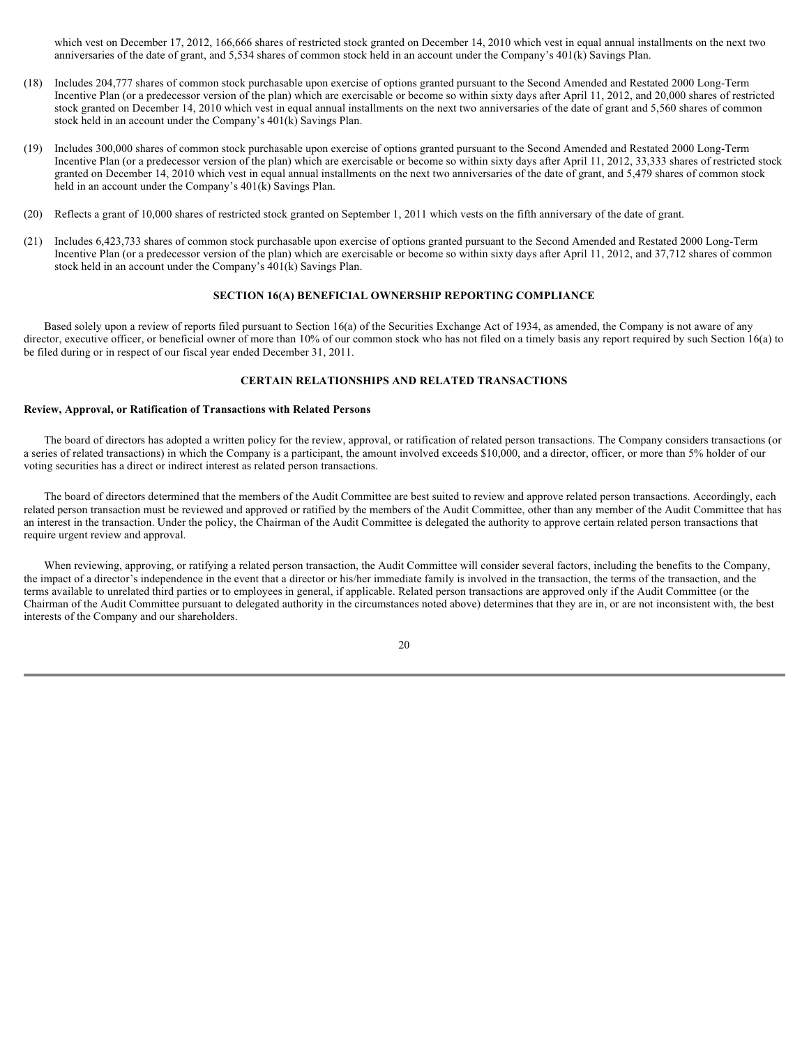which vest on December 17, 2012, 166,666 shares of restricted stock granted on December 14, 2010 which vest in equal annual installments on the next two anniversaries of the date of grant, and 5,534 shares of common stock held in an account under the Company's 401(k) Savings Plan.

(18) Includes 204,777 shares of common stock purchasable upon exercise of options granted pursuant to the Second Amended and Restated 2000 Long-Term Incentive Plan (or a predecessor version of the plan) which are exercisable or become so within sixty days after April 11, 2012, and 20,000 shares of restricted stock granted on December 14, 2010 which vest in equal annual installments on the next two anniversaries of the date of grant and 5,560 shares of common stock held in an account under the Company's 401(k) Savings Plan.

(19) Includes 300,000 shares of common stock purchasable upon exercise of options granted pursuant to the Second Amended and Restated 2000 Long-Term Incentive Plan (or a predecessor version of the plan) which are exercisable or become so within sixty days after April 11, 2012, 33,333 shares of restricted stock granted on December 14, 2010 which vest in equal annual installments on the next two anniversaries of the date of grant, and 5,479 shares of common stock held in an account under the Company's 401(k) Savings Plan.

(20) Reflects a grant of 10,000 shares of restricted stock granted on September 1, 2011 which vests on the fifth anniversary of the date of grant.

(21) Includes 6,423,733 shares of common stock purchasable upon exercise of options granted pursuant to the Second Amended and Restated 2000 Long-Term Incentive Plan (or a predecessor version of the plan) which are exercisable or become so within sixty days after April 11, 2012, and 37,712 shares of common stock held in an account under the Company's 401(k) Savings Plan.

## SECTION 16(A) BENEFICIAL OWNERSHIP REPORTING COMPLIANCE

Based solely upon a review of reports filed pursuant to Section 16(a) of the Securities Exchange Act of 1934, as amended, the Company is not aware of any director, executive officer, or beneficial owner of more than 10% of our common stock who has not filed on a timely basis any report required by such Section 16(a) to be filed during or in respect of our fiscal year ended December 31, 2011.

## CERTAIN RELATIONSHIPS AND RELATED TRANSACTIONS

### Review, Approval, or Ratification of Transactions with Related Persons

The board of directors has adopted a written policy for the review, approval, or ratification of related person transactions. The Company considers transactions (or a series of related transactions) in which the Company is a participant, the amount involved exceeds $10,000, and a director, officer, or more than 5% holder of our voting securities has a direct or indirect interest as related person transactions.

The board of directors determined that the members of the Audit Committee are best suited to review and approve related person transactions. Accordingly, each related person transaction must be reviewed and approved or ratified by the members of the Audit Committee, other than any member of the Audit Committee that has an interest in the transaction. Under the policy, the Chairman of the Audit Committee is delegated the authority to approve certain related person transactions that require urgent review and approval.

When reviewing, approving, or ratifying a related person transaction, the Audit Committee will consider several factors, including the benefits to the Company, the impact of a director's independence in the event that a director or his/her immediate family is involved in the transaction, the terms of the transaction, and the terms available to unrelated third parties or to employees in general, if applicable. Related person transactions are approved only if the Audit Committee (or the Chairman of the Audit Committee pursuant to delegated authority in the circumstances noted above) determines that they are in, or are not inconsistent with, the best interests of the Company and our shareholders.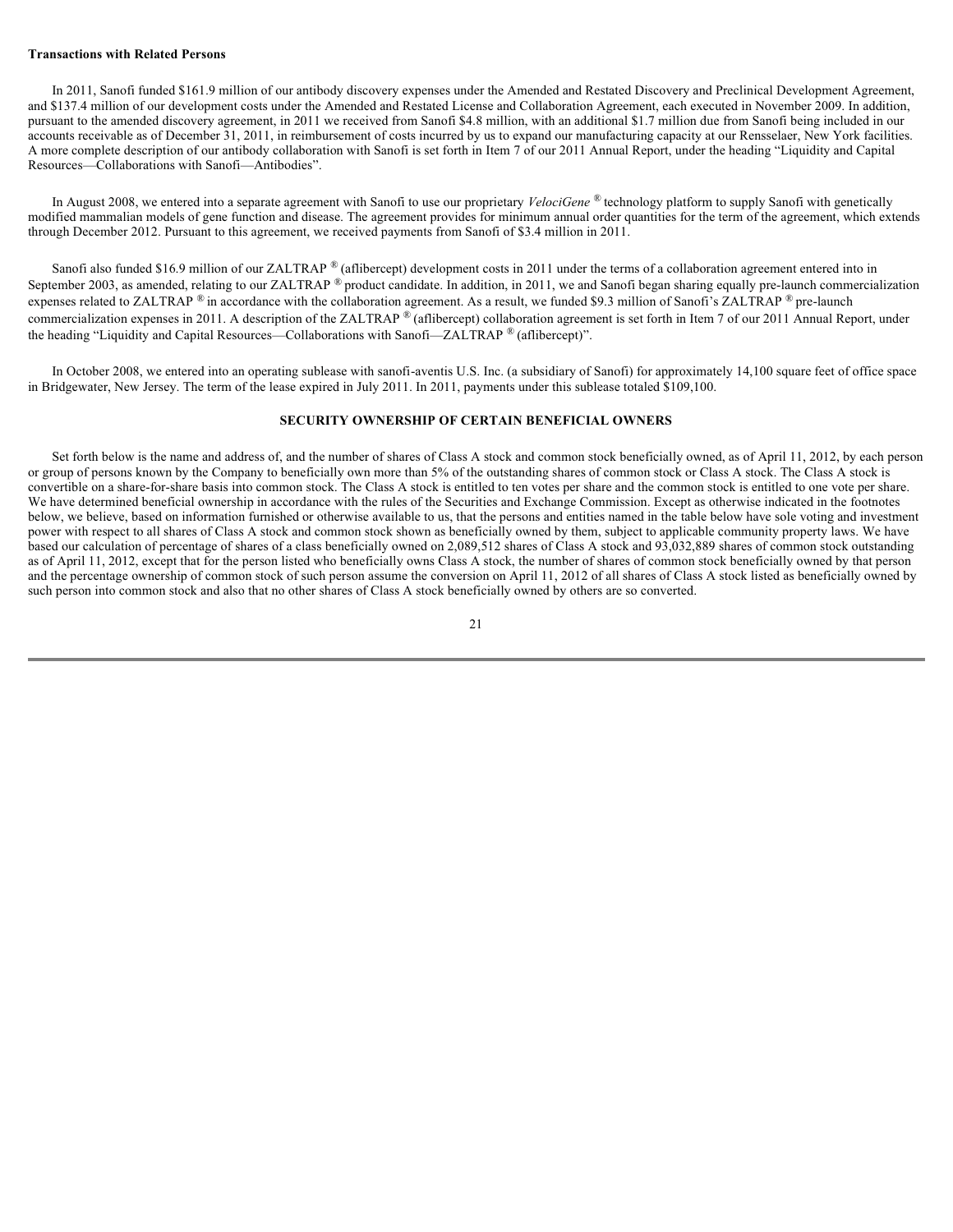**Transactions with Related Persons**

In 2011, Sanofi funded $161.9 million of our antibody discovery expenses under the Amended and Restated Discovery and Preclinical Development Agreement, and $137.4 million of our development costs under the Amended and Restated License and Collaboration Agreement, each executed in November 2009. In addition, pursuant to the amended discovery agreement, in 2011 we received from Sanofi $4.8 million, with an additional $1.7 million due from Sanofi being included in our accounts receivable as of December 31, 2011, in reimbursement of costs incurred by us to expand our manufacturing capacity at our Rensselaer, New York facilities. A more complete description of our antibody collaboration with Sanofi is set forth in Item 7 of our 2011 Annual Report, under the heading "Liquidity and Capital Resources—Collaborations with Sanofi—Antibodies".

In August 2008, we entered into a separate agreement with Sanofi to use our proprietary *VelociGene* ® technology platform to supply Sanofi with genetically modified mammalian models of gene function and disease. The agreement provides for minimum annual order quantities for the term of the agreement, which extends through December 2012. Pursuant to this agreement, we received payments from Sanofi of $3.4 million in 2011.

Sanofi also funded $16.9 million of our ZALTRAP ® (aflibercept) development costs in 2011 under the terms of a collaboration agreement entered into in September 2003, as amended, relating to our ZALTRAP ® product candidate. In addition, in 2011, we and Sanofi began sharing equally pre-launch commercialization expenses related to ZALTRAP ® in accordance with the collaboration agreement. As a result, we funded $9.3 million of Sanofi's ZALTRAP ® pre-launch commercialization expenses in 2011. A description of the ZALTRAP ® (aflibercept) collaboration agreement is set forth in Item 7 of our 2011 Annual Report, under the heading "Liquidity and Capital Resources—Collaborations with Sanofi—ZALTRAP ® (aflibercept)".

In October 2008, we entered into an operating sublease with sanofi-aventis U.S. Inc. (a subsidiary of Sanofi) for approximately 14,100 square feet of office space in Bridgewater, New Jersey. The term of the lease expired in July 2011. In 2011, payments under this sublease totaled $109,100.

## SECURITY OWNERSHIP OF CERTAIN BENEFICIAL OWNERS

Set forth below is the name and address of, and the number of shares of Class A stock and common stock beneficially owned, as of April 11, 2012, by each person or group of persons known by the Company to beneficially own more than 5% of the outstanding shares of common stock or Class A stock. The Class A stock is convertible on a share-for-share basis into common stock. The Class A stock is entitled to ten votes per share and the common stock is entitled to one vote per share. We have determined beneficial ownership in accordance with the rules of the Securities and Exchange Commission. Except as otherwise indicated in the footnotes below, we believe, based on information furnished or otherwise available to us, that the persons and entities named in the table below have sole voting and investment power with respect to all shares of Class A stock and common stock shown as beneficially owned by them, subject to applicable community property laws. We have based our calculation of percentage of shares of a class beneficially owned on 2,089,512 shares of Class A stock and 93,032,889 shares of common stock outstanding as of April 11, 2012, except that for the person listed who beneficially owns Class A stock, the number of shares of common stock beneficially owned by that person and the percentage ownership of common stock of such person assume the conversion on April 11, 2012 of all shares of Class A stock listed as beneficially owned by such person into common stock and also that no other shares of Class A stock beneficially owned by others are so converted.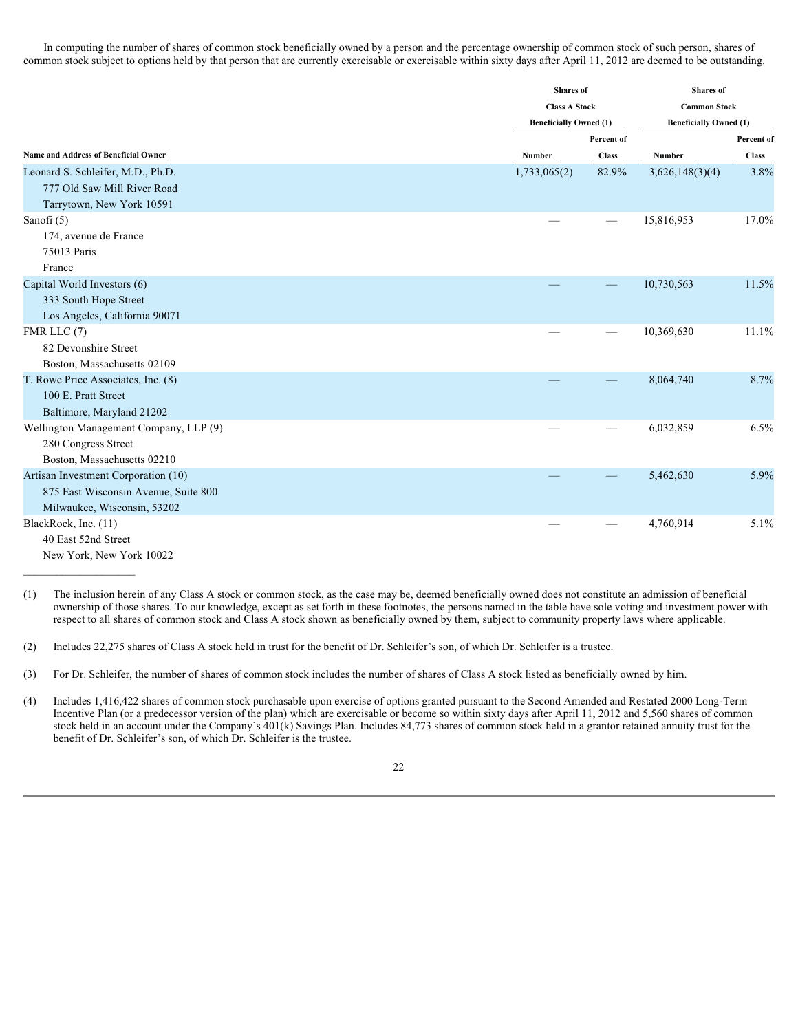In computing the number of shares of common stock beneficially owned by a person and the percentage ownership of common stock of such person, shares of common stock subject to options held by that person that are currently exercisable or exercisable within sixty days after April 11, 2012 are deemed to be outstanding.

| Name and Address of Beneficial Owner | Shares of Class A Stock Beneficially Owned (1) | | Shares of Common Stock Beneficially Owned (1) | |
|---|---|---|---|---|
| | Number | Percent of Class | Number | Percent of Class |
| Leonard S. Schleifer, M.D., Ph.D.<br>777 Old Saw Mill River Road<br>Tarrytown, New York 10591 | 1,733,065(2) | 82.9% | 3,626,148(3)(4) | 3.8% |
| Sanofi (5)<br>174, avenue de France<br>75013 Paris<br>France | — | — | 15,816,953 | 17.0% |
| Capital World Investors (6)<br>333 South Hope Street<br>Los Angeles, California 90071 | — | — | 10,730,563 | 11.5% |
| FMR LLC (7)<br>82 Devonshire Street<br>Boston, Massachusetts 02109 | — | — | 10,369,630 | 11.1% |
| T. Rowe Price Associates, Inc. (8)<br>100 E. Pratt Street<br>Baltimore, Maryland 21202 | — | — | 8,064,740 | 8.7% |
| Wellington Management Company, LLP (9)<br>280 Congress Street<br>Boston, Massachusetts 02210 | — | — | 6,032,859 | 6.5% |
| Artisan Investment Corporation (10)<br>875 East Wisconsin Avenue, Suite 800<br>Milwaukee, Wisconsin, 53202 | — | — | 5,462,630 | 5.9% |
| BlackRock, Inc. (11)<br>40 East 52nd Street<br>New York, New York 10022 | — | — | 4,760,914 | 5.1% |

(1) The inclusion herein of any Class A stock or common stock, as the case may be, deemed beneficially owned does not constitute an admission of beneficial ownership of those shares. To our knowledge, except as set forth in these footnotes, the persons named in the table have sole voting and investment power with respect to all shares of common stock and Class A stock shown as beneficially owned by them, subject to community property laws where applicable.

(2) Includes 22,275 shares of Class A stock held in trust for the benefit of Dr. Schleifer's son, of which Dr. Schleifer is a trustee.

(3) For Dr. Schleifer, the number of shares of common stock includes the number of shares of Class A stock listed as beneficially owned by him.

(4) Includes 1,416,422 shares of common stock purchasable upon exercise of options granted pursuant to the Second Amended and Restated 2000 Long-Term Incentive Plan (or a predecessor version of the plan) which are exercisable or become so within sixty days after April 11, 2012 and 5,560 shares of common stock held in an account under the Company's 401(k) Savings Plan. Includes 84,773 shares of common stock held in a grantor retained annuity trust for the benefit of Dr. Schleifer's son, of which Dr. Schleifer is the trustee.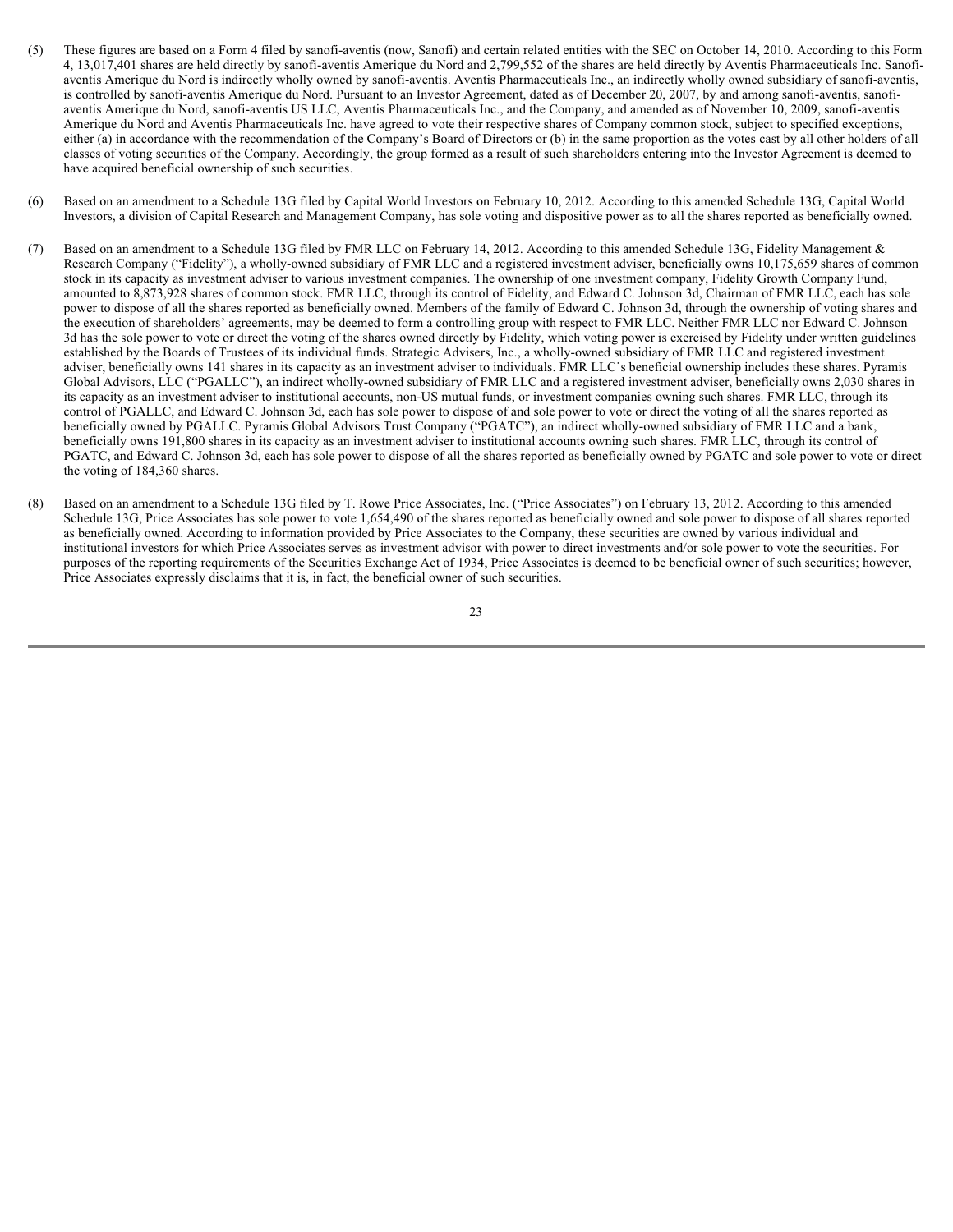(5) These figures are based on a Form 4 filed by sanofi-aventis (now, Sanofi) and certain related entities with the SEC on October 14, 2010. According to this Form 4, 13,017,401 shares are held directly by sanofi-aventis Amerique du Nord and 2,799,552 of the shares are held directly by Aventis Pharmaceuticals Inc. Sanofi-aventis Amerique du Nord is indirectly wholly owned by sanofi-aventis. Aventis Pharmaceuticals Inc., an indirectly wholly owned subsidiary of sanofi-aventis, is controlled by sanofi-aventis Amerique du Nord. Pursuant to an Investor Agreement, dated as of December 20, 2007, by and among sanofi-aventis, sanofi-aventis Amerique du Nord, sanofi-aventis US LLC, Aventis Pharmaceuticals Inc., and the Company, and amended as of November 10, 2009, sanofi-aventis Amerique du Nord and Aventis Pharmaceuticals Inc. have agreed to vote their respective shares of Company common stock, subject to specified exceptions, either (a) in accordance with the recommendation of the Company's Board of Directors or (b) in the same proportion as the votes cast by all other holders of all classes of voting securities of the Company. Accordingly, the group formed as a result of such shareholders entering into the Investor Agreement is deemed to have acquired beneficial ownership of such securities.

(6) Based on an amendment to a Schedule 13G filed by Capital World Investors on February 10, 2012. According to this amended Schedule 13G, Capital World Investors, a division of Capital Research and Management Company, has sole voting and dispositive power as to all the shares reported as beneficially owned.

(7) Based on an amendment to a Schedule 13G filed by FMR LLC on February 14, 2012. According to this amended Schedule 13G, Fidelity Management & Research Company ("Fidelity"), a wholly-owned subsidiary of FMR LLC and a registered investment adviser, beneficially owns 10,175,659 shares of common stock in its capacity as investment adviser to various investment companies. The ownership of one investment company, Fidelity Growth Company Fund, amounted to 8,873,928 shares of common stock. FMR LLC, through its control of Fidelity, and Edward C. Johnson 3d, Chairman of FMR LLC, each has sole power to dispose of all the shares reported as beneficially owned. Members of the family of Edward C. Johnson 3d, through the ownership of voting shares and the execution of shareholders' agreements, may be deemed to form a controlling group with respect to FMR LLC. Neither FMR LLC nor Edward C. Johnson 3d has the sole power to vote or direct the voting of the shares owned directly by Fidelity, which voting power is exercised by Fidelity under written guidelines established by the Boards of Trustees of its individual funds. Strategic Advisers, Inc., a wholly-owned subsidiary of FMR LLC and registered investment adviser, beneficially owns 141 shares in its capacity as an investment adviser to individuals. FMR LLC's beneficial ownership includes these shares. Pyramis Global Advisors, LLC ("PGALLC"), an indirect wholly-owned subsidiary of FMR LLC and a registered investment adviser, beneficially owns 2,030 shares in its capacity as an investment adviser to institutional accounts, non-US mutual funds, or investment companies owning such shares. FMR LLC, through its control of PGALLC, and Edward C. Johnson 3d, each has sole power to dispose of and sole power to vote or direct the voting of all the shares reported as beneficially owned by PGALLC. Pyramis Global Advisors Trust Company ("PGATC"), an indirect wholly-owned subsidiary of FMR LLC and a bank, beneficially owns 191,800 shares in its capacity as an investment adviser to institutional accounts owning such shares. FMR LLC, through its control of PGATC, and Edward C. Johnson 3d, each has sole power to dispose of all the shares reported as beneficially owned by PGATC and sole power to vote or direct the voting of 184,360 shares.

(8) Based on an amendment to a Schedule 13G filed by T. Rowe Price Associates, Inc. ("Price Associates") on February 13, 2012. According to this amended Schedule 13G, Price Associates has sole power to vote 1,654,490 of the shares reported as beneficially owned and sole power to dispose of all shares reported as beneficially owned. According to information provided by Price Associates to the Company, these securities are owned by various individual and institutional investors for which Price Associates serves as investment advisor with power to direct investments and/or sole power to vote the securities. For purposes of the reporting requirements of the Securities Exchange Act of 1934, Price Associates is deemed to be beneficial owner of such securities; however, Price Associates expressly disclaims that it is, in fact, the beneficial owner of such securities.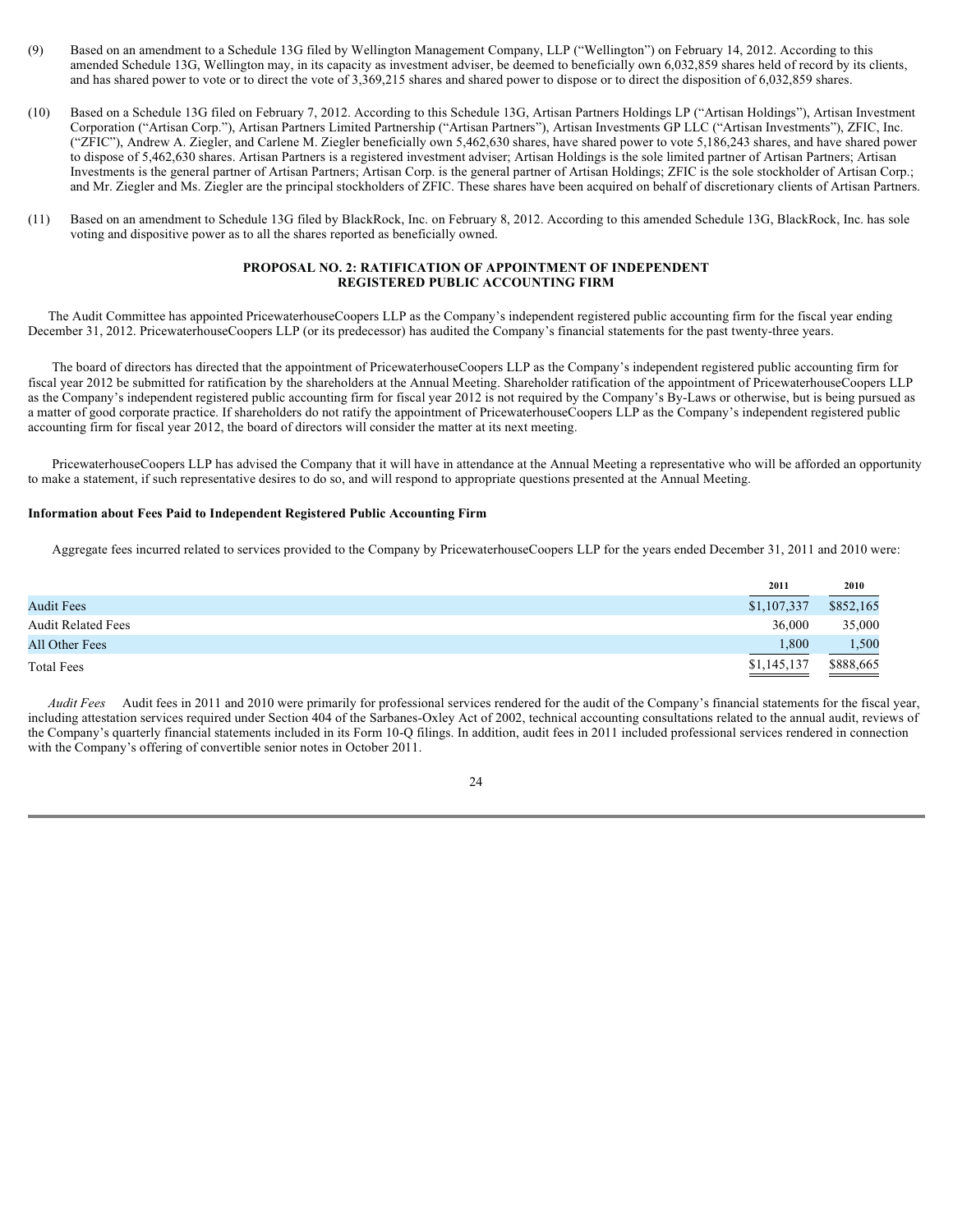(9) Based on an amendment to a Schedule 13G filed by Wellington Management Company, LLP ("Wellington") on February 14, 2012. According to this amended Schedule 13G, Wellington may, in its capacity as investment adviser, be deemed to beneficially own 6,032,859 shares held of record by its clients, and has shared power to vote or to direct the vote of 3,369,215 shares and shared power to dispose or to direct the disposition of 6,032,859 shares.

(10) Based on a Schedule 13G filed on February 7, 2012. According to this Schedule 13G, Artisan Partners Holdings LP ("Artisan Holdings"), Artisan Investment Corporation ("Artisan Corp."), Artisan Partners Limited Partnership ("Artisan Partners"), Artisan Investments GP LLC ("Artisan Investments"), ZFIC, Inc. ("ZFIC"), Andrew A. Ziegler, and Carlene M. Ziegler beneficially own 5,462,630 shares, have shared power to vote 5,186,243 shares, and have shared power to dispose of 5,462,630 shares. Artisan Partners is a registered investment adviser; Artisan Holdings is the sole limited partner of Artisan Partners; Artisan Investments is the general partner of Artisan Partners; Artisan Corp. is the general partner of Artisan Holdings; ZFIC is the sole stockholder of Artisan Corp.; and Mr. Ziegler and Ms. Ziegler are the principal stockholders of ZFIC. These shares have been acquired on behalf of discretionary clients of Artisan Partners.

(11) Based on an amendment to Schedule 13G filed by BlackRock, Inc. on February 8, 2012. According to this amended Schedule 13G, BlackRock, Inc. has sole voting and dispositive power as to all the shares reported as beneficially owned.

## PROPOSAL NO. 2: RATIFICATION OF APPOINTMENT OF INDEPENDENT REGISTERED PUBLIC ACCOUNTING FIRM

The Audit Committee has appointed PricewaterhouseCoopers LLP as the Company's independent registered public accounting firm for the fiscal year ending December 31, 2012. PricewaterhouseCoopers LLP (or its predecessor) has audited the Company's financial statements for the past twenty-three years.

The board of directors has directed that the appointment of PricewaterhouseCoopers LLP as the Company's independent registered public accounting firm for fiscal year 2012 be submitted for ratification by the shareholders at the Annual Meeting. Shareholder ratification of the appointment of PricewaterhouseCoopers LLP as the Company's independent registered public accounting firm for fiscal year 2012 is not required by the Company's By-Laws or otherwise, but is being pursued as a matter of good corporate practice. If shareholders do not ratify the appointment of PricewaterhouseCoopers LLP as the Company's independent registered public accounting firm for fiscal year 2012, the board of directors will consider the matter at its next meeting.

PricewaterhouseCoopers LLP has advised the Company that it will have in attendance at the Annual Meeting a representative who will be afforded an opportunity to make a statement, if such representative desires to do so, and will respond to appropriate questions presented at the Annual Meeting.

### Information about Fees Paid to Independent Registered Public Accounting Firm

Aggregate fees incurred related to services provided to the Company by PricewaterhouseCoopers LLP for the years ended December 31, 2011 and 2010 were:

| | 2011 | 2010 |
|---|---|---|
| Audit Fees | $1,107,337 | $852,165 |
| Audit Related Fees | 36,000 | 35,000 |
| All Other Fees | 1,800 | 1,500 |
| Total Fees | $1,145,137 | $888,665 |

*Audit Fees* Audit fees in 2011 and 2010 were primarily for professional services rendered for the audit of the Company's financial statements for the fiscal year, including attestation services required under Section 404 of the Sarbanes-Oxley Act of 2002, technical accounting consultations related to the annual audit, reviews of the Company's quarterly financial statements included in its Form 10-Q filings. In addition, audit fees in 2011 included professional services rendered in connection with the Company's offering of convertible senior notes in October 2011.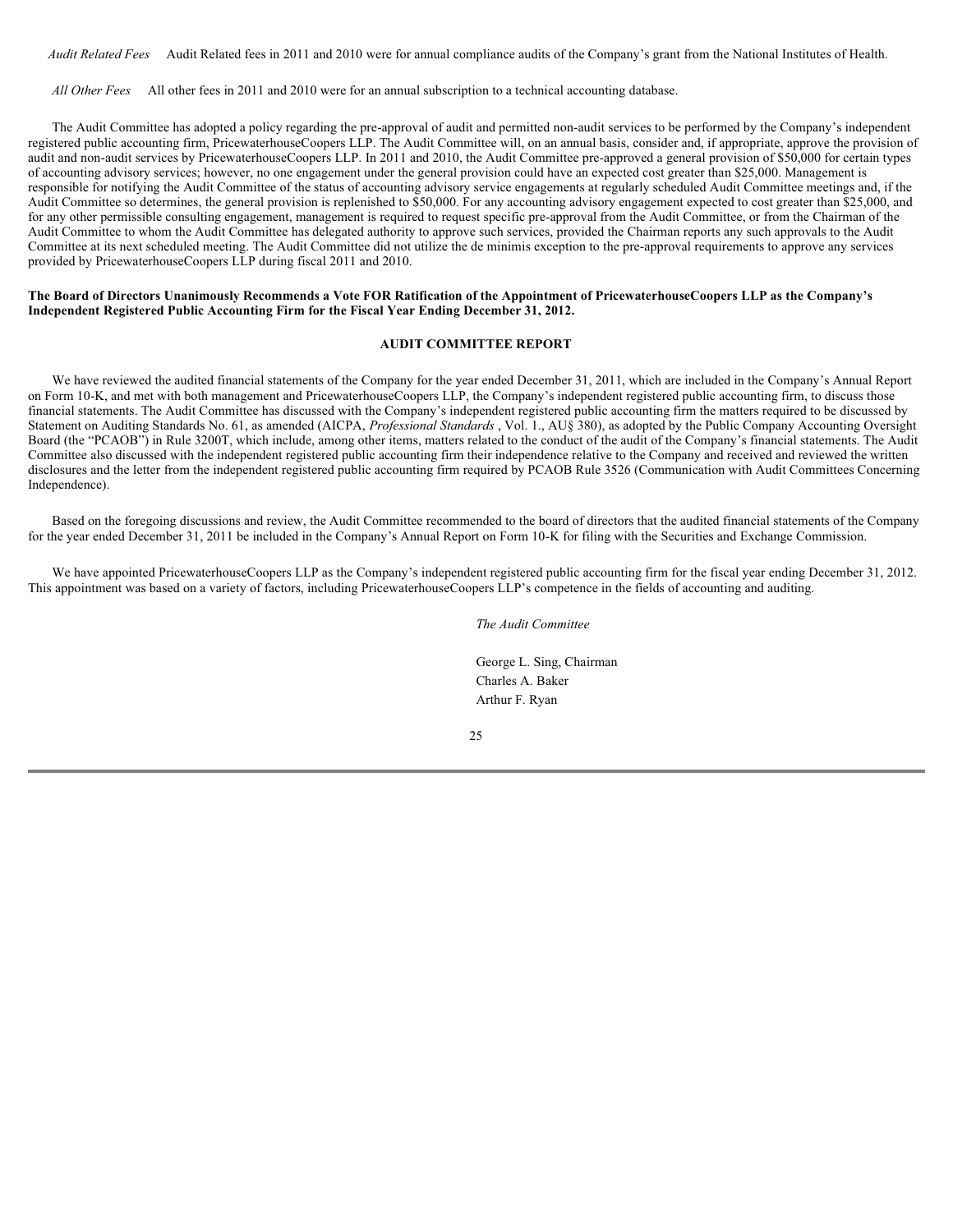*Audit Related Fees* Audit Related fees in 2011 and 2010 were for annual compliance audits of the Company's grant from the National Institutes of Health.

*All Other Fees* All other fees in 2011 and 2010 were for an annual subscription to a technical accounting database.

The Audit Committee has adopted a policy regarding the pre-approval of audit and permitted non-audit services to be performed by the Company's independent registered public accounting firm, PricewaterhouseCoopers LLP. The Audit Committee will, on an annual basis, consider and, if appropriate, approve the provision of audit and non-audit services by PricewaterhouseCoopers LLP. In 2011 and 2010, the Audit Committee pre-approved a general provision of $50,000 for certain types of accounting advisory services; however, no one engagement under the general provision could have an expected cost greater than $25,000. Management is responsible for notifying the Audit Committee of the status of accounting advisory service engagements at regularly scheduled Audit Committee meetings and, if the Audit Committee so determines, the general provision is replenished to $50,000. For any accounting advisory engagement expected to cost greater than $25,000, and for any other permissible consulting engagement, management is required to request specific pre-approval from the Audit Committee, or from the Chairman of the Audit Committee to whom the Audit Committee has delegated authority to approve such services, provided the Chairman reports any such approvals to the Audit Committee at its next scheduled meeting. The Audit Committee did not utilize the de minimis exception to the pre-approval requirements to approve any services provided by PricewaterhouseCoopers LLP during fiscal 2011 and 2010.

**The Board of Directors Unanimously Recommends a Vote FOR Ratification of the Appointment of PricewaterhouseCoopers LLP as the Company's Independent Registered Public Accounting Firm for the Fiscal Year Ending December 31, 2012.**

## AUDIT COMMITTEE REPORT

We have reviewed the audited financial statements of the Company for the year ended December 31, 2011, which are included in the Company's Annual Report on Form 10-K, and met with both management and PricewaterhouseCoopers LLP, the Company's independent registered public accounting firm, to discuss those financial statements. The Audit Committee has discussed with the Company's independent registered public accounting firm the matters required to be discussed by Statement on Auditing Standards No. 61, as amended (AICPA, *Professional Standards* , Vol. 1., AU§ 380), as adopted by the Public Company Accounting Oversight Board (the "PCAOB") in Rule 3200T, which include, among other items, matters related to the conduct of the audit of the Company's financial statements. The Audit Committee also discussed with the independent registered public accounting firm their independence relative to the Company and received and reviewed the written disclosures and the letter from the independent registered public accounting firm required by PCAOB Rule 3526 (Communication with Audit Committees Concerning Independence).

Based on the foregoing discussions and review, the Audit Committee recommended to the board of directors that the audited financial statements of the Company for the year ended December 31, 2011 be included in the Company's Annual Report on Form 10-K for filing with the Securities and Exchange Commission.

We have appointed PricewaterhouseCoopers LLP as the Company's independent registered public accounting firm for the fiscal year ending December 31, 2012. This appointment was based on a variety of factors, including PricewaterhouseCoopers LLP's competence in the fields of accounting and auditing.

*The Audit Committee*

George L. Sing, Chairman
Charles A. Baker
Arthur F. Ryan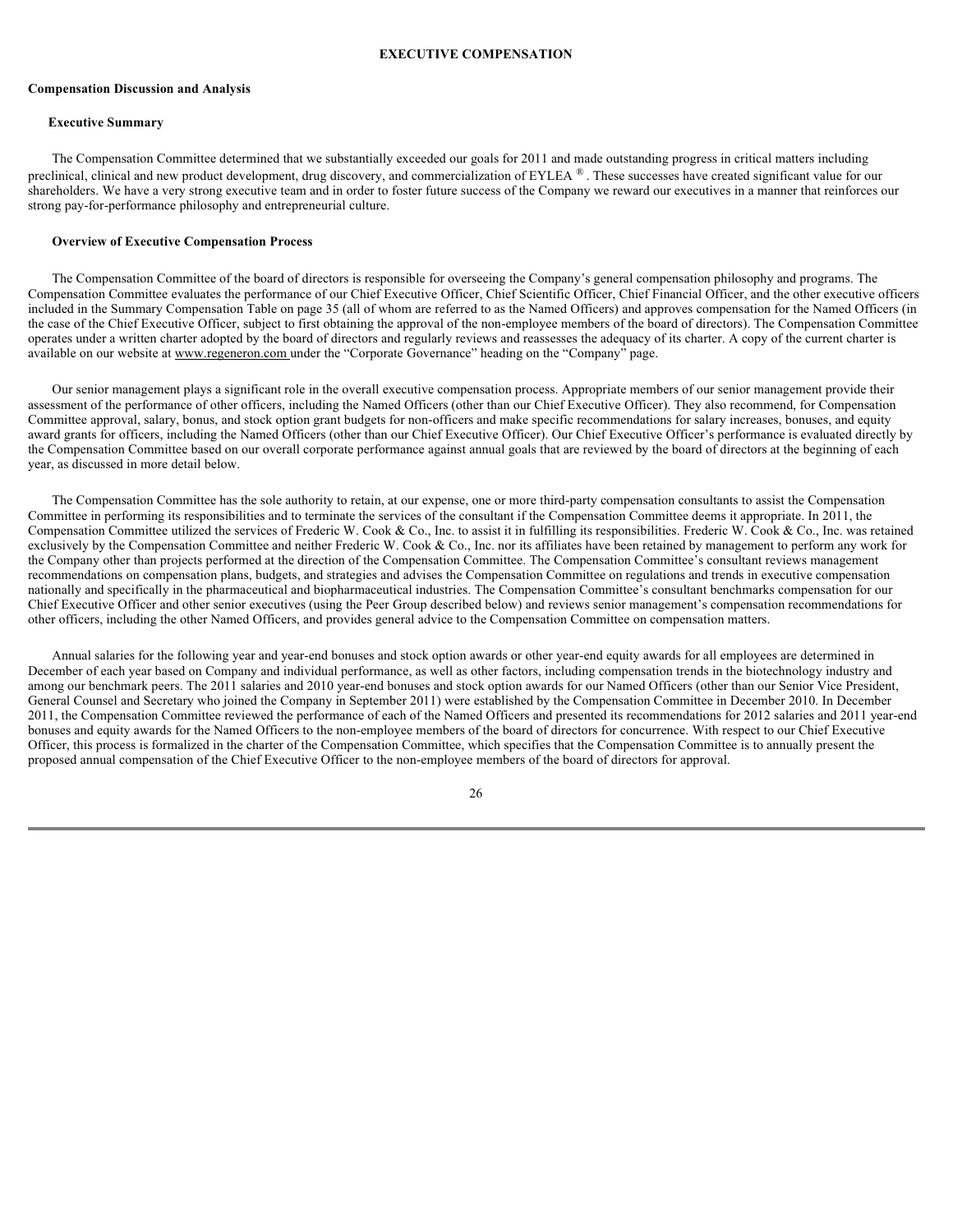# EXECUTIVE COMPENSATION

## Compensation Discussion and Analysis

### Executive Summary

The Compensation Committee determined that we substantially exceeded our goals for 2011 and made outstanding progress in critical matters including preclinical, clinical and new product development, drug discovery, and commercialization of EYLEA ®. These successes have created significant value for our shareholders. We have a very strong executive team and in order to foster future success of the Company we reward our executives in a manner that reinforces our strong pay-for-performance philosophy and entrepreneurial culture.

### Overview of Executive Compensation Process

The Compensation Committee of the board of directors is responsible for overseeing the Company's general compensation philosophy and programs. The Compensation Committee evaluates the performance of our Chief Executive Officer, Chief Scientific Officer, Chief Financial Officer, and the other executive officers included in the Summary Compensation Table on page 35 (all of whom are referred to as the Named Officers) and approves compensation for the Named Officers (in the case of the Chief Executive Officer, subject to first obtaining the approval of the non-employee members of the board of directors). The Compensation Committee operates under a written charter adopted by the board of directors and regularly reviews and reassesses the adequacy of its charter. A copy of the current charter is available on our website at www.regeneron.com under the "Corporate Governance" heading on the "Company" page.

Our senior management plays a significant role in the overall executive compensation process. Appropriate members of our senior management provide their assessment of the performance of other officers, including the Named Officers (other than our Chief Executive Officer). They also recommend, for Compensation Committee approval, salary, bonus, and stock option grant budgets for non-officers and make specific recommendations for salary increases, bonuses, and equity award grants for officers, including the Named Officers (other than our Chief Executive Officer). Our Chief Executive Officer's performance is evaluated directly by the Compensation Committee based on our overall corporate performance against annual goals that are reviewed by the board of directors at the beginning of each year, as discussed in more detail below.

The Compensation Committee has the sole authority to retain, at our expense, one or more third-party compensation consultants to assist the Compensation Committee in performing its responsibilities and to terminate the services of the consultant if the Compensation Committee deems it appropriate. In 2011, the Compensation Committee utilized the services of Frederic W. Cook & Co., Inc. to assist it in fulfilling its responsibilities. Frederic W. Cook & Co., Inc. was retained exclusively by the Compensation Committee and neither Frederic W. Cook & Co., Inc. nor its affiliates have been retained by management to perform any work for the Company other than projects performed at the direction of the Compensation Committee. The Compensation Committee's consultant reviews management recommendations on compensation plans, budgets, and strategies and advises the Compensation Committee on regulations and trends in executive compensation nationally and specifically in the pharmaceutical and biopharmaceutical industries. The Compensation Committee's consultant benchmarks compensation for our Chief Executive Officer and other senior executives (using the Peer Group described below) and reviews senior management's compensation recommendations for other officers, including the other Named Officers, and provides general advice to the Compensation Committee on compensation matters.

Annual salaries for the following year and year-end bonuses and stock option awards or other year-end equity awards for all employees are determined in December of each year based on Company and individual performance, as well as other factors, including compensation trends in the biotechnology industry and among our benchmark peers. The 2011 salaries and 2010 year-end bonuses and stock option awards for our Named Officers (other than our Senior Vice President, General Counsel and Secretary who joined the Company in September 2011) were established by the Compensation Committee in December 2010. In December 2011, the Compensation Committee reviewed the performance of each of the Named Officers and presented its recommendations for 2012 salaries and 2011 year-end bonuses and equity awards for the Named Officers to the non-employee members of the board of directors for concurrence. With respect to our Chief Executive Officer, this process is formalized in the charter of the Compensation Committee, which specifies that the Compensation Committee is to annually present the proposed annual compensation of the Chief Executive Officer to the non-employee members of the board of directors for approval.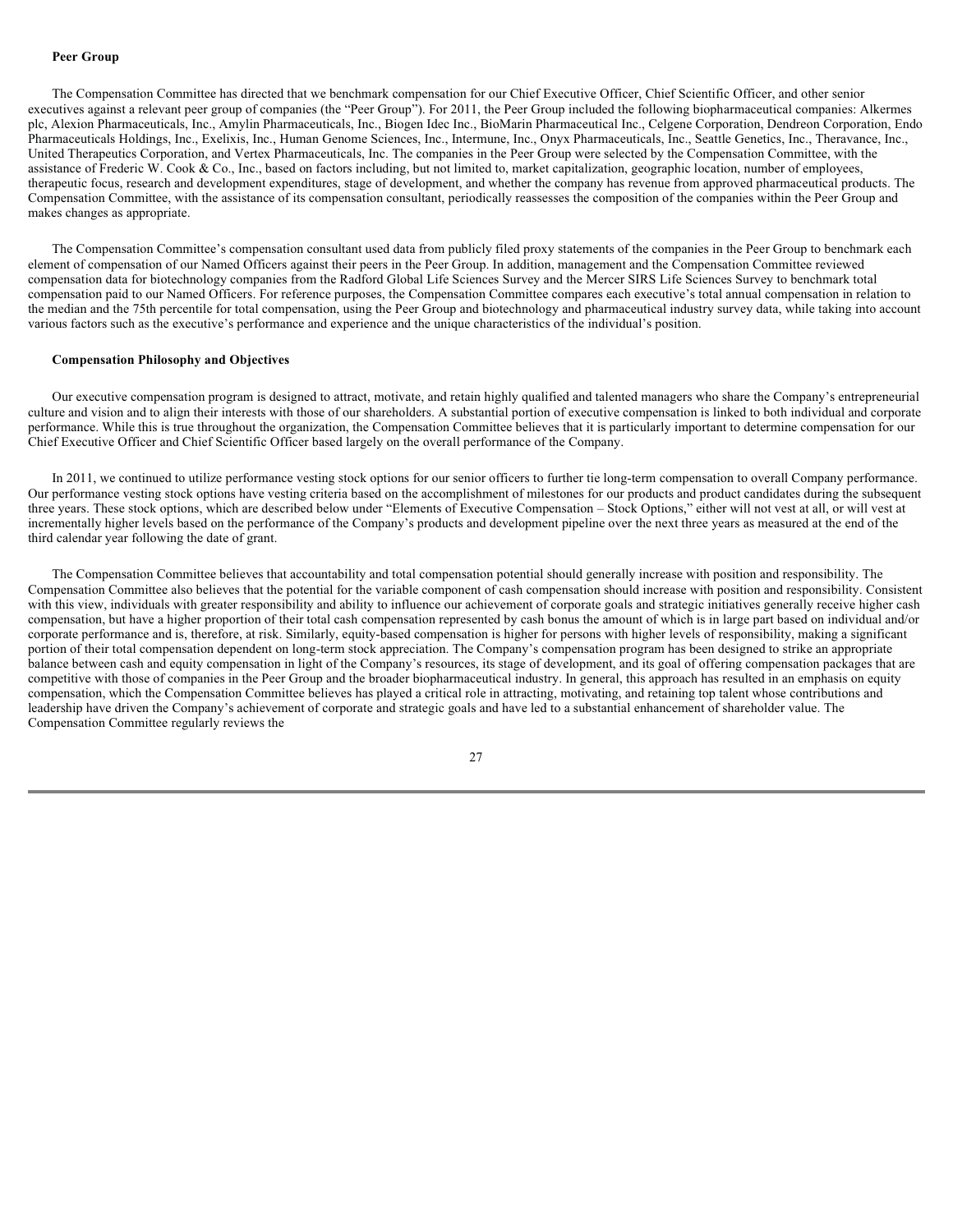**Peer Group**

The Compensation Committee has directed that we benchmark compensation for our Chief Executive Officer, Chief Scientific Officer, and other senior executives against a relevant peer group of companies (the "Peer Group"). For 2011, the Peer Group included the following biopharmaceutical companies: Alkermes plc, Alexion Pharmaceuticals, Inc., Amylin Pharmaceuticals, Inc., Biogen Idec Inc., BioMarin Pharmaceutical Inc., Celgene Corporation, Dendreon Corporation, Endo Pharmaceuticals Holdings, Inc., Exelixis, Inc., Human Genome Sciences, Inc., Intermune, Inc., Onyx Pharmaceuticals, Inc., Seattle Genetics, Inc., Theravance, Inc., United Therapeutics Corporation, and Vertex Pharmaceuticals, Inc. The companies in the Peer Group were selected by the Compensation Committee, with the assistance of Frederic W. Cook & Co., Inc., based on factors including, but not limited to, market capitalization, geographic location, number of employees, therapeutic focus, research and development expenditures, stage of development, and whether the company has revenue from approved pharmaceutical products. The Compensation Committee, with the assistance of its compensation consultant, periodically reassesses the composition of the companies within the Peer Group and makes changes as appropriate.

The Compensation Committee's compensation consultant used data from publicly filed proxy statements of the companies in the Peer Group to benchmark each element of compensation of our Named Officers against their peers in the Peer Group. In addition, management and the Compensation Committee reviewed compensation data for biotechnology companies from the Radford Global Life Sciences Survey and the Mercer SIRS Life Sciences Survey to benchmark total compensation paid to our Named Officers. For reference purposes, the Compensation Committee compares each executive's total annual compensation in relation to the median and the 75th percentile for total compensation, using the Peer Group and biotechnology and pharmaceutical industry survey data, while taking into account various factors such as the executive's performance and experience and the unique characteristics of the individual's position.

**Compensation Philosophy and Objectives**

Our executive compensation program is designed to attract, motivate, and retain highly qualified and talented managers who share the Company's entrepreneurial culture and vision and to align their interests with those of our shareholders. A substantial portion of executive compensation is linked to both individual and corporate performance. While this is true throughout the organization, the Compensation Committee believes that it is particularly important to determine compensation for our Chief Executive Officer and Chief Scientific Officer based largely on the overall performance of the Company.

In 2011, we continued to utilize performance vesting stock options for our senior officers to further tie long-term compensation to overall Company performance. Our performance vesting stock options have vesting criteria based on the accomplishment of milestones for our products and product candidates during the subsequent three years. These stock options, which are described below under "Elements of Executive Compensation – Stock Options," either will not vest at all, or will vest at incrementally higher levels based on the performance of the Company's products and development pipeline over the next three years as measured at the end of the third calendar year following the date of grant.

The Compensation Committee believes that accountability and total compensation potential should generally increase with position and responsibility. The Compensation Committee also believes that the potential for the variable component of cash compensation should increase with position and responsibility. Consistent with this view, individuals with greater responsibility and ability to influence our achievement of corporate goals and strategic initiatives generally receive higher cash compensation, but have a higher proportion of their total cash compensation represented by cash bonus the amount of which is in large part based on individual and/or corporate performance and is, therefore, at risk. Similarly, equity-based compensation is higher for persons with higher levels of responsibility, making a significant portion of their total compensation dependent on long-term stock appreciation. The Company's compensation program has been designed to strike an appropriate balance between cash and equity compensation in light of the Company's resources, its stage of development, and its goal of offering compensation packages that are competitive with those of companies in the Peer Group and the broader biopharmaceutical industry. In general, this approach has resulted in an emphasis on equity compensation, which the Compensation Committee believes has played a critical role in attracting, motivating, and retaining top talent whose contributions and leadership have driven the Company's achievement of corporate and strategic goals and have led to a substantial enhancement of shareholder value. The Compensation Committee regularly reviews the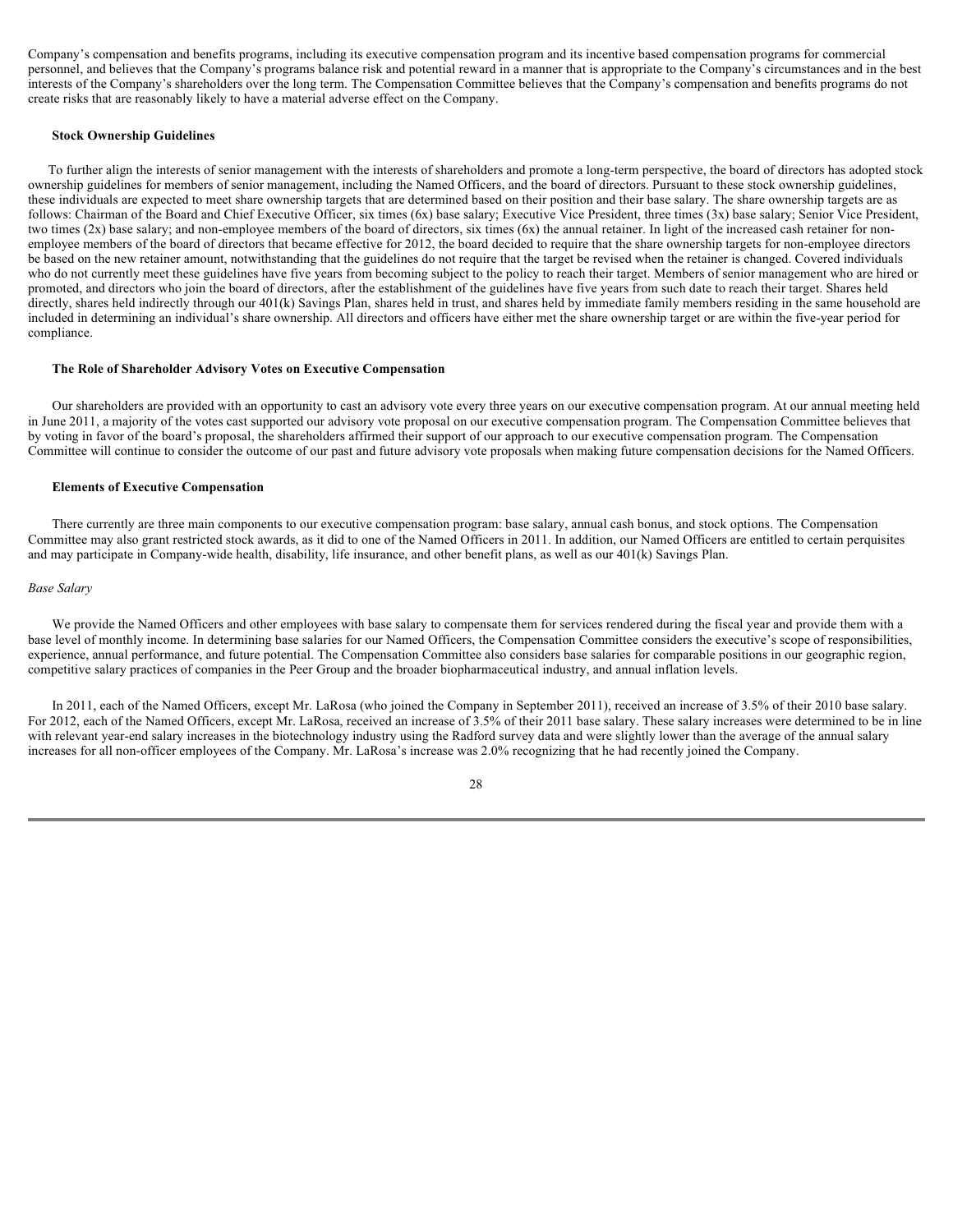Company's compensation and benefits programs, including its executive compensation program and its incentive based compensation programs for commercial personnel, and believes that the Company's programs balance risk and potential reward in a manner that is appropriate to the Company's circumstances and in the best interests of the Company's shareholders over the long term. The Compensation Committee believes that the Company's compensation and benefits programs do not create risks that are reasonably likely to have a material adverse effect on the Company.

**Stock Ownership Guidelines**

To further align the interests of senior management with the interests of shareholders and promote a long-term perspective, the board of directors has adopted stock ownership guidelines for members of senior management, including the Named Officers, and the board of directors. Pursuant to these stock ownership guidelines, these individuals are expected to meet share ownership targets that are determined based on their position and their base salary. The share ownership targets are as follows: Chairman of the Board and Chief Executive Officer, six times (6x) base salary; Executive Vice President, three times (3x) base salary; Senior Vice President, two times (2x) base salary; and non-employee members of the board of directors, six times (6x) the annual retainer. In light of the increased cash retainer for non-employee members of the board of directors that became effective for 2012, the board decided to require that the share ownership targets for non-employee directors be based on the new retainer amount, notwithstanding that the guidelines do not require that the target be revised when the retainer is changed. Covered individuals who do not currently meet these guidelines have five years from becoming subject to the policy to reach their target. Members of senior management who are hired or promoted, and directors who join the board of directors, after the establishment of the guidelines have five years from such date to reach their target. Shares held directly, shares held indirectly through our 401(k) Savings Plan, shares held in trust, and shares held by immediate family members residing in the same household are included in determining an individual's share ownership. All directors and officers have either met the share ownership target or are within the five-year period for compliance.

**The Role of Shareholder Advisory Votes on Executive Compensation**

Our shareholders are provided with an opportunity to cast an advisory vote every three years on our executive compensation program. At our annual meeting held in June 2011, a majority of the votes cast supported our advisory vote proposal on our executive compensation program. The Compensation Committee believes that by voting in favor of the board's proposal, the shareholders affirmed their support of our approach to our executive compensation program. The Compensation Committee will continue to consider the outcome of our past and future advisory vote proposals when making future compensation decisions for the Named Officers.

**Elements of Executive Compensation**

There currently are three main components to our executive compensation program: base salary, annual cash bonus, and stock options. The Compensation Committee may also grant restricted stock awards, as it did to one of the Named Officers in 2011. In addition, our Named Officers are entitled to certain perquisites and may participate in Company-wide health, disability, life insurance, and other benefit plans, as well as our 401(k) Savings Plan.

*Base Salary*

We provide the Named Officers and other employees with base salary to compensate them for services rendered during the fiscal year and provide them with a base level of monthly income. In determining base salaries for our Named Officers, the Compensation Committee considers the executive's scope of responsibilities, experience, annual performance, and future potential. The Compensation Committee also considers base salaries for comparable positions in our geographic region, competitive salary practices of companies in the Peer Group and the broader biopharmaceutical industry, and annual inflation levels.

In 2011, each of the Named Officers, except Mr. LaRosa (who joined the Company in September 2011), received an increase of 3.5% of their 2010 base salary. For 2012, each of the Named Officers, except Mr. LaRosa, received an increase of 3.5% of their 2011 base salary. These salary increases were determined to be in line with relevant year-end salary increases in the biotechnology industry using the Radford survey data and were slightly lower than the average of the annual salary increases for all non-officer employees of the Company. Mr. LaRosa's increase was 2.0% recognizing that he had recently joined the Company.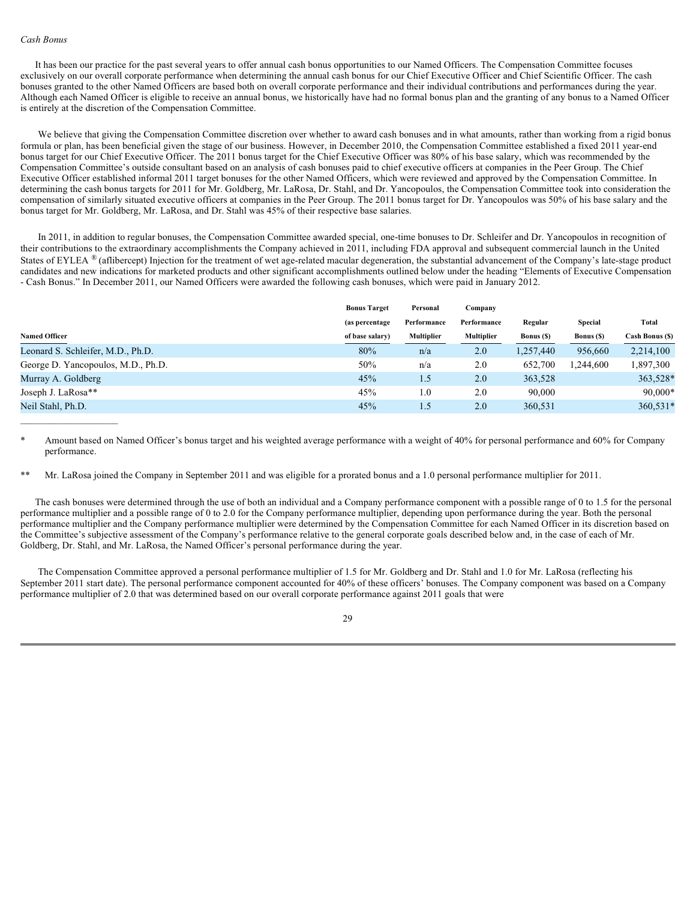*Cash Bonus*

It has been our practice for the past several years to offer annual cash bonus opportunities to our Named Officers. The Compensation Committee focuses exclusively on our overall corporate performance when determining the annual cash bonus for our Chief Executive Officer and Chief Scientific Officer. The cash bonuses granted to the other Named Officers are based both on overall corporate performance and their individual contributions and performances during the year. Although each Named Officer is eligible to receive an annual bonus, we historically have had no formal bonus plan and the granting of any bonus to a Named Officer is entirely at the discretion of the Compensation Committee.

We believe that giving the Compensation Committee discretion over whether to award cash bonuses and in what amounts, rather than working from a rigid bonus formula or plan, has been beneficial given the stage of our business. However, in December 2010, the Compensation Committee established a fixed 2011 year-end bonus target for our Chief Executive Officer. The 2011 bonus target for the Chief Executive Officer was 80% of his base salary, which was recommended by the Compensation Committee's outside consultant based on an analysis of cash bonuses paid to chief executive officers at companies in the Peer Group. The Chief Executive Officer established informal 2011 target bonuses for the other Named Officers, which were reviewed and approved by the Compensation Committee. In determining the cash bonus targets for 2011 for Mr. Goldberg, Mr. LaRosa, Dr. Stahl, and Dr. Yancopoulos, the Compensation Committee took into consideration the compensation of similarly situated executive officers at companies in the Peer Group. The 2011 bonus target for Dr. Yancopoulos was 50% of his base salary and the bonus target for Mr. Goldberg, Mr. LaRosa, and Dr. Stahl was 45% of their respective base salaries.

In 2011, in addition to regular bonuses, the Compensation Committee awarded special, one-time bonuses to Dr. Schleifer and Dr. Yancopoulos in recognition of their contributions to the extraordinary accomplishments the Company achieved in 2011, including FDA approval and subsequent commercial launch in the United States of EYLEA ® (aflibercept) Injection for the treatment of wet age-related macular degeneration, the substantial advancement of the Company's late-stage product candidates and new indications for marketed products and other significant accomplishments outlined below under the heading "Elements of Executive Compensation - Cash Bonus." In December 2011, our Named Officers were awarded the following cash bonuses, which were paid in January 2012.

| Named Officer | Bonus Target (as percentage of base salary) | Personal Performance Multiplier | Company Performance Multiplier | Regular Bonus ($) | Special Bonus ($) | Total Cash Bonus ($) |
|---|---|---|---|---|---|---|
| Leonard S. Schleifer, M.D., Ph.D. | 80% | n/a | 2.0 | 1,257,440 | 956,660 | 2,214,100 |
| George D. Yancopoulos, M.D., Ph.D. | 50% | n/a | 2.0 | 652,700 | 1,244,600 | 1,897,300 |
| Murray A. Goldberg | 45% | 1.5 | 2.0 | 363,528 | | 363,528* |
| Joseph J. LaRosa** | 45% | 1.0 | 2.0 | 90,000 | | 90,000* |
| Neil Stahl, Ph.D. | 45% | 1.5 | 2.0 | 360,531 | | 360,531* |

\* Amount based on Named Officer's bonus target and his weighted average performance with a weight of 40% for personal performance and 60% for Company performance.

\** Mr. LaRosa joined the Company in September 2011 and was eligible for a prorated bonus and a 1.0 personal performance multiplier for 2011.

The cash bonuses were determined through the use of both an individual and a Company performance component with a possible range of 0 to 1.5 for the personal performance multiplier and a possible range of 0 to 2.0 for the Company performance multiplier, depending upon performance during the year. Both the personal performance multiplier and the Company performance multiplier were determined by the Compensation Committee for each Named Officer in its discretion based on the Committee's subjective assessment of the Company's performance relative to the general corporate goals described below and, in the case of each of Mr. Goldberg, Dr. Stahl, and Mr. LaRosa, the Named Officer's personal performance during the year.

The Compensation Committee approved a personal performance multiplier of 1.5 for Mr. Goldberg and Dr. Stahl and 1.0 for Mr. LaRosa (reflecting his September 2011 start date). The personal performance component accounted for 40% of these officers' bonuses. The Company component was based on a Company performance multiplier of 2.0 that was determined based on our overall corporate performance against 2011 goals that were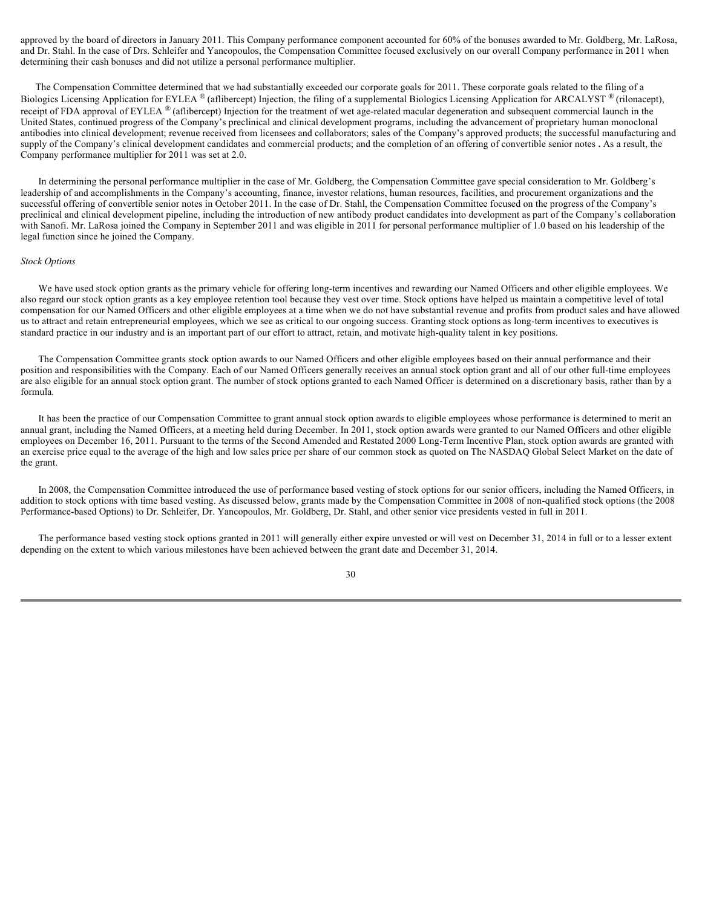approved by the board of directors in January 2011. This Company performance component accounted for 60% of the bonuses awarded to Mr. Goldberg, Mr. LaRosa, and Dr. Stahl. In the case of Drs. Schleifer and Yancopoulos, the Compensation Committee focused exclusively on our overall Company performance in 2011 when determining their cash bonuses and did not utilize a personal performance multiplier.

The Compensation Committee determined that we had substantially exceeded our corporate goals for 2011. These corporate goals related to the filing of a Biologics Licensing Application for EYLEA ® (aflibercept) Injection, the filing of a supplemental Biologics Licensing Application for ARCALYST ® (rilonacept), receipt of FDA approval of EYLEA ® (aflibercept) Injection for the treatment of wet age-related macular degeneration and subsequent commercial launch in the United States, continued progress of the Company's preclinical and clinical development programs, including the advancement of proprietary human monoclonal antibodies into clinical development; revenue received from licensees and collaborators; sales of the Company's approved products; the successful manufacturing and supply of the Company's clinical development candidates and commercial products; and the completion of an offering of convertible senior notes . As a result, the Company performance multiplier for 2011 was set at 2.0.

In determining the personal performance multiplier in the case of Mr. Goldberg, the Compensation Committee gave special consideration to Mr. Goldberg's leadership of and accomplishments in the Company's accounting, finance, investor relations, human resources, facilities, and procurement organizations and the successful offering of convertible senior notes in October 2011. In the case of Dr. Stahl, the Compensation Committee focused on the progress of the Company's preclinical and clinical development pipeline, including the introduction of new antibody product candidates into development as part of the Company's collaboration with Sanofi. Mr. LaRosa joined the Company in September 2011 and was eligible in 2011 for personal performance multiplier of 1.0 based on his leadership of the legal function since he joined the Company.

*Stock Options*

We have used stock option grants as the primary vehicle for offering long-term incentives and rewarding our Named Officers and other eligible employees. We also regard our stock option grants as a key employee retention tool because they vest over time. Stock options have helped us maintain a competitive level of total compensation for our Named Officers and other eligible employees at a time when we do not have substantial revenue and profits from product sales and have allowed us to attract and retain entrepreneurial employees, which we see as critical to our ongoing success. Granting stock options as long-term incentives to executives is standard practice in our industry and is an important part of our effort to attract, retain, and motivate high-quality talent in key positions.

The Compensation Committee grants stock option awards to our Named Officers and other eligible employees based on their annual performance and their position and responsibilities with the Company. Each of our Named Officers generally receives an annual stock option grant and all of our other full-time employees are also eligible for an annual stock option grant. The number of stock options granted to each Named Officer is determined on a discretionary basis, rather than by a formula.

It has been the practice of our Compensation Committee to grant annual stock option awards to eligible employees whose performance is determined to merit an annual grant, including the Named Officers, at a meeting held during December. In 2011, stock option awards were granted to our Named Officers and other eligible employees on December 16, 2011. Pursuant to the terms of the Second Amended and Restated 2000 Long-Term Incentive Plan, stock option awards are granted with an exercise price equal to the average of the high and low sales price per share of our common stock as quoted on The NASDAQ Global Select Market on the date of the grant.

In 2008, the Compensation Committee introduced the use of performance based vesting of stock options for our senior officers, including the Named Officers, in addition to stock options with time based vesting. As discussed below, grants made by the Compensation Committee in 2008 of non-qualified stock options (the 2008 Performance-based Options) to Dr. Schleifer, Dr. Yancopoulos, Mr. Goldberg, Dr. Stahl, and other senior vice presidents vested in full in 2011.

The performance based vesting stock options granted in 2011 will generally either expire unvested or will vest on December 31, 2014 in full or to a lesser extent depending on the extent to which various milestones have been achieved between the grant date and December 31, 2014.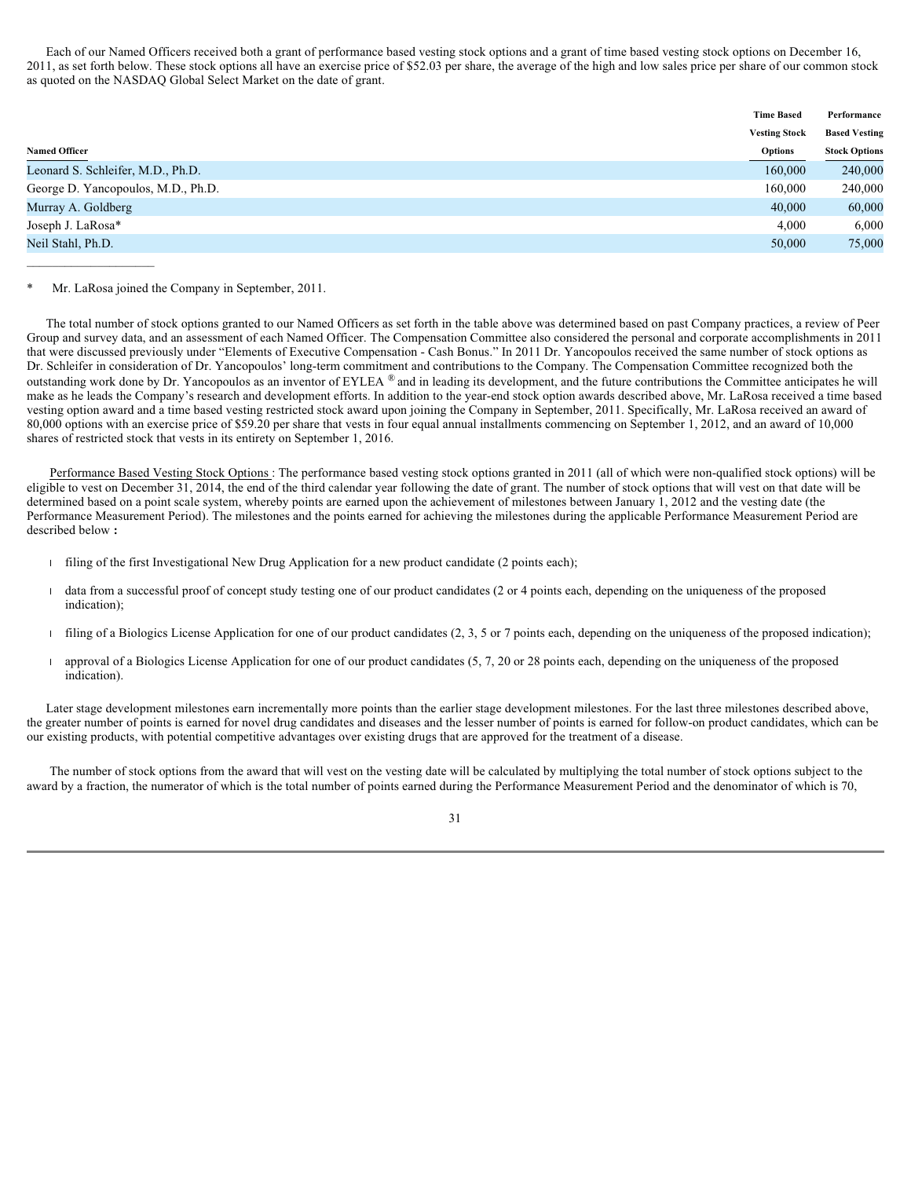Each of our Named Officers received both a grant of performance based vesting stock options and a grant of time based vesting stock options on December 16, 2011, as set forth below. These stock options all have an exercise price of $52.03 per share, the average of the high and low sales price per share of our common stock as quoted on the NASDAQ Global Select Market on the date of grant.

| Named Officer | Time Based Vesting Stock Options | Performance Based Vesting Stock Options |
|---|---|---|
| Leonard S. Schleifer, M.D., Ph.D. | 160,000 | 240,000 |
| George D. Yancopoulos, M.D., Ph.D. | 160,000 | 240,000 |
| Murray A. Goldberg | 40,000 | 60,000 |
| Joseph J. LaRosa* | 4,000 | 6,000 |
| Neil Stahl, Ph.D. | 50,000 | 75,000 |

\* Mr. LaRosa joined the Company in September, 2011.

The total number of stock options granted to our Named Officers as set forth in the table above was determined based on past Company practices, a review of Peer Group and survey data, and an assessment of each Named Officer. The Compensation Committee also considered the personal and corporate accomplishments in 2011 that were discussed previously under "Elements of Executive Compensation - Cash Bonus." In 2011 Dr. Yancopoulos received the same number of stock options as Dr. Schleifer in consideration of Dr. Yancopoulos' long-term commitment and contributions to the Company. The Compensation Committee recognized both the outstanding work done by Dr. Yancopoulos as an inventor of EYLEA ® and in leading its development, and the future contributions the Committee anticipates he will make as he leads the Company's research and development efforts. In addition to the year-end stock option awards described above, Mr. LaRosa received a time based vesting option award and a time based vesting restricted stock award upon joining the Company in September, 2011. Specifically, Mr. LaRosa received an award of 80,000 options with an exercise price of $59.20 per share that vests in four equal annual installments commencing on September 1, 2012, and an award of 10,000 shares of restricted stock that vests in its entirety on September 1, 2016.

Performance Based Vesting Stock Options : The performance based vesting stock options granted in 2011 (all of which were non-qualified stock options) will be eligible to vest on December 31, 2014, the end of the third calendar year following the date of grant. The number of stock options that will vest on that date will be determined based on a point scale system, whereby points are earned upon the achievement of milestones between January 1, 2012 and the vesting date (the Performance Measurement Period). The milestones and the points earned for achieving the milestones during the applicable Performance Measurement Period are described below **:**

- filing of the first Investigational New Drug Application for a new product candidate (2 points each);
- data from a successful proof of concept study testing one of our product candidates (2 or 4 points each, depending on the uniqueness of the proposed indication);
- filing of a Biologics License Application for one of our product candidates (2, 3, 5 or 7 points each, depending on the uniqueness of the proposed indication);
- approval of a Biologics License Application for one of our product candidates (5, 7, 20 or 28 points each, depending on the uniqueness of the proposed indication).

Later stage development milestones earn incrementally more points than the earlier stage development milestones. For the last three milestones described above, the greater number of points is earned for novel drug candidates and diseases and the lesser number of points is earned for follow-on product candidates, which can be our existing products, with potential competitive advantages over existing drugs that are approved for the treatment of a disease.

The number of stock options from the award that will vest on the vesting date will be calculated by multiplying the total number of stock options subject to the award by a fraction, the numerator of which is the total number of points earned during the Performance Measurement Period and the denominator of which is 70,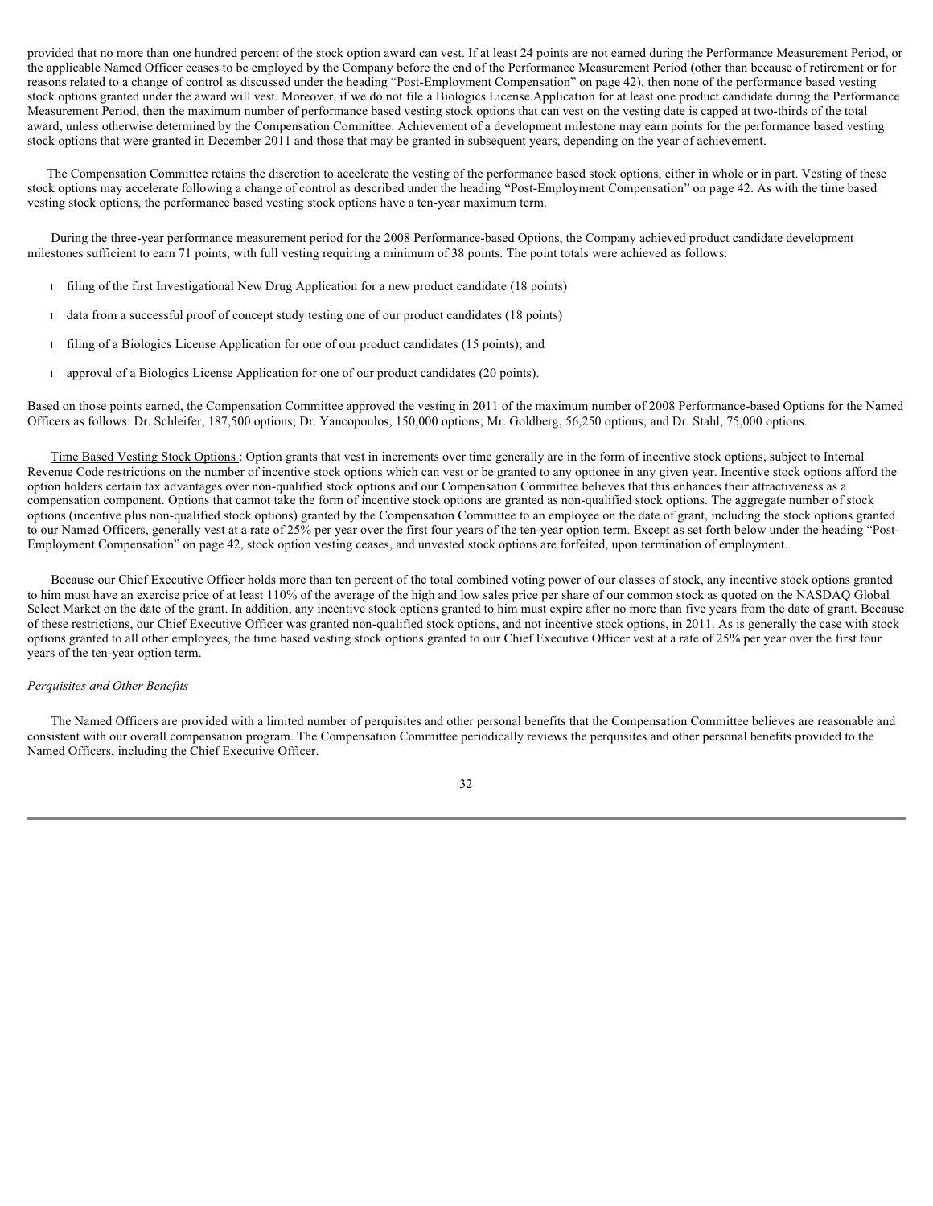provided that no more than one hundred percent of the stock option award can vest. If at least 24 points are not earned during the Performance Measurement Period, or the applicable Named Officer ceases to be employed by the Company before the end of the Performance Measurement Period (other than because of retirement or for reasons related to a change of control as discussed under the heading "Post-Employment Compensation" on page 42), then none of the performance based vesting stock options granted under the award will vest. Moreover, if we do not file a Biologics License Application for at least one product candidate during the Performance Measurement Period, then the maximum number of performance based vesting stock options that can vest on the vesting date is capped at two-thirds of the total award, unless otherwise determined by the Compensation Committee. Achievement of a development milestone may earn points for the performance based vesting stock options that were granted in December 2011 and those that may be granted in subsequent years, depending on the year of achievement.

The Compensation Committee retains the discretion to accelerate the vesting of the performance based stock options, either in whole or in part. Vesting of these stock options may accelerate following a change of control as described under the heading "Post-Employment Compensation" on page 42. As with the time based vesting stock options, the performance based vesting stock options have a ten-year maximum term.

During the three-year performance measurement period for the 2008 Performance-based Options, the Company achieved product candidate development milestones sufficient to earn 71 points, with full vesting requiring a minimum of 38 points. The point totals were achieved as follows:

- filing of the first Investigational New Drug Application for a new product candidate (18 points)
- data from a successful proof of concept study testing one of our product candidates (18 points)
- filing of a Biologics License Application for one of our product candidates (15 points); and
- approval of a Biologics License Application for one of our product candidates (20 points).

Based on those points earned, the Compensation Committee approved the vesting in 2011 of the maximum number of 2008 Performance-based Options for the Named Officers as follows: Dr. Schleifer, 187,500 options; Dr. Yancopoulos, 150,000 options; Mr. Goldberg, 56,250 options; and Dr. Stahl, 75,000 options.

Time Based Vesting Stock Options : Option grants that vest in increments over time generally are in the form of incentive stock options, subject to Internal Revenue Code restrictions on the number of incentive stock options which can vest or be granted to any optionee in any given year. Incentive stock options afford the option holders certain tax advantages over non-qualified stock options and our Compensation Committee believes that this enhances their attractiveness as a compensation component. Options that cannot take the form of incentive stock options are granted as non-qualified stock options. The aggregate number of stock options (incentive plus non-qualified stock options) granted by the Compensation Committee to an employee on the date of grant, including the stock options granted to our Named Officers, generally vest at a rate of 25% per year over the first four years of the ten-year option term. Except as set forth below under the heading "Post-Employment Compensation" on page 42, stock option vesting ceases, and unvested stock options are forfeited, upon termination of employment.

Because our Chief Executive Officer holds more than ten percent of the total combined voting power of our classes of stock, any incentive stock options granted to him must have an exercise price of at least 110% of the average of the high and low sales price per share of our common stock as quoted on the NASDAQ Global Select Market on the date of the grant. In addition, any incentive stock options granted to him must expire after no more than five years from the date of grant. Because of these restrictions, our Chief Executive Officer was granted non-qualified stock options, and not incentive stock options, in 2011. As is generally the case with stock options granted to all other employees, the time based vesting stock options granted to our Chief Executive Officer vest at a rate of 25% per year over the first four years of the ten-year option term.

*Perquisites and Other Benefits*

The Named Officers are provided with a limited number of perquisites and other personal benefits that the Compensation Committee believes are reasonable and consistent with our overall compensation program. The Compensation Committee periodically reviews the perquisites and other personal benefits provided to the Named Officers, including the Chief Executive Officer.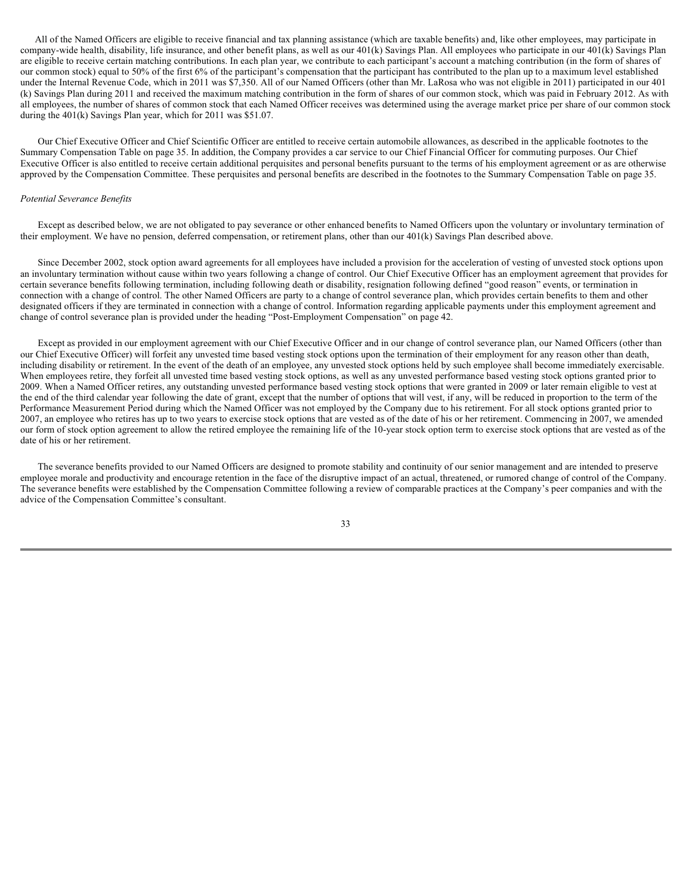All of the Named Officers are eligible to receive financial and tax planning assistance (which are taxable benefits) and, like other employees, may participate in company-wide health, disability, life insurance, and other benefit plans, as well as our 401(k) Savings Plan. All employees who participate in our 401(k) Savings Plan are eligible to receive certain matching contributions. In each plan year, we contribute to each participant's account a matching contribution (in the form of shares of our common stock) equal to 50% of the first 6% of the participant's compensation that the participant has contributed to the plan up to a maximum level established under the Internal Revenue Code, which in 2011 was $7,350. All of our Named Officers (other than Mr. LaRosa who was not eligible in 2011) participated in our 401 (k) Savings Plan during 2011 and received the maximum matching contribution in the form of shares of our common stock, which was paid in February 2012. As with all employees, the number of shares of common stock that each Named Officer receives was determined using the average market price per share of our common stock during the 401(k) Savings Plan year, which for 2011 was $51.07.

Our Chief Executive Officer and Chief Scientific Officer are entitled to receive certain automobile allowances, as described in the applicable footnotes to the Summary Compensation Table on page 35. In addition, the Company provides a car service to our Chief Financial Officer for commuting purposes. Our Chief Executive Officer is also entitled to receive certain additional perquisites and personal benefits pursuant to the terms of his employment agreement or as are otherwise approved by the Compensation Committee. These perquisites and personal benefits are described in the footnotes to the Summary Compensation Table on page 35.

*Potential Severance Benefits*

Except as described below, we are not obligated to pay severance or other enhanced benefits to Named Officers upon the voluntary or involuntary termination of their employment. We have no pension, deferred compensation, or retirement plans, other than our 401(k) Savings Plan described above.

Since December 2002, stock option award agreements for all employees have included a provision for the acceleration of vesting of unvested stock options upon an involuntary termination without cause within two years following a change of control. Our Chief Executive Officer has an employment agreement that provides for certain severance benefits following termination, including following death or disability, resignation following defined "good reason" events, or termination in connection with a change of control. The other Named Officers are party to a change of control severance plan, which provides certain benefits to them and other designated officers if they are terminated in connection with a change of control. Information regarding applicable payments under this employment agreement and change of control severance plan is provided under the heading "Post-Employment Compensation" on page 42.

Except as provided in our employment agreement with our Chief Executive Officer and in our change of control severance plan, our Named Officers (other than our Chief Executive Officer) will forfeit any unvested time based vesting stock options upon the termination of their employment for any reason other than death, including disability or retirement. In the event of the death of an employee, any unvested stock options held by such employee shall become immediately exercisable. When employees retire, they forfeit all unvested time based vesting stock options, as well as any unvested performance based vesting stock options granted prior to 2009. When a Named Officer retires, any outstanding unvested performance based vesting stock options that were granted in 2009 or later remain eligible to vest at the end of the third calendar year following the date of grant, except that the number of options that will vest, if any, will be reduced in proportion to the term of the Performance Measurement Period during which the Named Officer was not employed by the Company due to his retirement. For all stock options granted prior to 2007, an employee who retires has up to two years to exercise stock options that are vested as of the date of his or her retirement. Commencing in 2007, we amended our form of stock option agreement to allow the retired employee the remaining life of the 10-year stock option term to exercise stock options that are vested as of the date of his or her retirement.

The severance benefits provided to our Named Officers are designed to promote stability and continuity of our senior management and are intended to preserve employee morale and productivity and encourage retention in the face of the disruptive impact of an actual, threatened, or rumored change of control of the Company. The severance benefits were established by the Compensation Committee following a review of comparable practices at the Company's peer companies and with the advice of the Compensation Committee's consultant.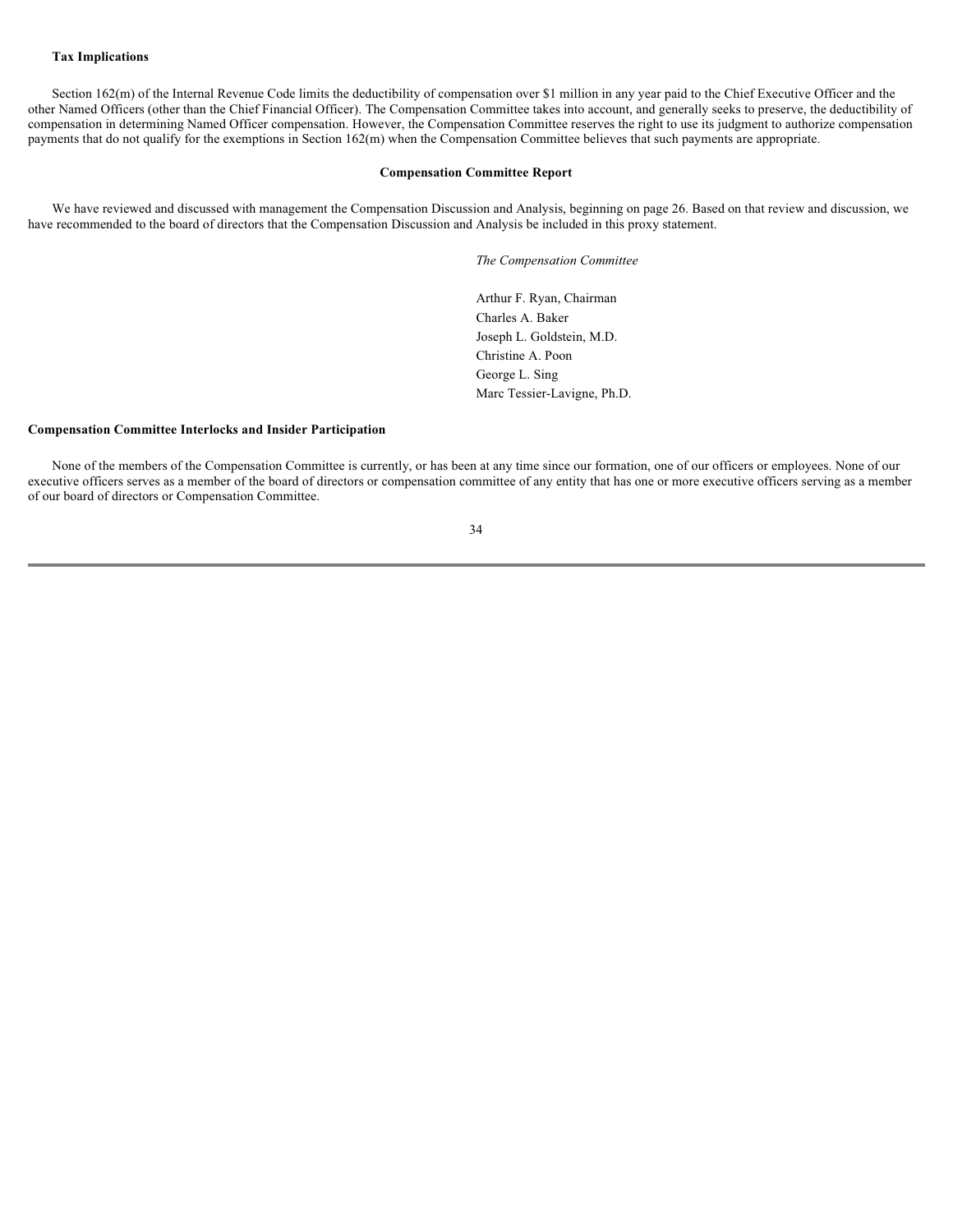**Tax Implications**

Section 162(m) of the Internal Revenue Code limits the deductibility of compensation over $1 million in any year paid to the Chief Executive Officer and the other Named Officers (other than the Chief Financial Officer). The Compensation Committee takes into account, and generally seeks to preserve, the deductibility of compensation in determining Named Officer compensation. However, the Compensation Committee reserves the right to use its judgment to authorize compensation payments that do not qualify for the exemptions in Section 162(m) when the Compensation Committee believes that such payments are appropriate.

**Compensation Committee Report**

We have reviewed and discussed with management the Compensation Discussion and Analysis, beginning on page 26. Based on that review and discussion, we have recommended to the board of directors that the Compensation Discussion and Analysis be included in this proxy statement.

*The Compensation Committee*

Arthur F. Ryan, Chairman
Charles A. Baker
Joseph L. Goldstein, M.D.
Christine A. Poon
George L. Sing
Marc Tessier-Lavigne, Ph.D.

**Compensation Committee Interlocks and Insider Participation**

None of the members of the Compensation Committee is currently, or has been at any time since our formation, one of our officers or employees. None of our executive officers serves as a member of the board of directors or compensation committee of any entity that has one or more executive officers serving as a member of our board of directors or Compensation Committee.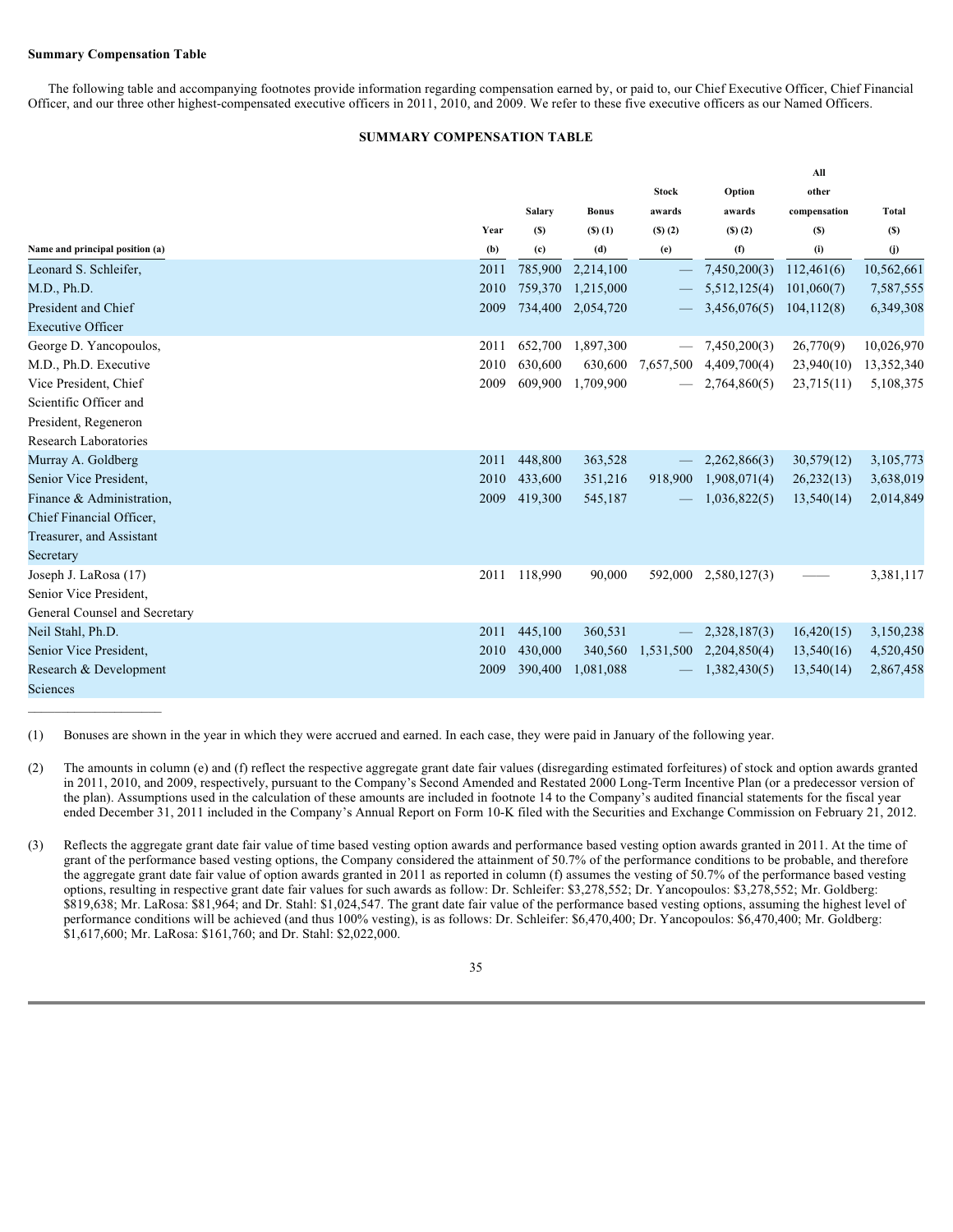**Summary Compensation Table**

The following table and accompanying footnotes provide information regarding compensation earned by, or paid to, our Chief Executive Officer, Chief Financial Officer, and our three other highest-compensated executive officers in 2011, 2010, and 2009. We refer to these five executive officers as our Named Officers.

**SUMMARY COMPENSATION TABLE**

| Name and principal position (a) | Year (b) | Salary ($) (c) | Bonus ($) (1) (d) | Stock awards ($) (2) (e) | Option awards ($) (2) (f) | All other compensation ($) (i) | Total ($) (j) |
|---|---|---|---|---|---|---|---|
| Leonard S. Schleifer, M.D., Ph.D. President and Chief Executive Officer | 2011 | 785,900 | 2,214,100 | — | 7,450,200(3) | 112,461(6) | 10,562,661 |
| | 2010 | 759,370 | 1,215,000 | — | 5,512,125(4) | 101,060(7) | 7,587,555 |
| | 2009 | 734,400 | 2,054,720 | — | 3,456,076(5) | 104,112(8) | 6,349,308 |
| George D. Yancopoulos, M.D., Ph.D. Executive Vice President, Chief Scientific Officer and President, Regeneron Research Laboratories | 2011 | 652,700 | 1,897,300 | — | 7,450,200(3) | 26,770(9) | 10,026,970 |
| | 2010 | 630,600 | 630,600 | 7,657,500 | 4,409,700(4) | 23,940(10) | 13,352,340 |
| | 2009 | 609,900 | 1,709,900 | — | 2,764,860(5) | 23,715(11) | 5,108,375 |
| Murray A. Goldberg Senior Vice President, Finance & Administration, Chief Financial Officer, Treasurer, and Assistant Secretary | 2011 | 448,800 | 363,528 | — | 2,262,866(3) | 30,579(12) | 3,105,773 |
| | 2010 | 433,600 | 351,216 | 918,900 | 1,908,071(4) | 26,232(13) | 3,638,019 |
| | 2009 | 419,300 | 545,187 | — | 1,036,822(5) | 13,540(14) | 2,014,849 |
| Joseph J. LaRosa (17) Senior Vice President, General Counsel and Secretary | 2011 | 118,990 | 90,000 | 592,000 | 2,580,127(3) | —— | 3,381,117 |
| Neil Stahl, Ph.D. Senior Vice President, Research & Development Sciences | 2011 | 445,100 | 360,531 | — | 2,328,187(3) | 16,420(15) | 3,150,238 |
| | 2010 | 430,000 | 340,560 | 1,531,500 | 2,204,850(4) | 13,540(16) | 4,520,450 |
| | 2009 | 390,400 | 1,081,088 | — | 1,382,430(5) | 13,540(14) | 2,867,458 |

(1) Bonuses are shown in the year in which they were accrued and earned. In each case, they were paid in January of the following year.

(2) The amounts in column (e) and (f) reflect the respective aggregate grant date fair values (disregarding estimated forfeitures) of stock and option awards granted in 2011, 2010, and 2009, respectively, pursuant to the Company's Second Amended and Restated 2000 Long-Term Incentive Plan (or a predecessor version of the plan). Assumptions used in the calculation of these amounts are included in footnote 14 to the Company's audited financial statements for the fiscal year ended December 31, 2011 included in the Company's Annual Report on Form 10-K filed with the Securities and Exchange Commission on February 21, 2012.

(3) Reflects the aggregate grant date fair value of time based vesting option awards and performance based vesting option awards granted in 2011. At the time of grant of the performance based vesting options, the Company considered the attainment of 50.7% of the performance conditions to be probable, and therefore the aggregate grant date fair value of option awards granted in 2011 as reported in column (f) assumes the vesting of 50.7% of the performance based vesting options, resulting in respective grant date fair values for such awards as follow: Dr. Schleifer: $3,278,552; Dr. Yancopoulos: $3,278,552; Mr. Goldberg: $819,638; Mr. LaRosa: $81,964; and Dr. Stahl: $1,024,547. The grant date fair value of the performance based vesting options, assuming the highest level of performance conditions will be achieved (and thus 100% vesting), is as follows: Dr. Schleifer: $6,470,400; Dr. Yancopoulos: $6,470,400; Mr. Goldberg: $1,617,600; Mr. LaRosa: $161,760; and Dr. Stahl: $2,022,000.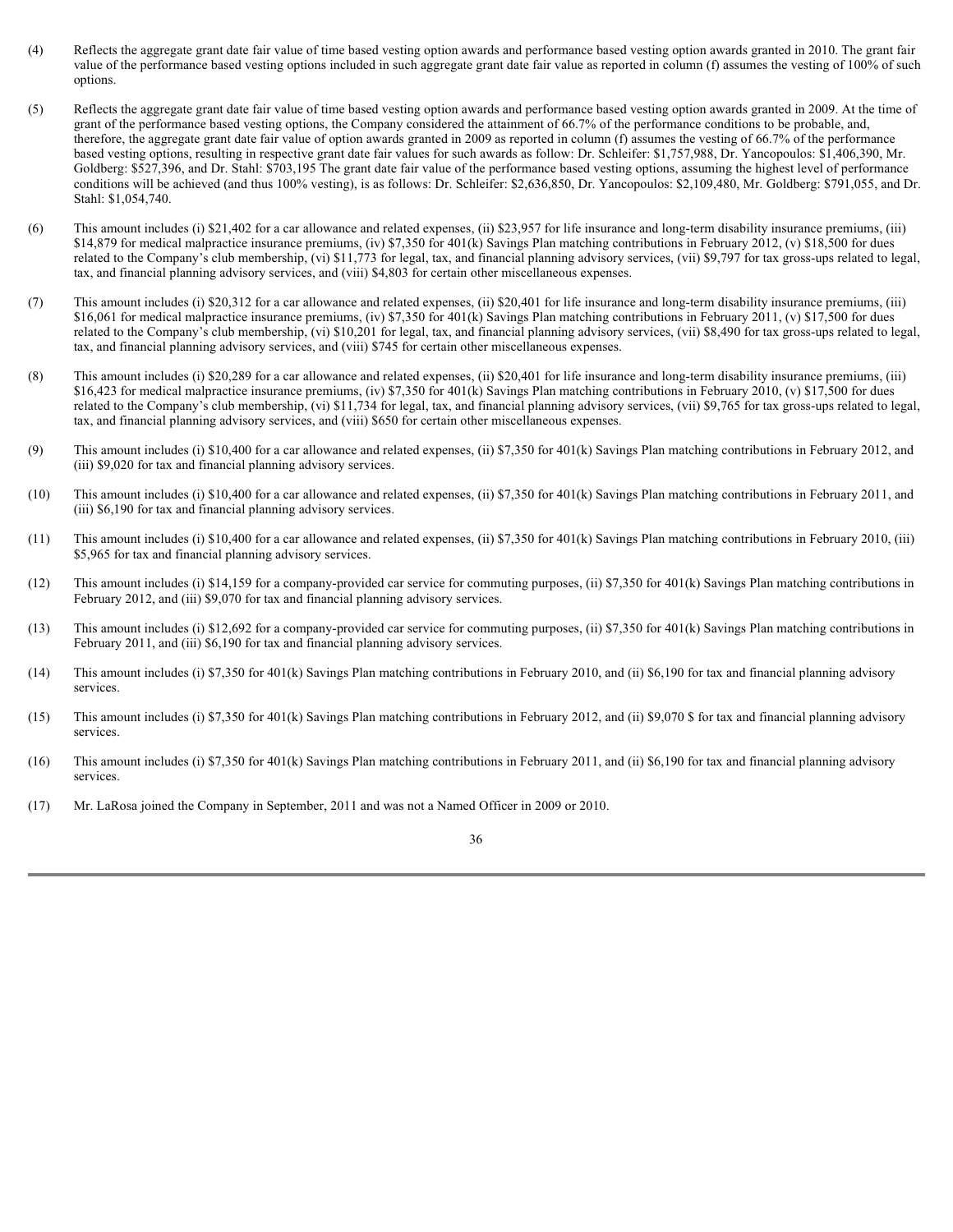(4) Reflects the aggregate grant date fair value of time based vesting option awards and performance based vesting option awards granted in 2010. The grant fair value of the performance based vesting options included in such aggregate grant date fair value as reported in column (f) assumes the vesting of 100% of such options.

(5) Reflects the aggregate grant date fair value of time based vesting option awards and performance based vesting option awards granted in 2009. At the time of grant of the performance based vesting options, the Company considered the attainment of 66.7% of the performance conditions to be probable, and, therefore, the aggregate grant date fair value of option awards granted in 2009 as reported in column (f) assumes the vesting of 66.7% of the performance based vesting options, resulting in respective grant date fair values for such awards as follow: Dr. Schleifer: $1,757,988, Dr. Yancopoulos: $1,406,390, Mr. Goldberg: $527,396, and Dr. Stahl: $703,195 The grant date fair value of the performance based vesting options, assuming the highest level of performance conditions will be achieved (and thus 100% vesting), is as follows: Dr. Schleifer: $2,636,850, Dr. Yancopoulos: $2,109,480, Mr. Goldberg: $791,055, and Dr. Stahl: $1,054,740.

(6) This amount includes (i) $21,402 for a car allowance and related expenses, (ii) $23,957 for life insurance and long-term disability insurance premiums, (iii) $14,879 for medical malpractice insurance premiums, (iv) $7,350 for 401(k) Savings Plan matching contributions in February 2012, (v) $18,500 for dues related to the Company's club membership, (vi) $11,773 for legal, tax, and financial planning advisory services, (vii) $9,797 for tax gross-ups related to legal, tax, and financial planning advisory services, and (viii) $4,803 for certain other miscellaneous expenses.

(7) This amount includes (i) $20,312 for a car allowance and related expenses, (ii) $20,401 for life insurance and long-term disability insurance premiums, (iii) $16,061 for medical malpractice insurance premiums, (iv) $7,350 for 401(k) Savings Plan matching contributions in February 2011, (v) $17,500 for dues related to the Company's club membership, (vi) $10,201 for legal, tax, and financial planning advisory services, (vii) $8,490 for tax gross-ups related to legal, tax, and financial planning advisory services, and (viii) $745 for certain other miscellaneous expenses.

(8) This amount includes (i) $20,289 for a car allowance and related expenses, (ii) $20,401 for life insurance and long-term disability insurance premiums, (iii) $16,423 for medical malpractice insurance premiums, (iv) $7,350 for 401(k) Savings Plan matching contributions in February 2010, (v) $17,500 for dues related to the Company's club membership, (vi) $11,734 for legal, tax, and financial planning advisory services, (vii) $9,765 for tax gross-ups related to legal, tax, and financial planning advisory services, and (viii) $650 for certain other miscellaneous expenses.

(9) This amount includes (i) $10,400 for a car allowance and related expenses, (ii) $7,350 for 401(k) Savings Plan matching contributions in February 2012, and (iii) $9,020 for tax and financial planning advisory services.

(10) This amount includes (i) $10,400 for a car allowance and related expenses, (ii) $7,350 for 401(k) Savings Plan matching contributions in February 2011, and (iii) $6,190 for tax and financial planning advisory services.

(11) This amount includes (i) $10,400 for a car allowance and related expenses, (ii) $7,350 for 401(k) Savings Plan matching contributions in February 2010, (iii) $5,965 for tax and financial planning advisory services.

(12) This amount includes (i) $14,159 for a company-provided car service for commuting purposes, (ii) $7,350 for 401(k) Savings Plan matching contributions in February 2012, and (iii) $9,070 for tax and financial planning advisory services.

(13) This amount includes (i) $12,692 for a company-provided car service for commuting purposes, (ii) $7,350 for 401(k) Savings Plan matching contributions in February 2011, and (iii) $6,190 for tax and financial planning advisory services.

(14) This amount includes (i) $7,350 for 401(k) Savings Plan matching contributions in February 2010, and (ii) $6,190 for tax and financial planning advisory services.

(15) This amount includes (i) $7,350 for 401(k) Savings Plan matching contributions in February 2012, and (ii) $9,070 $ for tax and financial planning advisory services.

(16) This amount includes (i) $7,350 for 401(k) Savings Plan matching contributions in February 2011, and (ii) $6,190 for tax and financial planning advisory services.

(17) Mr. LaRosa joined the Company in September, 2011 and was not a Named Officer in 2009 or 2010.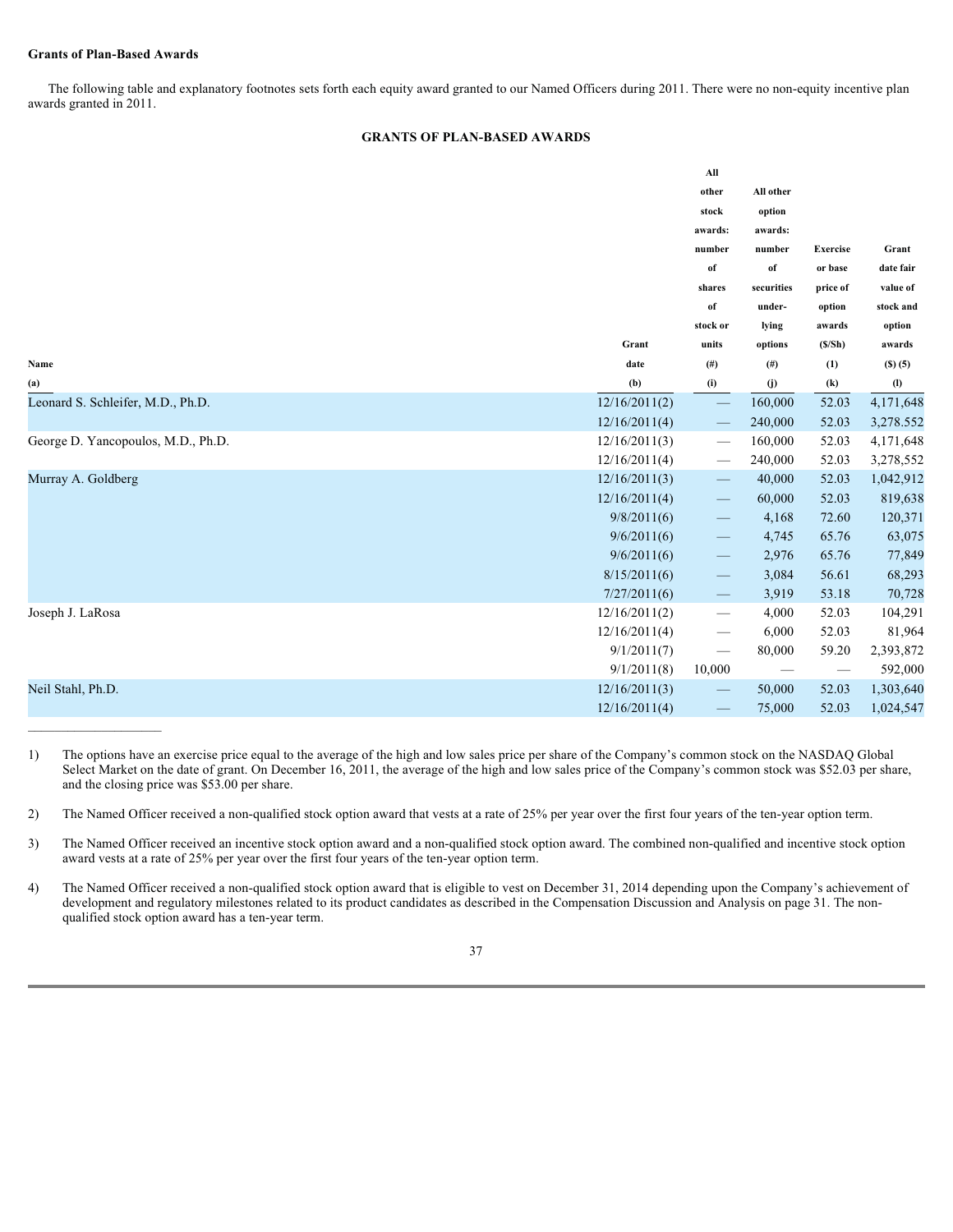**Grants of Plan-Based Awards**

The following table and explanatory footnotes sets forth each equity award granted to our Named Officers during 2011. There were no non-equity incentive plan awards granted in 2011.

**GRANTS OF PLAN-BASED AWARDS**

| Name (a) | Grant date (b) | All other stock awards: number of shares of stock or units (#) (i) | All other option awards: number of securities under-lying options (#) (j) | Exercise or base price of option awards ($/Sh) (1) (k) | Grant date fair value of stock and option awards ($) (5) (l) |
|---|---|---|---|---|---|
| Leonard S. Schleifer, M.D., Ph.D. | 12/16/2011(2) | — | 160,000 | 52.03 | 4,171,648 |
| | 12/16/2011(4) | — | 240,000 | 52.03 | 3,278.552 |
| George D. Yancopoulos, M.D., Ph.D. | 12/16/2011(3) | — | 160,000 | 52.03 | 4,171,648 |
| | 12/16/2011(4) | — | 240,000 | 52.03 | 3,278,552 |
| Murray A. Goldberg | 12/16/2011(3) | — | 40,000 | 52.03 | 1,042,912 |
| | 12/16/2011(4) | — | 60,000 | 52.03 | 819,638 |
| | 9/8/2011(6) | — | 4,168 | 72.60 | 120,371 |
| | 9/6/2011(6) | — | 4,745 | 65.76 | 63,075 |
| | 9/6/2011(6) | — | 2,976 | 65.76 | 77,849 |
| | 8/15/2011(6) | — | 3,084 | 56.61 | 68,293 |
| | 7/27/2011(6) | — | 3,919 | 53.18 | 70,728 |
| Joseph J. LaRosa | 12/16/2011(2) | — | 4,000 | 52.03 | 104,291 |
| | 12/16/2011(4) | — | 6,000 | 52.03 | 81,964 |
| | 9/1/2011(7) | — | 80,000 | 59.20 | 2,393,872 |
| | 9/1/2011(8) | 10,000 | — | — | 592,000 |
| Neil Stahl, Ph.D. | 12/16/2011(3) | — | 50,000 | 52.03 | 1,303,640 |
| | 12/16/2011(4) | — | 75,000 | 52.03 | 1,024,547 |

1) The options have an exercise price equal to the average of the high and low sales price per share of the Company's common stock on the NASDAQ Global Select Market on the date of grant. On December 16, 2011, the average of the high and low sales price of the Company's common stock was $52.03 per share, and the closing price was $53.00 per share.

2) The Named Officer received a non-qualified stock option award that vests at a rate of 25% per year over the first four years of the ten-year option term.

3) The Named Officer received an incentive stock option award and a non-qualified stock option award. The combined non-qualified and incentive stock option award vests at a rate of 25% per year over the first four years of the ten-year option term.

4) The Named Officer received a non-qualified stock option award that is eligible to vest on December 31, 2014 depending upon the Company's achievement of development and regulatory milestones related to its product candidates as described in the Compensation Discussion and Analysis on page 31. The non-qualified stock option award has a ten-year term.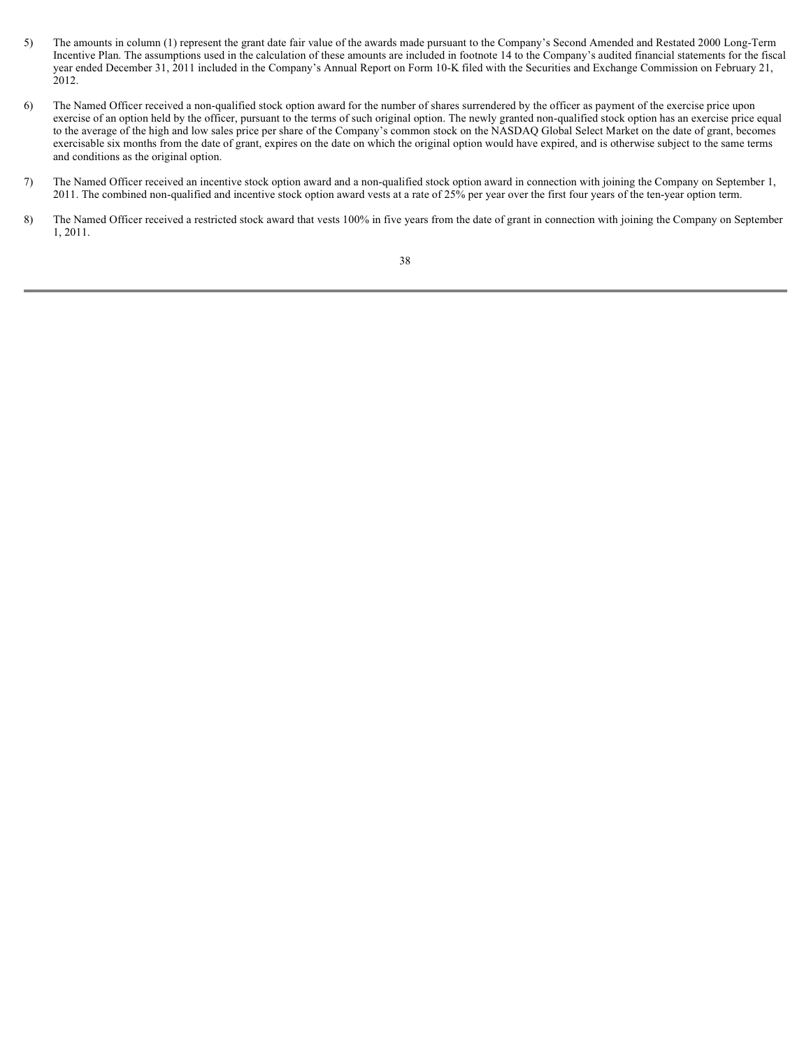5) The amounts in column (1) represent the grant date fair value of the awards made pursuant to the Company's Second Amended and Restated 2000 Long-Term Incentive Plan. The assumptions used in the calculation of these amounts are included in footnote 14 to the Company's audited financial statements for the fiscal year ended December 31, 2011 included in the Company's Annual Report on Form 10-K filed with the Securities and Exchange Commission on February 21, 2012.

6) The Named Officer received a non-qualified stock option award for the number of shares surrendered by the officer as payment of the exercise price upon exercise of an option held by the officer, pursuant to the terms of such original option. The newly granted non-qualified stock option has an exercise price equal to the average of the high and low sales price per share of the Company's common stock on the NASDAQ Global Select Market on the date of grant, becomes exercisable six months from the date of grant, expires on the date on which the original option would have expired, and is otherwise subject to the same terms and conditions as the original option.

7) The Named Officer received an incentive stock option award and a non-qualified stock option award in connection with joining the Company on September 1, 2011. The combined non-qualified and incentive stock option award vests at a rate of 25% per year over the first four years of the ten-year option term.

8) The Named Officer received a restricted stock award that vests 100% in five years from the date of grant in connection with joining the Company on September 1, 2011.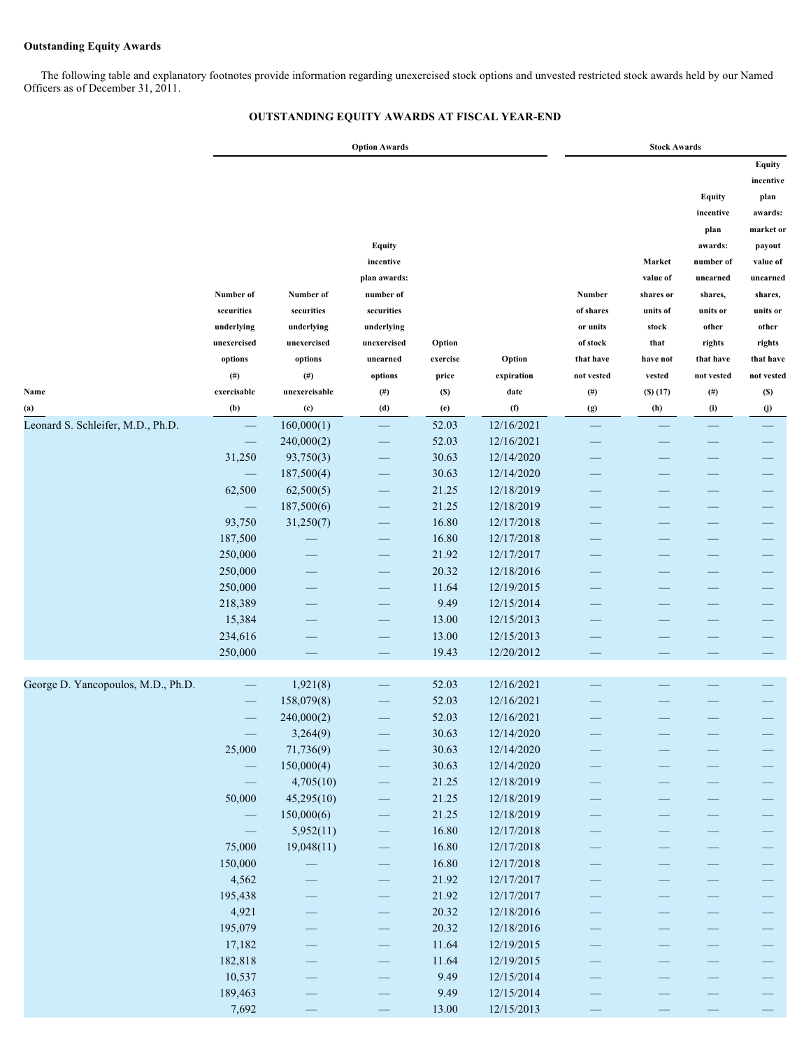### Outstanding Equity Awards

The following table and explanatory footnotes provide information regarding unexercised stock options and unvested restricted stock awards held by our Named Officers as of December 31, 2011.

**OUTSTANDING EQUITY AWARDS AT FISCAL YEAR-END**

| | Option Awards | | | | | Stock Awards | | | |
|---|---|---|---|---|---|---|---|---|---|
| Name (a) | Number of securities underlying unexercised options (#) exercisable (b) | Number of securities underlying unexercised options (#) unexercisable (c) | Equity incentive plan awards: number of securities underlying unexercised unearned options (#) (d) | Option exercise price ($) (e) | Option expiration date (f) | Number of shares or units of stock that have not vested (#) (g) | Market value of shares or units of stock that have not vested ($) (17) (h) | Equity incentive plan awards: number of unearned shares, units or other rights that have not vested (#) (i) | Equity incentive plan awards: market or payout value of unearned shares, units or other rights that have not vested ($) (j) |
| Leonard S. Schleifer, M.D., Ph.D. | — | 160,000(1) | — | 52.03 | 12/16/2021 | — | — | — | — |
| | — | 240,000(2) | — | 52.03 | 12/16/2021 | — | — | — | — |
| | 31,250 | 93,750(3) | — | 30.63 | 12/14/2020 | — | — | — | — |
| | — | 187,500(4) | — | 30.63 | 12/14/2020 | — | — | — | — |
| | 62,500 | 62,500(5) | — | 21.25 | 12/18/2019 | — | — | — | — |
| | — | 187,500(6) | — | 21.25 | 12/18/2019 | — | — | — | — |
| | 93,750 | 31,250(7) | — | 16.80 | 12/17/2018 | — | — | — | — |
| | 187,500 | — | — | 16.80 | 12/17/2018 | — | — | — | — |
| | 250,000 | — | — | 21.92 | 12/17/2017 | — | — | — | — |
| | 250,000 | — | — | 20.32 | 12/18/2016 | — | — | — | — |
| | 250,000 | — | — | 11.64 | 12/19/2015 | — | — | — | — |
| | 218,389 | — | — | 9.49 | 12/15/2014 | — | — | — | — |
| | 15,384 | — | — | 13.00 | 12/15/2013 | — | — | — | — |
| | 234,616 | — | — | 13.00 | 12/15/2013 | — | — | — | — |
| | 250,000 | — | — | 19.43 | 12/20/2012 | — | — | — | — |
| George D. Yancopoulos, M.D., Ph.D. | — | 1,921(8) | — | 52.03 | 12/16/2021 | — | — | — | — |
| | — | 158,079(8) | — | 52.03 | 12/16/2021 | — | — | — | — |
| | — | 240,000(2) | — | 52.03 | 12/16/2021 | — | — | — | — |
| | — | 3,264(9) | — | 30.63 | 12/14/2020 | — | — | — | — |
| | 25,000 | 71,736(9) | — | 30.63 | 12/14/2020 | — | — | — | — |
| | — | 150,000(4) | — | 30.63 | 12/14/2020 | — | — | — | — |
| | — | 4,705(10) | — | 21.25 | 12/18/2019 | — | — | — | — |
| | 50,000 | 45,295(10) | — | 21.25 | 12/18/2019 | — | — | — | — |
| | — | 150,000(6) | — | 21.25 | 12/18/2019 | — | — | — | — |
| | — | 5,952(11) | — | 16.80 | 12/17/2018 | — | — | — | — |
| | 75,000 | 19,048(11) | — | 16.80 | 12/17/2018 | — | — | — | — |
| | 150,000 | — | — | 16.80 | 12/17/2018 | — | — | — | — |
| | 4,562 | — | — | 21.92 | 12/17/2017 | — | — | — | — |
| | 195,438 | — | — | 21.92 | 12/17/2017 | — | — | — | — |
| | 4,921 | — | — | 20.32 | 12/18/2016 | — | — | — | — |
| | 195,079 | — | — | 20.32 | 12/18/2016 | — | — | — | — |
| | 17,182 | — | — | 11.64 | 12/19/2015 | — | — | — | — |
| | 182,818 | — | — | 11.64 | 12/19/2015 | — | — | — | — |
| | 10,537 | — | — | 9.49 | 12/15/2014 | — | — | — | — |
| | 189,463 | — | — | 9.49 | 12/15/2014 | — | — | — | — |
| | 7,692 | — | — | 13.00 | 12/15/2013 | — | — | — | — |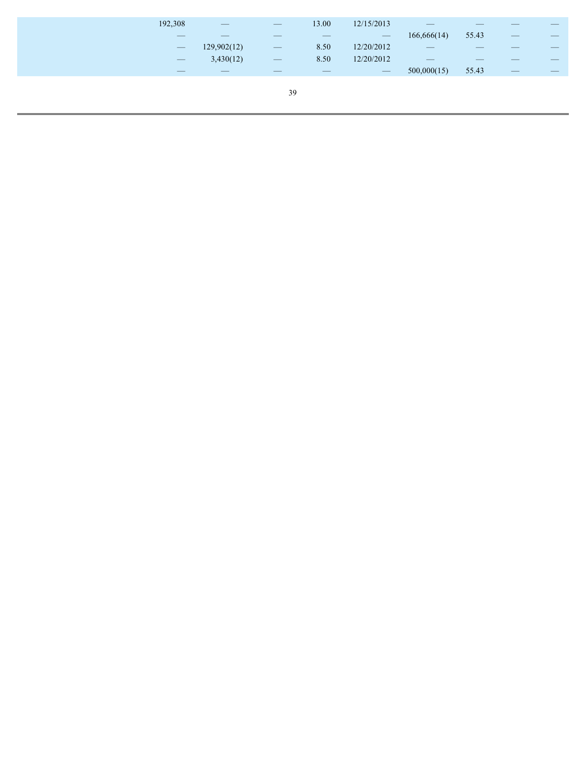| | | | | | | | | | |
|---|---|---|---|---|---|---|---|---|---|
| | 192,308 | — | — | 13.00 | 12/15/2013 | — | — | — | — |
| | — | — | — | — | — | 166,666(14) | 55.43 | — | — |
| | — | 129,902(12) | — | 8.50 | 12/20/2012 | — | — | — | — |
| | — | 3,430(12) | — | 8.50 | 12/20/2012 | — | — | — | — |
| | — | — | — | — | — | 500,000(15) | 55.43 | — | — |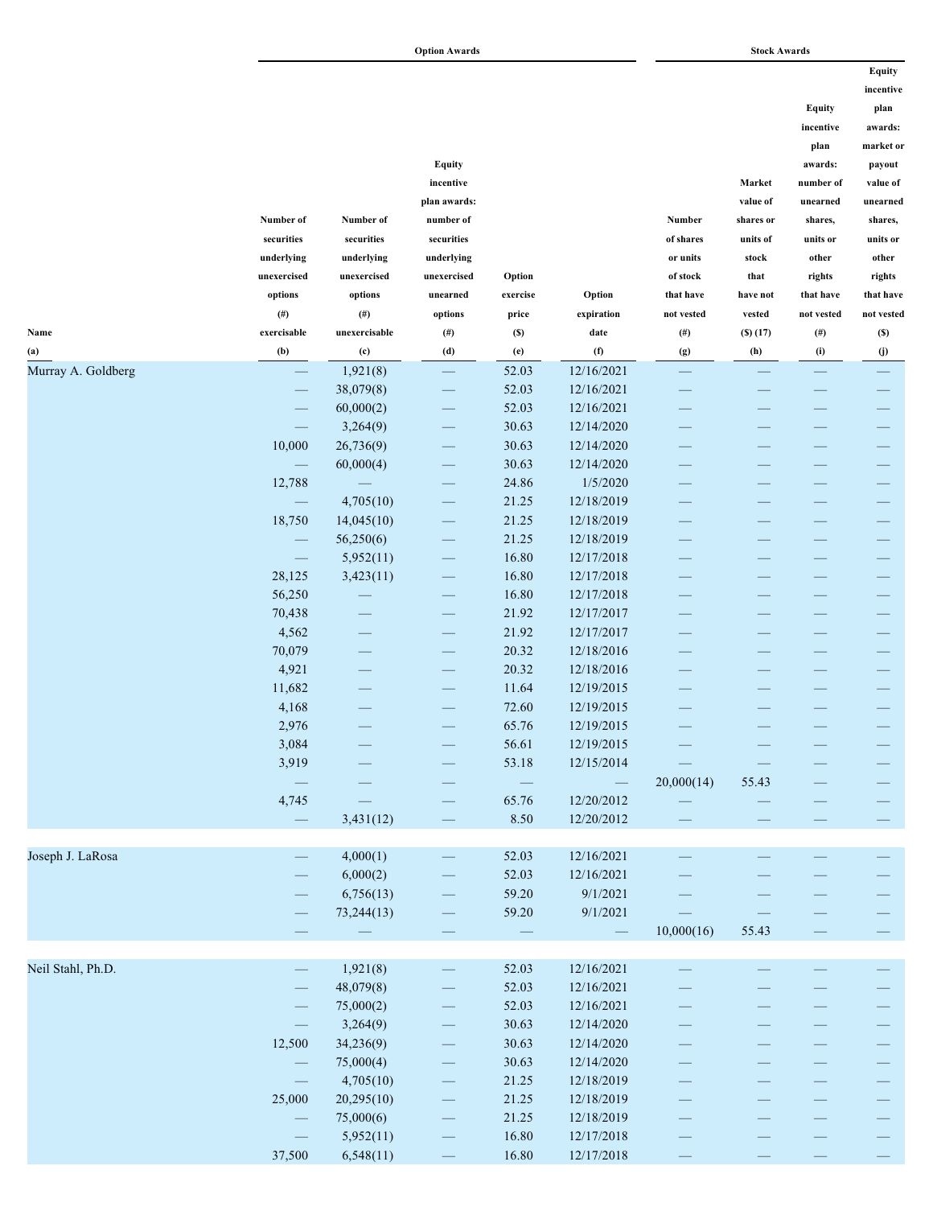| Name (a) | Option Awards: Number of securities underlying unexercised options (#) exercisable (b) | Number of securities underlying unexercised options (#) unexercisable (c) | Equity incentive plan awards: number of securities underlying unexercised unearned options (#) (d) | Option exercise price ($) (e) | Option expiration date (f) | Stock Awards: Number of shares or units of stock that have not vested (#) (g) | Market value of shares or units of stock that have not vested ($) (17) (h) | Equity incentive plan awards: number of unearned shares, units or other rights that have not vested (#) (i) | Equity incentive plan awards: market or payout value of unearned shares, units or other rights that have not vested ($) (j) |
|---|---|---|---|---|---|---|---|---|---|
| Murray A. Goldberg | — | 1,921(8) | — | 52.03 | 12/16/2021 | — | — | — | — |
| | — | 38,079(8) | — | 52.03 | 12/16/2021 | — | — | — | — |
| | — | 60,000(2) | — | 52.03 | 12/16/2021 | — | — | — | — |
| | — | 3,264(9) | — | 30.63 | 12/14/2020 | — | — | — | — |
| | 10,000 | 26,736(9) | — | 30.63 | 12/14/2020 | — | — | — | — |
| | — | 60,000(4) | — | 30.63 | 12/14/2020 | — | — | — | — |
| | 12,788 | — | — | 24.86 | 1/5/2020 | — | — | — | — |
| | — | 4,705(10) | — | 21.25 | 12/18/2019 | — | — | — | — |
| | 18,750 | 14,045(10) | — | 21.25 | 12/18/2019 | — | — | — | — |
| | — | 56,250(6) | — | 21.25 | 12/18/2019 | — | — | — | — |
| | — | 5,952(11) | — | 16.80 | 12/17/2018 | — | — | — | — |
| | 28,125 | 3,423(11) | — | 16.80 | 12/17/2018 | — | — | — | — |
| | 56,250 | — | — | 16.80 | 12/17/2018 | — | — | — | — |
| | 70,438 | — | — | 21.92 | 12/17/2017 | — | — | — | — |
| | 4,562 | — | — | 21.92 | 12/17/2017 | — | — | — | — |
| | 70,079 | — | — | 20.32 | 12/18/2016 | — | — | — | — |
| | 4,921 | — | — | 20.32 | 12/18/2016 | — | — | — | — |
| | 11,682 | — | — | 11.64 | 12/19/2015 | — | — | — | — |
| | 4,168 | — | — | 72.60 | 12/19/2015 | — | — | — | — |
| | 2,976 | — | — | 65.76 | 12/19/2015 | — | — | — | — |
| | 3,084 | — | — | 56.61 | 12/19/2015 | — | — | — | — |
| | 3,919 | — | — | 53.18 | 12/15/2014 | — | — | — | — |
| | — | — | — | — | — | 20,000(14) | 55.43 | — | — |
| | 4,745 | — | — | 65.76 | 12/20/2012 | — | — | — | — |
| | — | 3,431(12) | — | 8.50 | 12/20/2012 | — | — | — | — |
| Joseph J. LaRosa | — | 4,000(1) | — | 52.03 | 12/16/2021 | — | — | — | — |
| | — | 6,000(2) | — | 52.03 | 12/16/2021 | — | — | — | — |
| | — | 6,756(13) | — | 59.20 | 9/1/2021 | — | — | — | — |
| | — | 73,244(13) | — | 59.20 | 9/1/2021 | — | — | — | — |
| | — | — | — | — | — | 10,000(16) | 55.43 | — | — |
| Neil Stahl, Ph.D. | — | 1,921(8) | — | 52.03 | 12/16/2021 | — | — | — | — |
| | — | 48,079(8) | — | 52.03 | 12/16/2021 | — | — | — | — |
| | — | 75,000(2) | — | 52.03 | 12/16/2021 | — | — | — | — |
| | — | 3,264(9) | — | 30.63 | 12/14/2020 | — | — | — | — |
| | 12,500 | 34,236(9) | — | 30.63 | 12/14/2020 | — | — | — | — |
| | — | 75,000(4) | — | 30.63 | 12/14/2020 | — | — | — | — |
| | — | 4,705(10) | — | 21.25 | 12/18/2019 | — | — | — | — |
| | 25,000 | 20,295(10) | — | 21.25 | 12/18/2019 | — | — | — | — |
| | — | 75,000(6) | — | 21.25 | 12/18/2019 | — | — | — | — |
| | — | 5,952(11) | — | 16.80 | 12/17/2018 | — | — | — | — |
| | 37,500 | 6,548(11) | — | 16.80 | 12/17/2018 | — | — | — | — |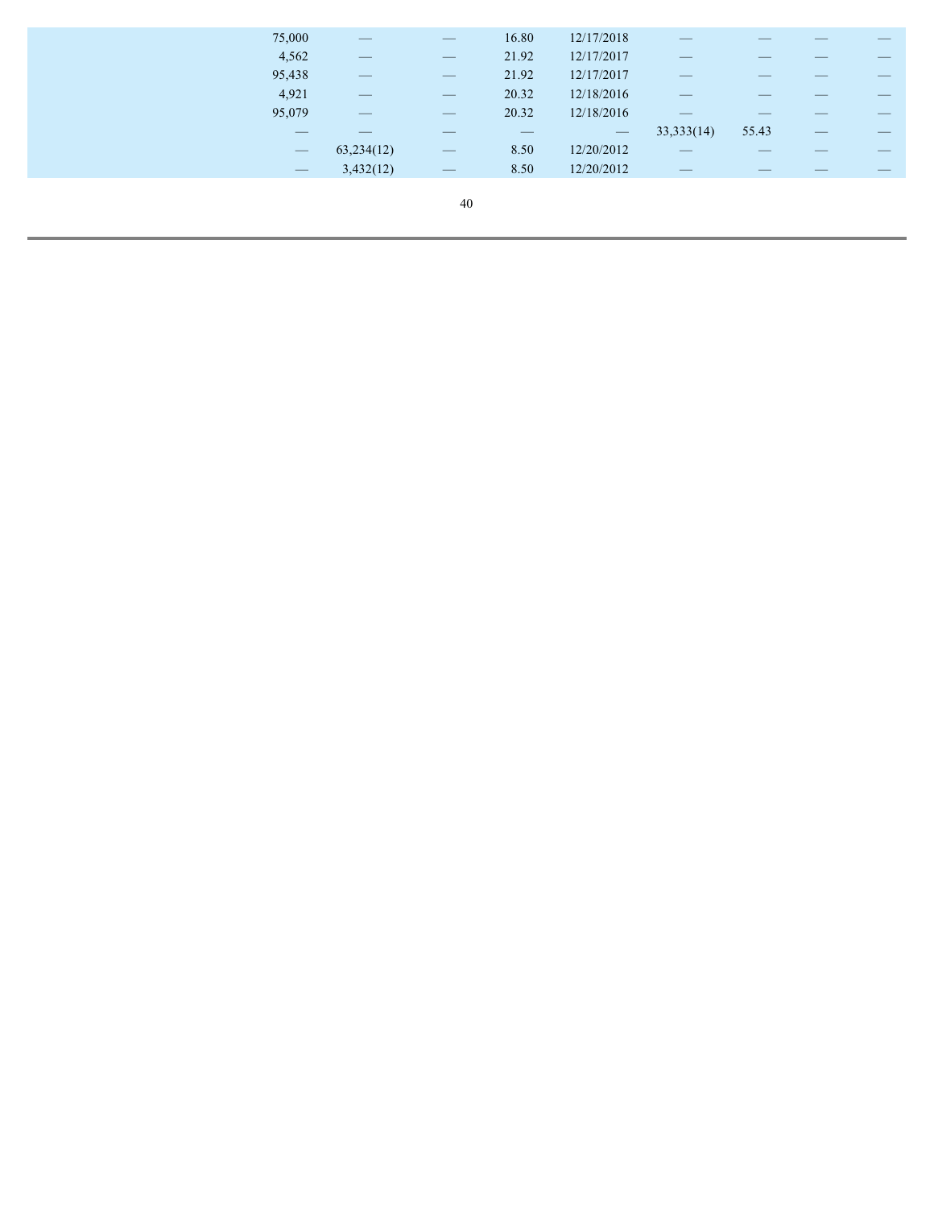| | | | | | | | | |
|---|---|---|---|---|---|---|---|---|
| 75,000 | — | — | 16.80 | 12/17/2018 | — | — | — | — |
| 4,562 | — | — | 21.92 | 12/17/2017 | — | — | — | — |
| 95,438 | — | — | 21.92 | 12/17/2017 | — | — | — | — |
| 4,921 | — | — | 20.32 | 12/18/2016 | — | — | — | — |
| 95,079 | — | — | 20.32 | 12/18/2016 | — | — | — | — |
| — | — | — | — | — | 33,333(14) | 55.43 | — | — |
| — | 63,234(12) | — | 8.50 | 12/20/2012 | — | — | — | — |
| — | 3,432(12) | — | 8.50 | 12/20/2012 | — | — | — | — |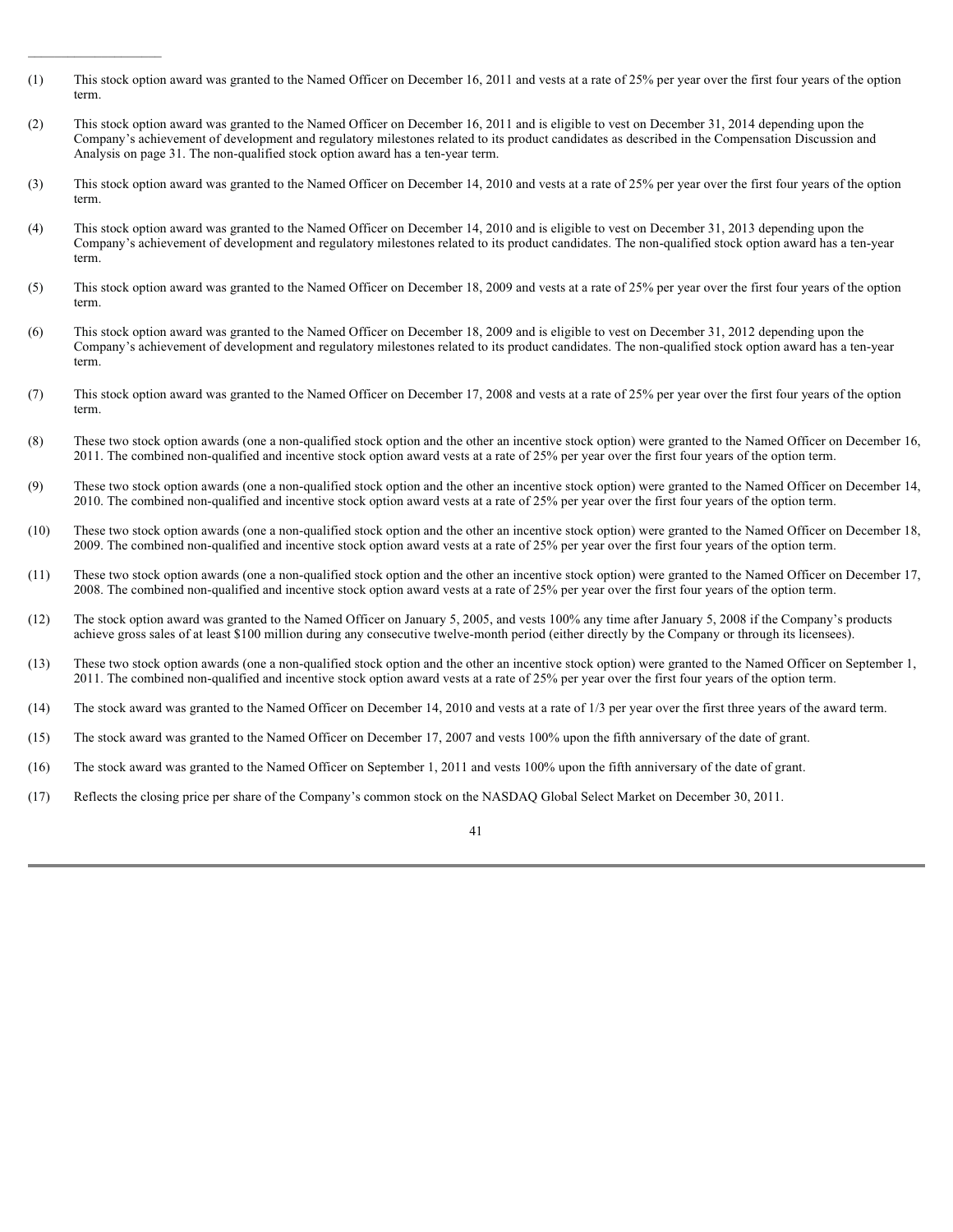(1) This stock option award was granted to the Named Officer on December 16, 2011 and vests at a rate of 25% per year over the first four years of the option term.

(2) This stock option award was granted to the Named Officer on December 16, 2011 and is eligible to vest on December 31, 2014 depending upon the Company's achievement of development and regulatory milestones related to its product candidates as described in the Compensation Discussion and Analysis on page 31. The non-qualified stock option award has a ten-year term.

(3) This stock option award was granted to the Named Officer on December 14, 2010 and vests at a rate of 25% per year over the first four years of the option term.

(4) This stock option award was granted to the Named Officer on December 14, 2010 and is eligible to vest on December 31, 2013 depending upon the Company's achievement of development and regulatory milestones related to its product candidates. The non-qualified stock option award has a ten-year term.

(5) This stock option award was granted to the Named Officer on December 18, 2009 and vests at a rate of 25% per year over the first four years of the option term.

(6) This stock option award was granted to the Named Officer on December 18, 2009 and is eligible to vest on December 31, 2012 depending upon the Company's achievement of development and regulatory milestones related to its product candidates. The non-qualified stock option award has a ten-year term.

(7) This stock option award was granted to the Named Officer on December 17, 2008 and vests at a rate of 25% per year over the first four years of the option term.

(8) These two stock option awards (one a non-qualified stock option and the other an incentive stock option) were granted to the Named Officer on December 16, 2011. The combined non-qualified and incentive stock option award vests at a rate of 25% per year over the first four years of the option term.

(9) These two stock option awards (one a non-qualified stock option and the other an incentive stock option) were granted to the Named Officer on December 14, 2010. The combined non-qualified and incentive stock option award vests at a rate of 25% per year over the first four years of the option term.

(10) These two stock option awards (one a non-qualified stock option and the other an incentive stock option) were granted to the Named Officer on December 18, 2009. The combined non-qualified and incentive stock option award vests at a rate of 25% per year over the first four years of the option term.

(11) These two stock option awards (one a non-qualified stock option and the other an incentive stock option) were granted to the Named Officer on December 17, 2008. The combined non-qualified and incentive stock option award vests at a rate of 25% per year over the first four years of the option term.

(12) The stock option award was granted to the Named Officer on January 5, 2005, and vests 100% any time after January 5, 2008 if the Company's products achieve gross sales of at least $100 million during any consecutive twelve-month period (either directly by the Company or through its licensees).

(13) These two stock option awards (one a non-qualified stock option and the other an incentive stock option) were granted to the Named Officer on September 1, 2011. The combined non-qualified and incentive stock option award vests at a rate of 25% per year over the first four years of the option term.

(14) The stock award was granted to the Named Officer on December 14, 2010 and vests at a rate of 1/3 per year over the first three years of the award term.

(15) The stock award was granted to the Named Officer on December 17, 2007 and vests 100% upon the fifth anniversary of the date of grant.

(16) The stock award was granted to the Named Officer on September 1, 2011 and vests 100% upon the fifth anniversary of the date of grant.

(17) Reflects the closing price per share of the Company's common stock on the NASDAQ Global Select Market on December 30, 2011.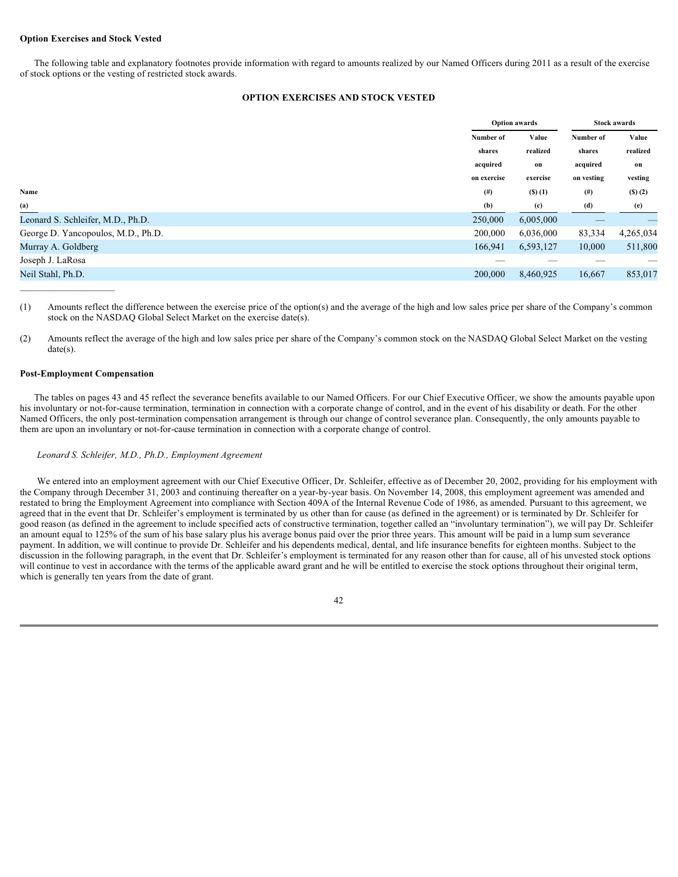**Option Exercises and Stock Vested**

The following table and explanatory footnotes provide information with regard to amounts realized by our Named Officers during 2011 as a result of the exercise of stock options or the vesting of restricted stock awards.

**OPTION EXERCISES AND STOCK VESTED**

| | Option awards | | Stock awards | |
|---|---|---|---|---|
| Name<br>(a) | Number of shares acquired on exercise (#)<br>(b) | Value realized on exercise ($) (1)<br>(c) | Number of shares acquired on vesting (#)<br>(d) | Value realized on vesting ($) (2)<br>(e) |
| Leonard S. Schleifer, M.D., Ph.D. | 250,000 | 6,005,000 | — | — |
| George D. Yancopoulos, M.D., Ph.D. | 200,000 | 6,036,000 | 83,334 | 4,265,034 |
| Murray A. Goldberg | 166,941 | 6,593,127 | 10,000 | 511,800 |
| Joseph J. LaRosa | — | — | — | — |
| Neil Stahl, Ph.D. | 200,000 | 8,460,925 | 16,667 | 853,017 |

(1) Amounts reflect the difference between the exercise price of the option(s) and the average of the high and low sales price per share of the Company's common stock on the NASDAQ Global Select Market on the exercise date(s).

(2) Amounts reflect the average of the high and low sales price per share of the Company's common stock on the NASDAQ Global Select Market on the vesting date(s).

**Post-Employment Compensation**

The tables on pages 43 and 45 reflect the severance benefits available to our Named Officers. For our Chief Executive Officer, we show the amounts payable upon his involuntary or not-for-cause termination, termination in connection with a corporate change of control, and in the event of his disability or death. For the other Named Officers, the only post-termination compensation arrangement is through our change of control severance plan. Consequently, the only amounts payable to them are upon an involuntary or not-for-cause termination in connection with a corporate change of control.

*Leonard S. Schleifer, M.D., Ph.D., Employment Agreement*

We entered into an employment agreement with our Chief Executive Officer, Dr. Schleifer, effective as of December 20, 2002, providing for his employment with the Company through December 31, 2003 and continuing thereafter on a year-by-year basis. On November 14, 2008, this employment agreement was amended and restated to bring the Employment Agreement into compliance with Section 409A of the Internal Revenue Code of 1986, as amended. Pursuant to this agreement, we agreed that in the event that Dr. Schleifer's employment is terminated by us other than for cause (as defined in the agreement) or is terminated by Dr. Schleifer for good reason (as defined in the agreement to include specified acts of constructive termination, together called an "involuntary termination"), we will pay Dr. Schleifer an amount equal to 125% of the sum of his base salary plus his average bonus paid over the prior three years. This amount will be paid in a lump sum severance payment. In addition, we will continue to provide Dr. Schleifer and his dependents medical, dental, and life insurance benefits for eighteen months. Subject to the discussion in the following paragraph, in the event that Dr. Schleifer's employment is terminated for any reason other than for cause, all of his unvested stock options will continue to vest in accordance with the terms of the applicable award grant and he will be entitled to exercise the stock options throughout their original term, which is generally ten years from the date of grant.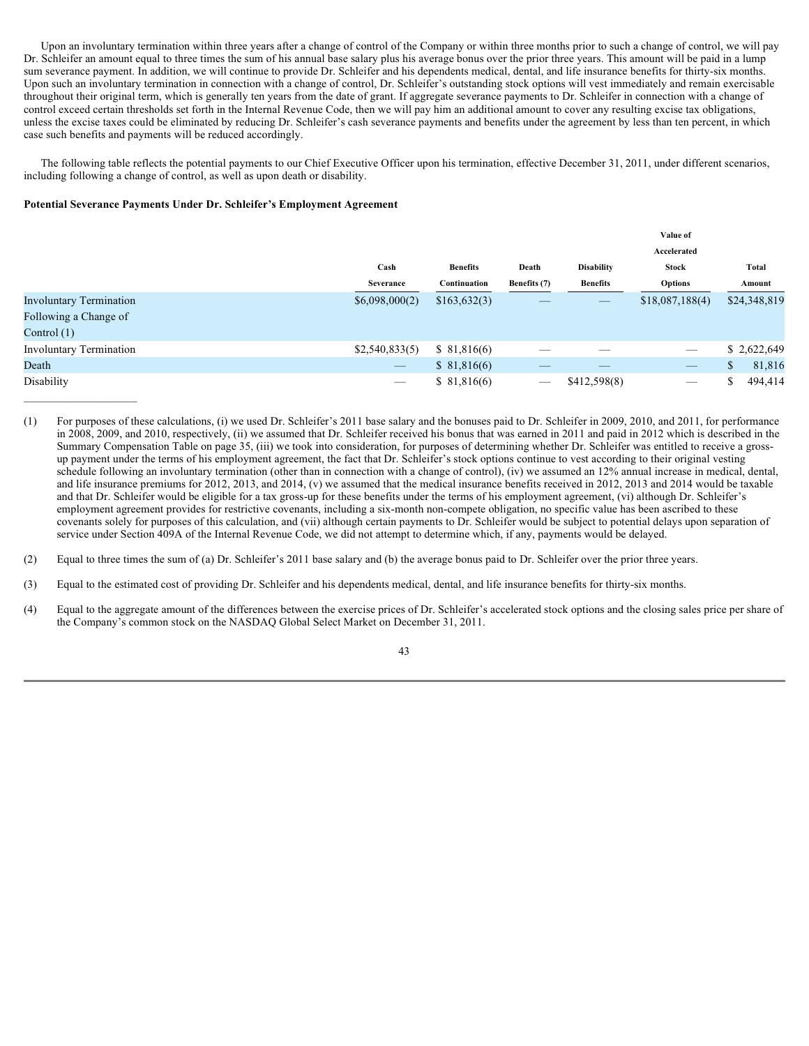Upon an involuntary termination within three years after a change of control of the Company or within three months prior to such a change of control, we will pay Dr. Schleifer an amount equal to three times the sum of his annual base salary plus his average bonus over the prior three years. This amount will be paid in a lump sum severance payment. In addition, we will continue to provide Dr. Schleifer and his dependents medical, dental, and life insurance benefits for thirty-six months. Upon such an involuntary termination in connection with a change of control, Dr. Schleifer's outstanding stock options will vest immediately and remain exercisable throughout their original term, which is generally ten years from the date of grant. If aggregate severance payments to Dr. Schleifer in connection with a change of control exceed certain thresholds set forth in the Internal Revenue Code, then we will pay him an additional amount to cover any resulting excise tax obligations, unless the excise taxes could be eliminated by reducing Dr. Schleifer's cash severance payments and benefits under the agreement by less than ten percent, in which case such benefits and payments will be reduced accordingly.

The following table reflects the potential payments to our Chief Executive Officer upon his termination, effective December 31, 2011, under different scenarios, including following a change of control, as well as upon death or disability.

**Potential Severance Payments Under Dr. Schleifer's Employment Agreement**

| | Cash Severance | Benefits Continuation | Death Benefits (7) | Disability Benefits | Value of Accelerated Stock Options | Total Amount |
|---|---|---|---|---|---|---|
| Involuntary Termination Following a Change of Control (1) | $6,098,000(2) | $163,632(3) | — | — | $18,087,188(4) | $24,348,819 |
| Involuntary Termination | $2,540,833(5) | $ 81,816(6) | — | — | — | $ 2,622,649 |
| Death | — | $ 81,816(6) | — | — | — | $ 81,816 |
| Disability | — | $ 81,816(6) | — | $412,598(8) | — | $ 494,414 |

(1) For purposes of these calculations, (i) we used Dr. Schleifer's 2011 base salary and the bonuses paid to Dr. Schleifer in 2009, 2010, and 2011, for performance in 2008, 2009, and 2010, respectively, (ii) we assumed that Dr. Schleifer received his bonus that was earned in 2011 and paid in 2012 which is described in the Summary Compensation Table on page 35, (iii) we took into consideration, for purposes of determining whether Dr. Schleifer was entitled to receive a gross-up payment under the terms of his employment agreement, the fact that Dr. Schleifer's stock options continue to vest according to their original vesting schedule following an involuntary termination (other than in connection with a change of control), (iv) we assumed an 12% annual increase in medical, dental, and life insurance premiums for 2012, 2013, and 2014, (v) we assumed that the medical insurance benefits received in 2012, 2013 and 2014 would be taxable and that Dr. Schleifer would be eligible for a tax gross-up for these benefits under the terms of his employment agreement, (vi) although Dr. Schleifer's employment agreement provides for restrictive covenants, including a six-month non-compete obligation, no specific value has been ascribed to these covenants solely for purposes of this calculation, and (vii) although certain payments to Dr. Schleifer would be subject to potential delays upon separation of service under Section 409A of the Internal Revenue Code, we did not attempt to determine which, if any, payments would be delayed.

(2) Equal to three times the sum of (a) Dr. Schleifer's 2011 base salary and (b) the average bonus paid to Dr. Schleifer over the prior three years.

(3) Equal to the estimated cost of providing Dr. Schleifer and his dependents medical, dental, and life insurance benefits for thirty-six months.

(4) Equal to the aggregate amount of the differences between the exercise prices of Dr. Schleifer's accelerated stock options and the closing sales price per share of the Company's common stock on the NASDAQ Global Select Market on December 31, 2011.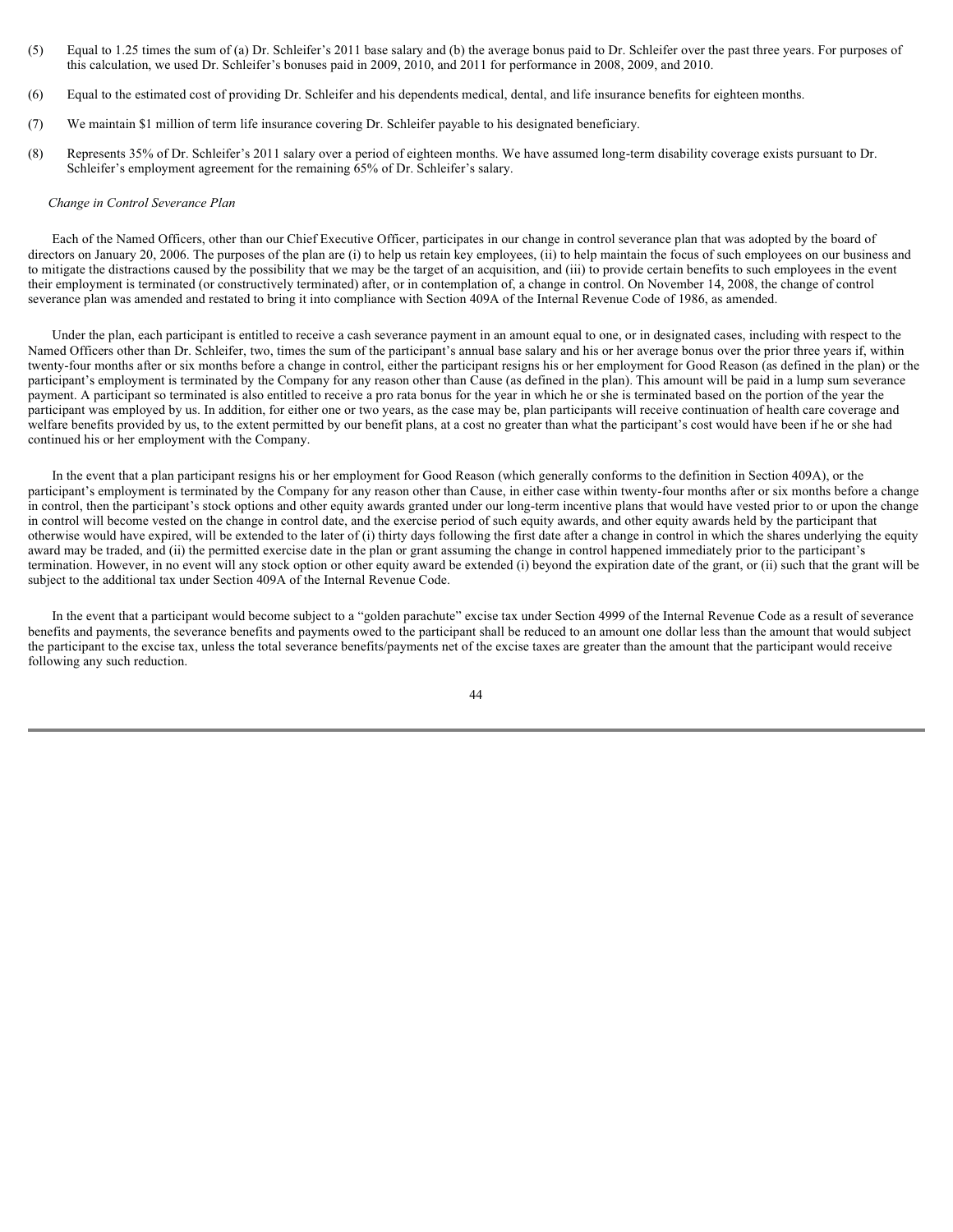(5) Equal to 1.25 times the sum of (a) Dr. Schleifer's 2011 base salary and (b) the average bonus paid to Dr. Schleifer over the past three years. For purposes of this calculation, we used Dr. Schleifer's bonuses paid in 2009, 2010, and 2011 for performance in 2008, 2009, and 2010.

(6) Equal to the estimated cost of providing Dr. Schleifer and his dependents medical, dental, and life insurance benefits for eighteen months.

(7) We maintain $1 million of term life insurance covering Dr. Schleifer payable to his designated beneficiary.

(8) Represents 35% of Dr. Schleifer's 2011 salary over a period of eighteen months. We have assumed long-term disability coverage exists pursuant to Dr. Schleifer's employment agreement for the remaining 65% of Dr. Schleifer's salary.

*Change in Control Severance Plan*

Each of the Named Officers, other than our Chief Executive Officer, participates in our change in control severance plan that was adopted by the board of directors on January 20, 2006. The purposes of the plan are (i) to help us retain key employees, (ii) to help maintain the focus of such employees on our business and to mitigate the distractions caused by the possibility that we may be the target of an acquisition, and (iii) to provide certain benefits to such employees in the event their employment is terminated (or constructively terminated) after, or in contemplation of, a change in control. On November 14, 2008, the change of control severance plan was amended and restated to bring it into compliance with Section 409A of the Internal Revenue Code of 1986, as amended.

Under the plan, each participant is entitled to receive a cash severance payment in an amount equal to one, or in designated cases, including with respect to the Named Officers other than Dr. Schleifer, two, times the sum of the participant's annual base salary and his or her average bonus over the prior three years if, within twenty-four months after or six months before a change in control, either the participant resigns his or her employment for Good Reason (as defined in the plan) or the participant's employment is terminated by the Company for any reason other than Cause (as defined in the plan). This amount will be paid in a lump sum severance payment. A participant so terminated is also entitled to receive a pro rata bonus for the year in which he or she is terminated based on the portion of the year the participant was employed by us. In addition, for either one or two years, as the case may be, plan participants will receive continuation of health care coverage and welfare benefits provided by us, to the extent permitted by our benefit plans, at a cost no greater than what the participant's cost would have been if he or she had continued his or her employment with the Company.

In the event that a plan participant resigns his or her employment for Good Reason (which generally conforms to the definition in Section 409A), or the participant's employment is terminated by the Company for any reason other than Cause, in either case within twenty-four months after or six months before a change in control, then the participant's stock options and other equity awards granted under our long-term incentive plans that would have vested prior to or upon the change in control will become vested on the change in control date, and the exercise period of such equity awards, and other equity awards held by the participant that otherwise would have expired, will be extended to the later of (i) thirty days following the first date after a change in control in which the shares underlying the equity award may be traded, and (ii) the permitted exercise date in the plan or grant assuming the change in control happened immediately prior to the participant's termination. However, in no event will any stock option or other equity award be extended (i) beyond the expiration date of the grant, or (ii) such that the grant will be subject to the additional tax under Section 409A of the Internal Revenue Code.

In the event that a participant would become subject to a "golden parachute" excise tax under Section 4999 of the Internal Revenue Code as a result of severance benefits and payments, the severance benefits and payments owed to the participant shall be reduced to an amount one dollar less than the amount that would subject the participant to the excise tax, unless the total severance benefits/payments net of the excise taxes are greater than the amount that the participant would receive following any such reduction.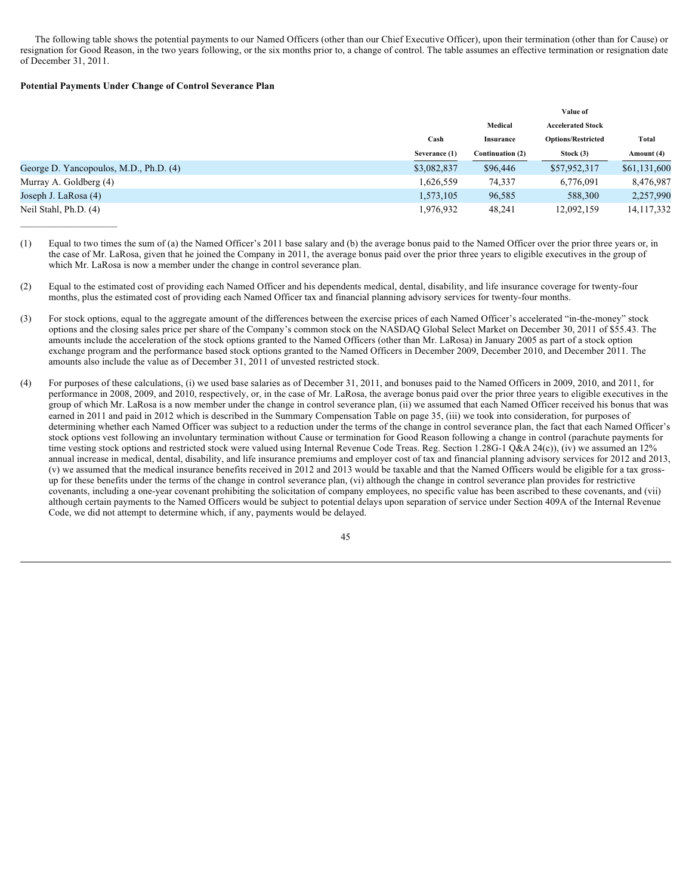The following table shows the potential payments to our Named Officers (other than our Chief Executive Officer), upon their termination (other than for Cause) or resignation for Good Reason, in the two years following, or the six months prior to, a change of control. The table assumes an effective termination or resignation date of December 31, 2011.

**Potential Payments Under Change of Control Severance Plan**

| | Cash Severance (1) | Medical Insurance Continuation (2) | Value of Accelerated Stock Options/Restricted Stock (3) | Total Amount (4) |
|---|---|---|---|---|
| George D. Yancopoulos, M.D., Ph.D. (4) | $3,082,837 | $96,446 | $57,952,317 | $61,131,600 |
| Murray A. Goldberg (4) | 1,626,559 | 74,337 | 6,776,091 | 8,476,987 |
| Joseph J. LaRosa (4) | 1,573,105 | 96,585 | 588,300 | 2,257,990 |
| Neil Stahl, Ph.D. (4) | 1,976,932 | 48,241 | 12,092,159 | 14,117,332 |

(1) Equal to two times the sum of (a) the Named Officer's 2011 base salary and (b) the average bonus paid to the Named Officer over the prior three years or, in the case of Mr. LaRosa, given that he joined the Company in 2011, the average bonus paid over the prior three years to eligible executives in the group of which Mr. LaRosa is now a member under the change in control severance plan.

(2) Equal to the estimated cost of providing each Named Officer and his dependents medical, dental, disability, and life insurance coverage for twenty-four months, plus the estimated cost of providing each Named Officer tax and financial planning advisory services for twenty-four months.

(3) For stock options, equal to the aggregate amount of the differences between the exercise prices of each Named Officer's accelerated "in-the-money" stock options and the closing sales price per share of the Company's common stock on the NASDAQ Global Select Market on December 30, 2011 of $55.43. The amounts include the acceleration of the stock options granted to the Named Officers (other than Mr. LaRosa) in January 2005 as part of a stock option exchange program and the performance based stock options granted to the Named Officers in December 2009, December 2010, and December 2011. The amounts also include the value as of December 31, 2011 of unvested restricted stock.

(4) For purposes of these calculations, (i) we used base salaries as of December 31, 2011, and bonuses paid to the Named Officers in 2009, 2010, and 2011, for performance in 2008, 2009, and 2010, respectively, or, in the case of Mr. LaRosa, the average bonus paid over the prior three years to eligible executives in the group of which Mr. LaRosa is a now member under the change in control severance plan, (ii) we assumed that each Named Officer received his bonus that was earned in 2011 and paid in 2012 which is described in the Summary Compensation Table on page 35, (iii) we took into consideration, for purposes of determining whether each Named Officer was subject to a reduction under the terms of the change in control severance plan, the fact that each Named Officer's stock options vest following an involuntary termination without Cause or termination for Good Reason following a change in control (parachute payments for time vesting stock options and restricted stock were valued using Internal Revenue Code Treas. Reg. Section 1.28G-1 Q&A 24(c)), (iv) we assumed an 12% annual increase in medical, dental, disability, and life insurance premiums and employer cost of tax and financial planning advisory services for 2012 and 2013, (v) we assumed that the medical insurance benefits received in 2012 and 2013 would be taxable and that the Named Officers would be eligible for a tax gross-up for these benefits under the terms of the change in control severance plan, (vi) although the change in control severance plan provides for restrictive covenants, including a one-year covenant prohibiting the solicitation of company employees, no specific value has been ascribed to these covenants, and (vii) although certain payments to the Named Officers would be subject to potential delays upon separation of service under Section 409A of the Internal Revenue Code, we did not attempt to determine which, if any, payments would be delayed.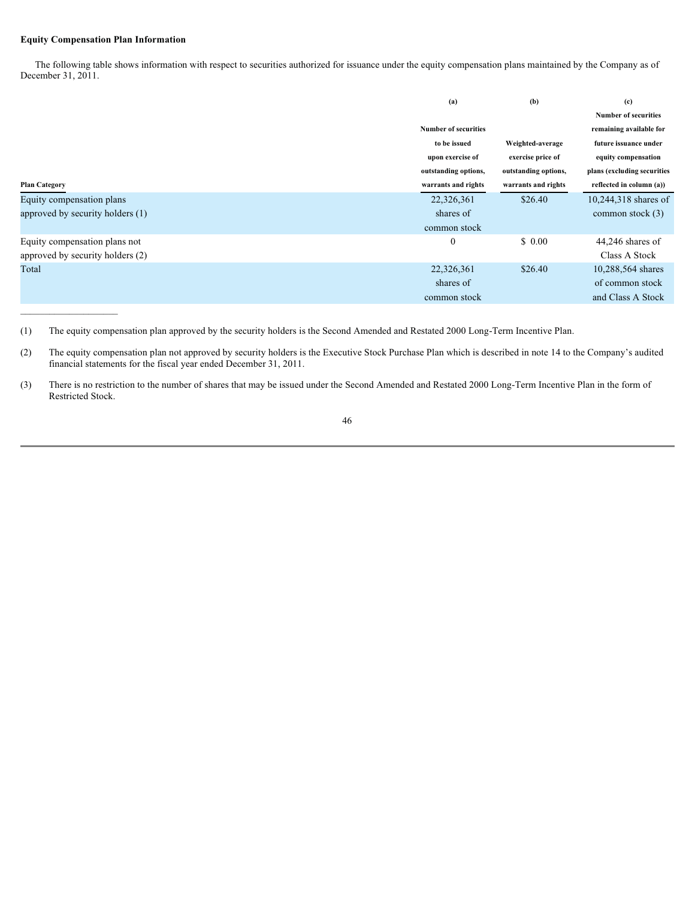**Equity Compensation Plan Information**

The following table shows information with respect to securities authorized for issuance under the equity compensation plans maintained by the Company as of December 31, 2011.

| Plan Category | (a) Number of securities to be issued upon exercise of outstanding options, warrants and rights | (b) Weighted-average exercise price of outstanding options, warrants and rights | (c) Number of securities remaining available for future issuance under equity compensation plans (excluding securities reflected in column (a)) |
|---|---|---|---|
| Equity compensation plans approved by security holders (1) | 22,326,361 shares of common stock | $26.40 | 10,244,318 shares of common stock (3) |
| Equity compensation plans not approved by security holders (2) | 0 | $ 0.00 | 44,246 shares of Class A Stock |
| Total | 22,326,361 shares of common stock | $26.40 | 10,288,564 shares of common stock and Class A Stock |

(1) The equity compensation plan approved by the security holders is the Second Amended and Restated 2000 Long-Term Incentive Plan.

(2) The equity compensation plan not approved by security holders is the Executive Stock Purchase Plan which is described in note 14 to the Company's audited financial statements for the fiscal year ended December 31, 2011.

(3) There is no restriction to the number of shares that may be issued under the Second Amended and Restated 2000 Long-Term Incentive Plan in the form of Restricted Stock.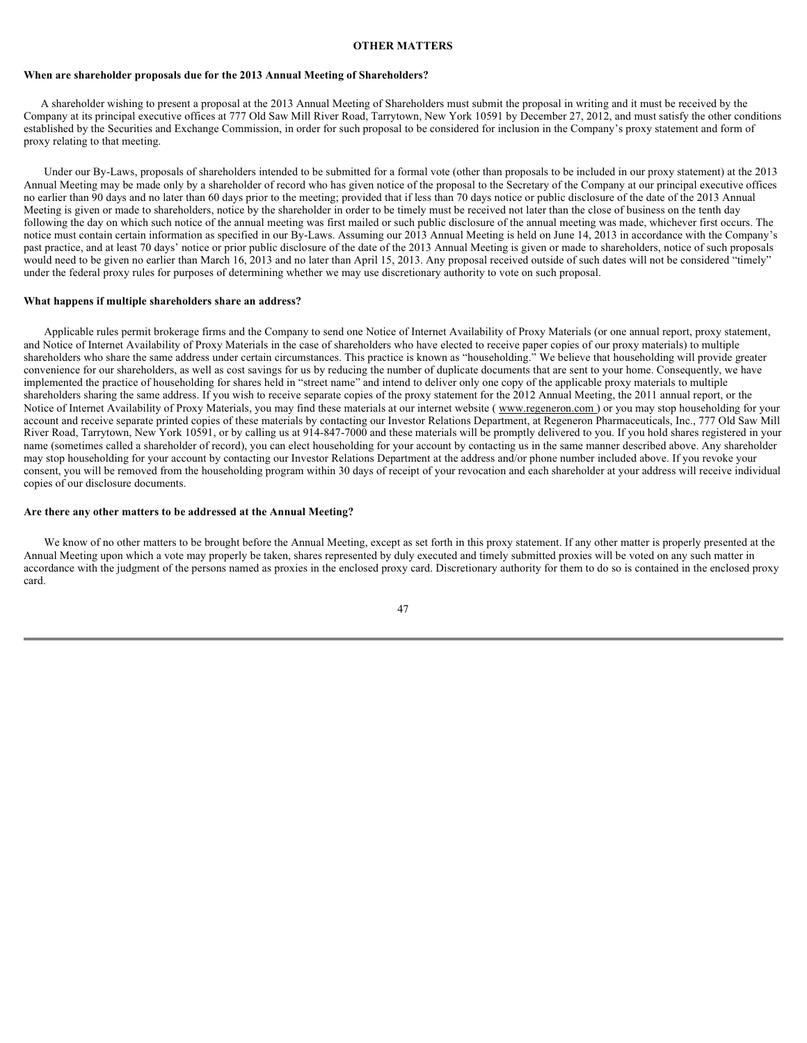## OTHER MATTERS

**When are shareholder proposals due for the 2013 Annual Meeting of Shareholders?**

A shareholder wishing to present a proposal at the 2013 Annual Meeting of Shareholders must submit the proposal in writing and it must be received by the Company at its principal executive offices at 777 Old Saw Mill River Road, Tarrytown, New York 10591 by December 27, 2012, and must satisfy the other conditions established by the Securities and Exchange Commission, in order for such proposal to be considered for inclusion in the Company's proxy statement and form of proxy relating to that meeting.

Under our By-Laws, proposals of shareholders intended to be submitted for a formal vote (other than proposals to be included in our proxy statement) at the 2013 Annual Meeting may be made only by a shareholder of record who has given notice of the proposal to the Secretary of the Company at our principal executive offices no earlier than 90 days and no later than 60 days prior to the meeting; provided that if less than 70 days notice or public disclosure of the date of the 2013 Annual Meeting is given or made to shareholders, notice by the shareholder in order to be timely must be received not later than the close of business on the tenth day following the day on which such notice of the annual meeting was first mailed or such public disclosure of the annual meeting was made, whichever first occurs. The notice must contain certain information as specified in our By-Laws. Assuming our 2013 Annual Meeting is held on June 14, 2013 in accordance with the Company's past practice, and at least 70 days' notice or prior public disclosure of the date of the 2013 Annual Meeting is given or made to shareholders, notice of such proposals would need to be given no earlier than March 16, 2013 and no later than April 15, 2013. Any proposal received outside of such dates will not be considered "timely" under the federal proxy rules for purposes of determining whether we may use discretionary authority to vote on such proposal.

**What happens if multiple shareholders share an address?**

Applicable rules permit brokerage firms and the Company to send one Notice of Internet Availability of Proxy Materials (or one annual report, proxy statement, and Notice of Internet Availability of Proxy Materials in the case of shareholders who have elected to receive paper copies of our proxy materials) to multiple shareholders who share the same address under certain circumstances. This practice is known as "householding." We believe that householding will provide greater convenience for our shareholders, as well as cost savings for us by reducing the number of duplicate documents that are sent to your home. Consequently, we have implemented the practice of householding for shares held in "street name" and intend to deliver only one copy of the applicable proxy materials to multiple shareholders sharing the same address. If you wish to receive separate copies of the proxy statement for the 2012 Annual Meeting, the 2011 annual report, or the Notice of Internet Availability of Proxy Materials, you may find these materials at our internet website ( www.regeneron.com ) or you may stop householding for your account and receive separate printed copies of these materials by contacting our Investor Relations Department, at Regeneron Pharmaceuticals, Inc., 777 Old Saw Mill River Road, Tarrytown, New York 10591, or by calling us at 914-847-7000 and these materials will be promptly delivered to you. If you hold shares registered in your name (sometimes called a shareholder of record), you can elect householding for your account by contacting us in the same manner described above. Any shareholder may stop householding for your account by contacting our Investor Relations Department at the address and/or phone number included above. If you revoke your consent, you will be removed from the householding program within 30 days of receipt of your revocation and each shareholder at your address will receive individual copies of our disclosure documents.

**Are there any other matters to be addressed at the Annual Meeting?**

We know of no other matters to be brought before the Annual Meeting, except as set forth in this proxy statement. If any other matter is properly presented at the Annual Meeting upon which a vote may properly be taken, shares represented by duly executed and timely submitted proxies will be voted on any such matter in accordance with the judgment of the persons named as proxies in the enclosed proxy card. Discretionary authority for them to do so is contained in the enclosed proxy card.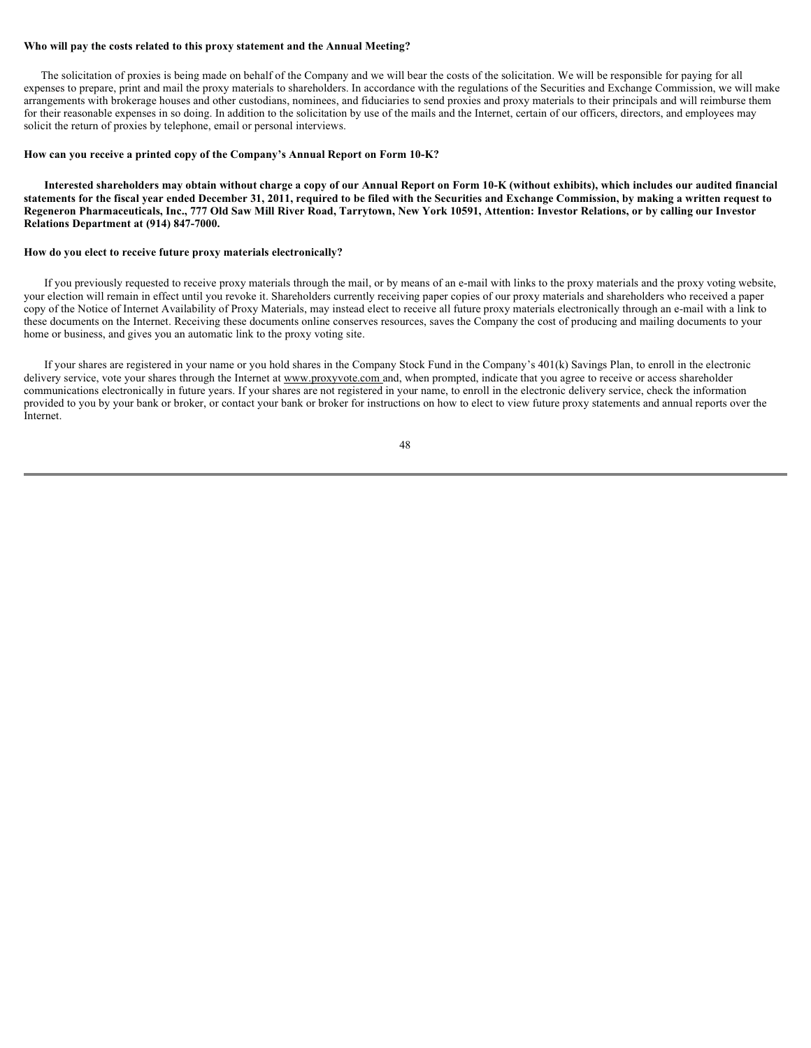**Who will pay the costs related to this proxy statement and the Annual Meeting?**

The solicitation of proxies is being made on behalf of the Company and we will bear the costs of the solicitation. We will be responsible for paying for all expenses to prepare, print and mail the proxy materials to shareholders. In accordance with the regulations of the Securities and Exchange Commission, we will make arrangements with brokerage houses and other custodians, nominees, and fiduciaries to send proxies and proxy materials to their principals and will reimburse them for their reasonable expenses in so doing. In addition to the solicitation by use of the mails and the Internet, certain of our officers, directors, and employees may solicit the return of proxies by telephone, email or personal interviews.

**How can you receive a printed copy of the Company's Annual Report on Form 10-K?**

**Interested shareholders may obtain without charge a copy of our Annual Report on Form 10-K (without exhibits), which includes our audited financial statements for the fiscal year ended December 31, 2011, required to be filed with the Securities and Exchange Commission, by making a written request to Regeneron Pharmaceuticals, Inc., 777 Old Saw Mill River Road, Tarrytown, New York 10591, Attention: Investor Relations, or by calling our Investor Relations Department at (914) 847-7000.**

**How do you elect to receive future proxy materials electronically?**

If you previously requested to receive proxy materials through the mail, or by means of an e-mail with links to the proxy materials and the proxy voting website, your election will remain in effect until you revoke it. Shareholders currently receiving paper copies of our proxy materials and shareholders who received a paper copy of the Notice of Internet Availability of Proxy Materials, may instead elect to receive all future proxy materials electronically through an e-mail with a link to these documents on the Internet. Receiving these documents online conserves resources, saves the Company the cost of producing and mailing documents to your home or business, and gives you an automatic link to the proxy voting site.

If your shares are registered in your name or you hold shares in the Company Stock Fund in the Company's 401(k) Savings Plan, to enroll in the electronic delivery service, vote your shares through the Internet at www.proxyvote.com and, when prompted, indicate that you agree to receive or access shareholder communications electronically in future years. If your shares are not registered in your name, to enroll in the electronic delivery service, check the information provided to you by your bank or broker, or contact your bank or broker for instructions on how to elect to view future proxy statements and annual reports over the Internet.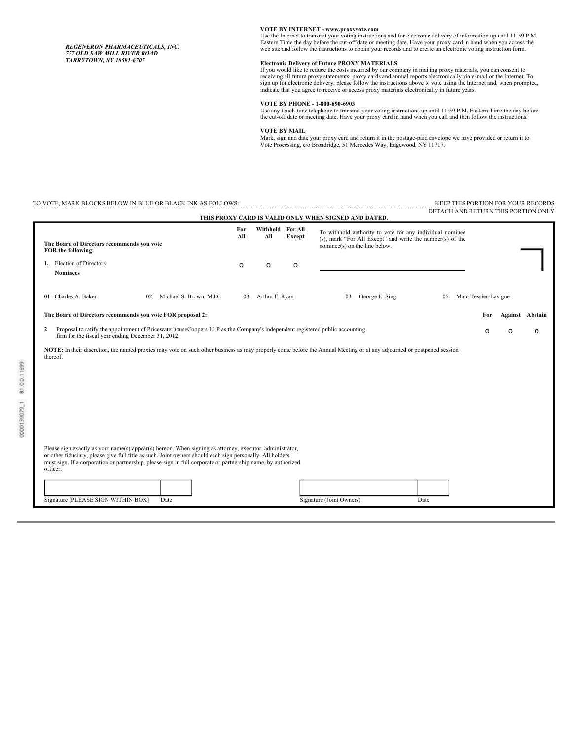*REGENERON PHARMACEUTICALS, INC.*
*777 OLD SAW MILL RIVER ROAD*
*TARRYTOWN, NY 10591-6707*

**VOTE BY INTERNET - www.proxyvote.com**
Use the Internet to transmit your voting instructions and for electronic delivery of information up until 11:59 P.M. Eastern Time the day before the cut-off date or meeting date. Have your proxy card in hand when you access the web site and follow the instructions to obtain your records and to create an electronic voting instruction form.

**Electronic Delivery of Future PROXY MATERIALS**
If you would like to reduce the costs incurred by our company in mailing proxy materials, you can consent to receiving all future proxy statements, proxy cards and annual reports electronically via e-mail or the Internet. To sign up for electronic delivery, please follow the instructions above to vote using the Internet and, when prompted, indicate that you agree to receive or access proxy materials electronically in future years.

**VOTE BY PHONE - 1-800-690-6903**
Use any touch-tone telephone to transmit your voting instructions up until 11:59 P.M. Eastern Time the day before the cut-off date or meeting date. Have your proxy card in hand when you call and then follow the instructions.

**VOTE BY MAIL**
Mark, sign and date your proxy card and return it in the postage-paid envelope we have provided or return it to Vote Processing, c/o Broadridge, 51 Mercedes Way, Edgewood, NY 11717.

TO VOTE, MARK BLOCKS BELOW IN BLUE OR BLACK INK AS FOLLOWS:

KEEP THIS PORTION FOR YOUR RECORDS

DETACH AND RETURN THIS PORTION ONLY

**THIS PROXY CARD IS VALID ONLY WHEN SIGNED AND DATED.**

**The Board of Directors recommends you vote FOR the following:**

| | For All | Withhold All | For All Except |
|---|---|---|---|
| **1.** Election of Directors | o | o | o |

To withhold authority to vote for any individual nominee (s), mark "For All Except" and write the number(s) of the nominee(s) on the line below.

**Nominees**

01 Charles A. Baker   02 Michael S. Brown, M.D.   03 Arthur F. Ryan   04 George L. Sing   05 Marc Tessier-Lavigne

**The Board of Directors recommends you vote FOR proposal 2:**

| | For | Against | Abstain |
|---|---|---|---|
| **2** Proposal to ratify the appointment of PricewaterhouseCoopers LLP as the Company's independent registered public accounting firm for the fiscal year ending December 31, 2012. | o | o | o |

**NOTE:** In their discretion, the named proxies may vote on such other business as may properly come before the Annual Meeting or at any adjourned or postponed session thereof.

Please sign exactly as your name(s) appear(s) hereon. When signing as attorney, executor, administrator, or other fiduciary, please give full title as such. Joint owners should each sign personally. All holders must sign. If a corporation or partnership, please sign in full corporate or partnership name, by authorized officer.

Signature [PLEASE SIGN WITHIN BOX]   Date

Signature (Joint Owners)   Date

0000139079_1   R1.0.0.11699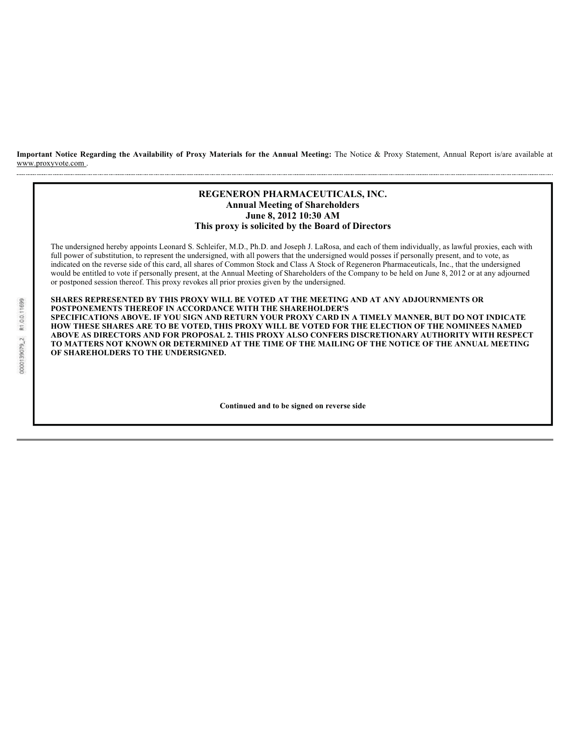**Important Notice Regarding the Availability of Proxy Materials for the Annual Meeting:** The Notice & Proxy Statement, Annual Report is/are available at www.proxyvote.com .

**REGENERON PHARMACEUTICALS, INC.**
**Annual Meeting of Shareholders**
**June 8, 2012 10:30 AM**
**This proxy is solicited by the Board of Directors**

The undersigned hereby appoints Leonard S. Schleifer, M.D., Ph.D. and Joseph J. LaRosa, and each of them individually, as lawful proxies, each with full power of substitution, to represent the undersigned, with all powers that the undersigned would posses if personally present, and to vote, as indicated on the reverse side of this card, all shares of Common Stock and Class A Stock of Regeneron Pharmaceuticals, Inc., that the undersigned would be entitled to vote if personally present, at the Annual Meeting of Shareholders of the Company to be held on June 8, 2012 or at any adjourned or postponed session thereof. This proxy revokes all prior proxies given by the undersigned.

**SHARES REPRESENTED BY THIS PROXY WILL BE VOTED AT THE MEETING AND AT ANY ADJOURNMENTS OR POSTPONEMENTS THEREOF IN ACCORDANCE WITH THE SHAREHOLDER'S SPECIFICATIONS ABOVE. IF YOU SIGN AND RETURN YOUR PROXY CARD IN A TIMELY MANNER, BUT DO NOT INDICATE HOW THESE SHARES ARE TO BE VOTED, THIS PROXY WILL BE VOTED FOR THE ELECTION OF THE NOMINEES NAMED ABOVE AS DIRECTORS AND FOR PROPOSAL 2. THIS PROXY ALSO CONFERS DISCRETIONARY AUTHORITY WITH RESPECT TO MATTERS NOT KNOWN OR DETERMINED AT THE TIME OF THE MAILING OF THE NOTICE OF THE ANNUAL MEETING OF SHAREHOLDERS TO THE UNDERSIGNED.**

**Continued and to be signed on reverse side**

0000139079_2 R1.0.0.11699